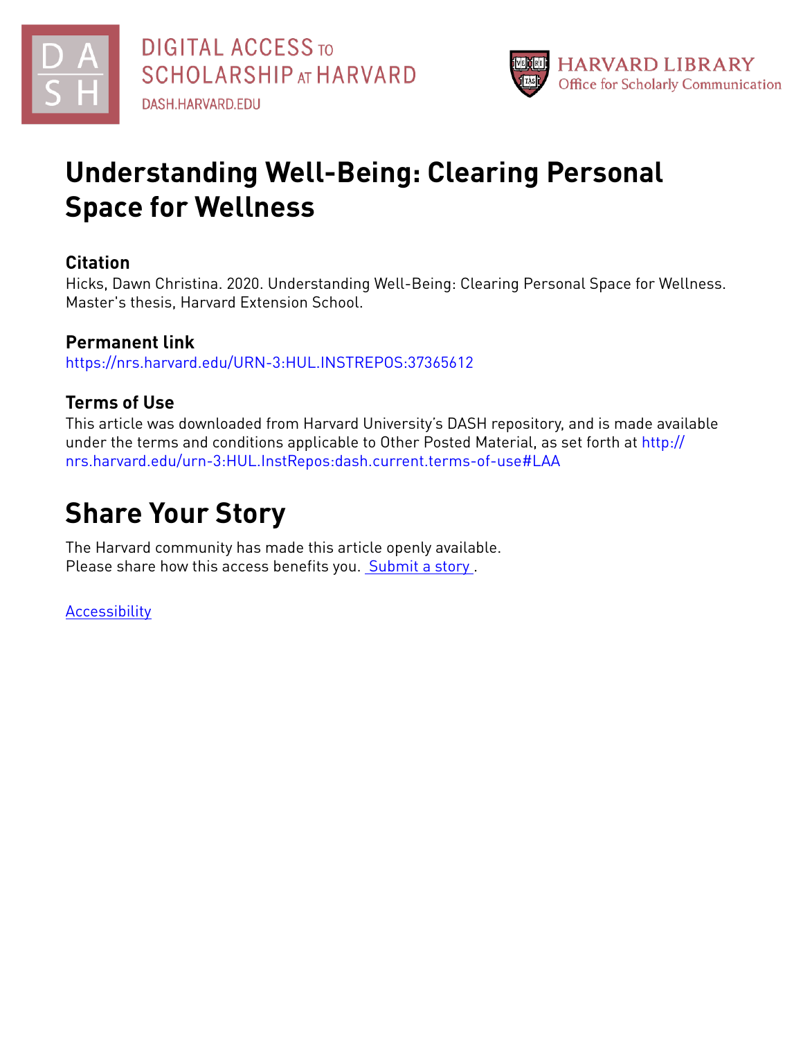DIGITAL ACCESS TO SCHOLARSHIP AT HARVARD
DASH.HARVARD.EDU

HARVARD LIBRARY
Office for Scholarly Communication

# Understanding Well-Being: Clearing Personal Space for Wellness

## Citation

Hicks, Dawn Christina. 2020. Understanding Well-Being: Clearing Personal Space for Wellness. Master's thesis, Harvard Extension School.

## Permanent link

https://nrs.harvard.edu/URN-3:HUL.INSTREPOS:37365612

## Terms of Use

This article was downloaded from Harvard University's DASH repository, and is made available under the terms and conditions applicable to Other Posted Material, as set forth at http://nrs.harvard.edu/urn-3:HUL.InstRepos:dash.current.terms-of-use#LAA

# Share Your Story

The Harvard community has made this article openly available.
Please share how this access benefits you. Submit a story .

Accessibility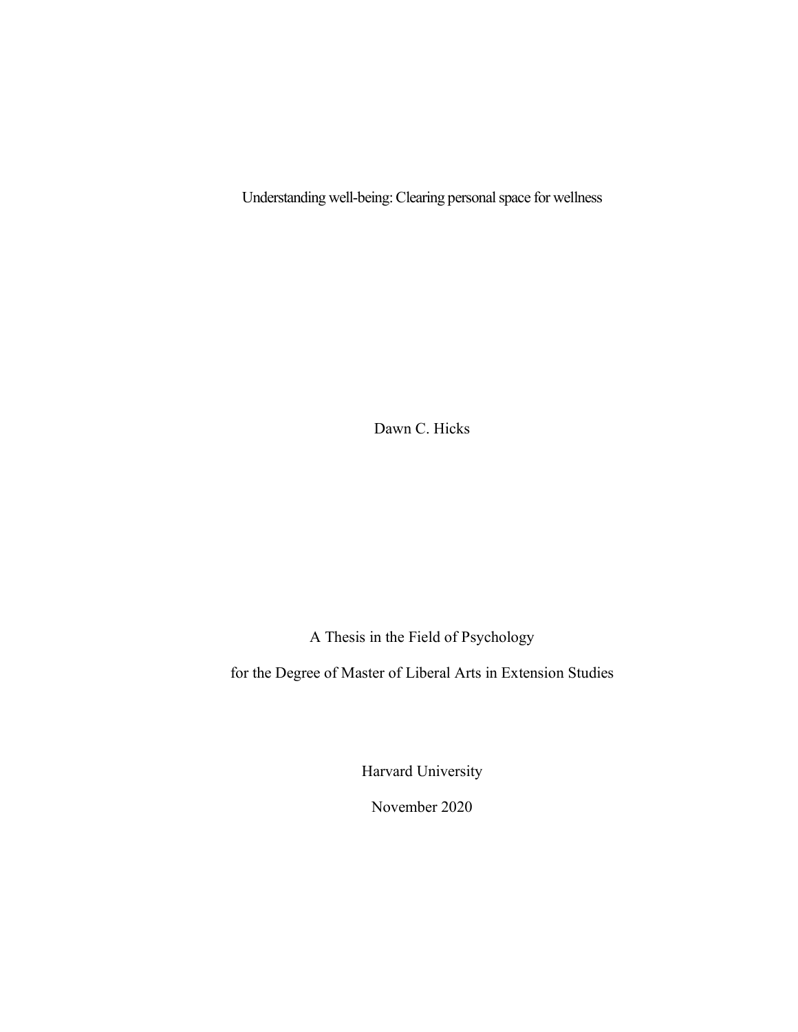# Understanding well-being: Clearing personal space for wellness

Dawn C. Hicks

A Thesis in the Field of Psychology

for the Degree of Master of Liberal Arts in Extension Studies

Harvard University

November 2020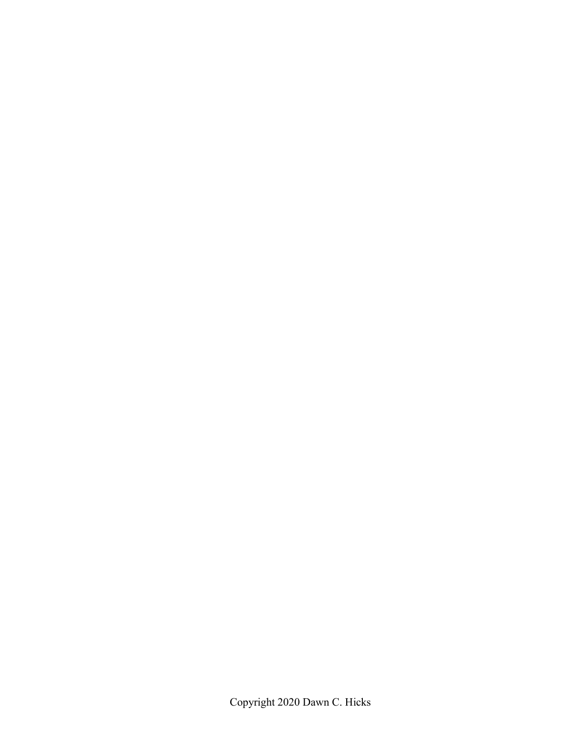Copyright 2020 Dawn C. Hicks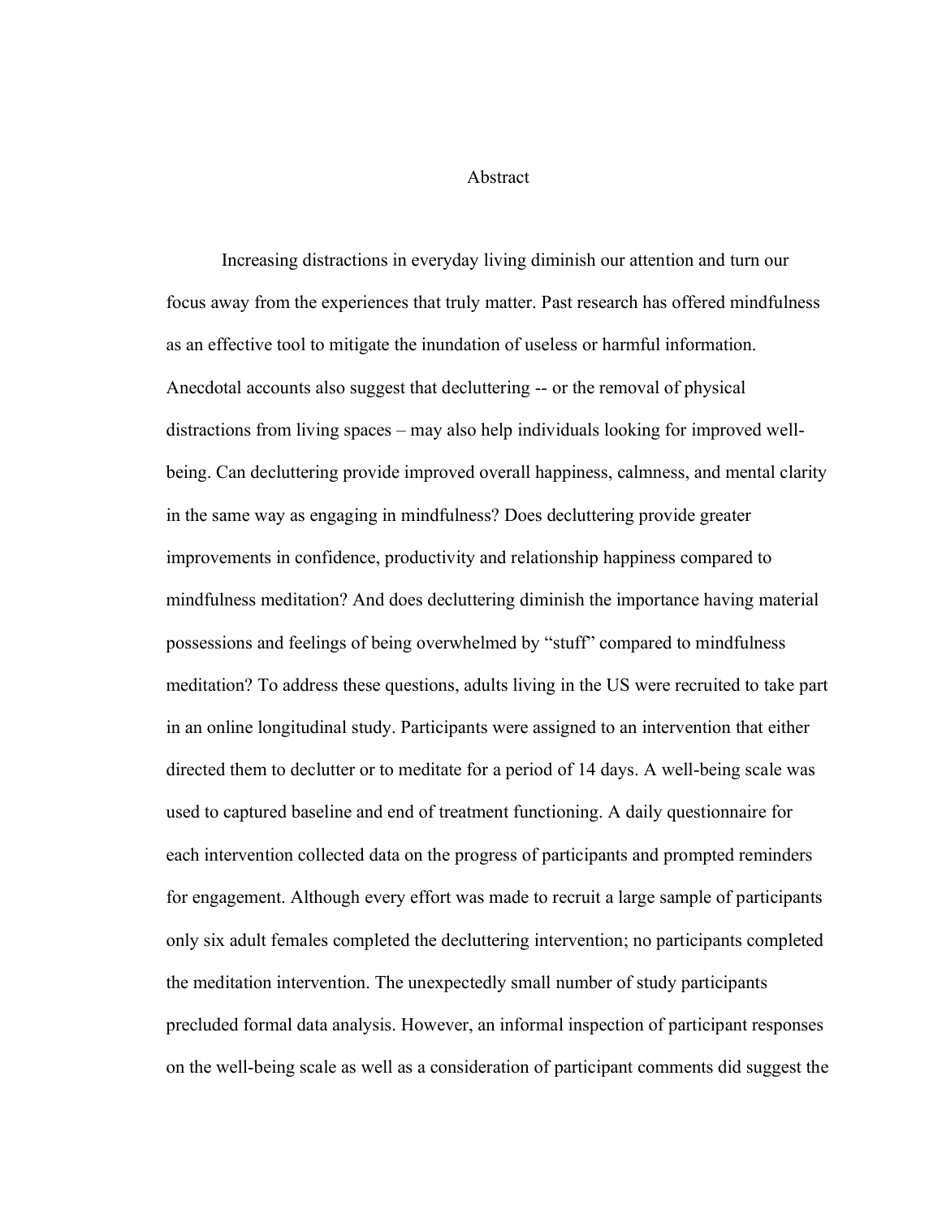# Abstract

Increasing distractions in everyday living diminish our attention and turn our focus away from the experiences that truly matter. Past research has offered mindfulness as an effective tool to mitigate the inundation of useless or harmful information. Anecdotal accounts also suggest that decluttering -- or the removal of physical distractions from living spaces – may also help individuals looking for improved well-being. Can decluttering provide improved overall happiness, calmness, and mental clarity in the same way as engaging in mindfulness? Does decluttering provide greater improvements in confidence, productivity and relationship happiness compared to mindfulness meditation? And does decluttering diminish the importance having material possessions and feelings of being overwhelmed by "stuff" compared to mindfulness meditation? To address these questions, adults living in the US were recruited to take part in an online longitudinal study. Participants were assigned to an intervention that either directed them to declutter or to meditate for a period of 14 days. A well-being scale was used to captured baseline and end of treatment functioning. A daily questionnaire for each intervention collected data on the progress of participants and prompted reminders for engagement. Although every effort was made to recruit a large sample of participants only six adult females completed the decluttering intervention; no participants completed the meditation intervention. The unexpectedly small number of study participants precluded formal data analysis. However, an informal inspection of participant responses on the well-being scale as well as a consideration of participant comments did suggest the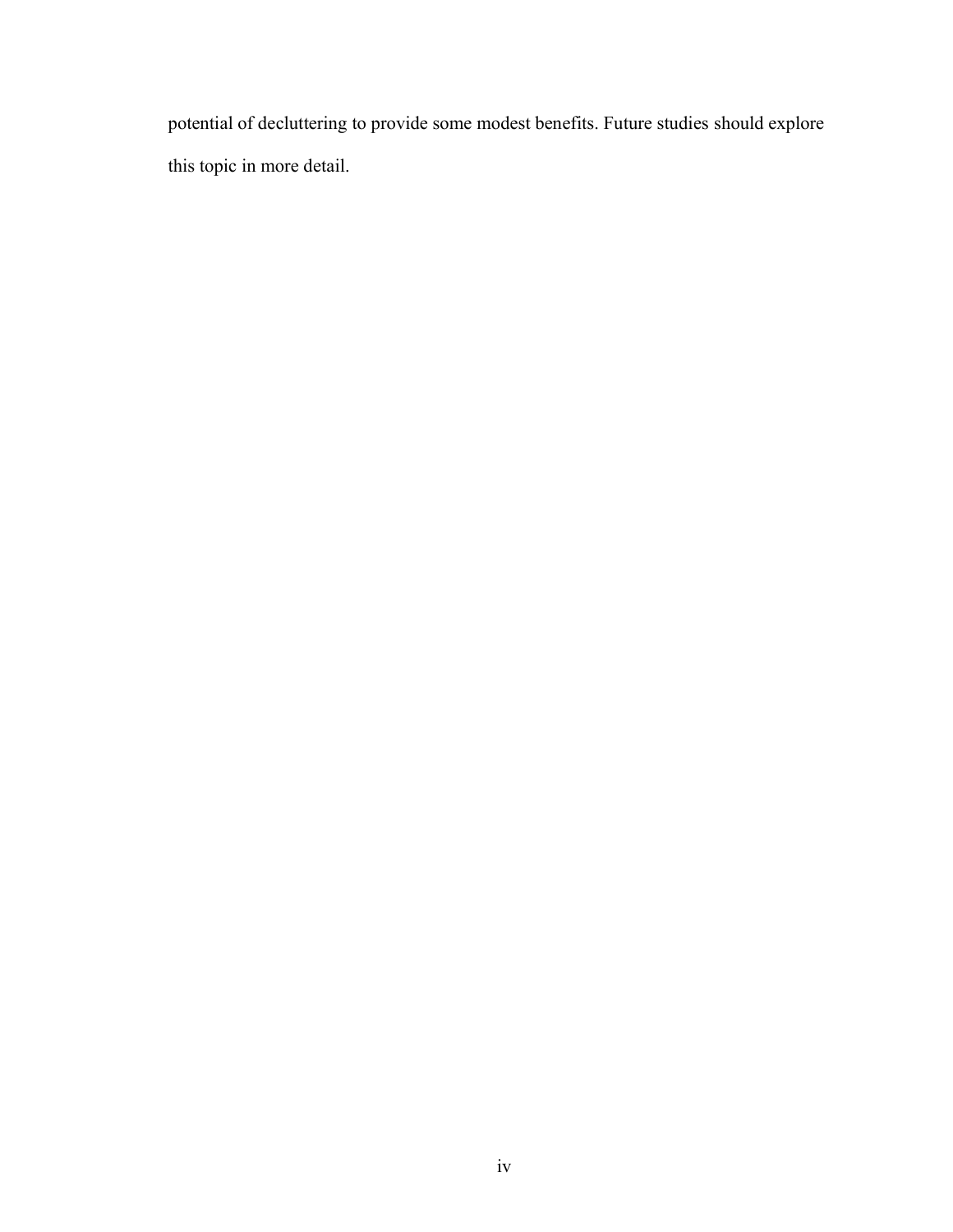potential of decluttering to provide some modest benefits. Future studies should explore this topic in more detail.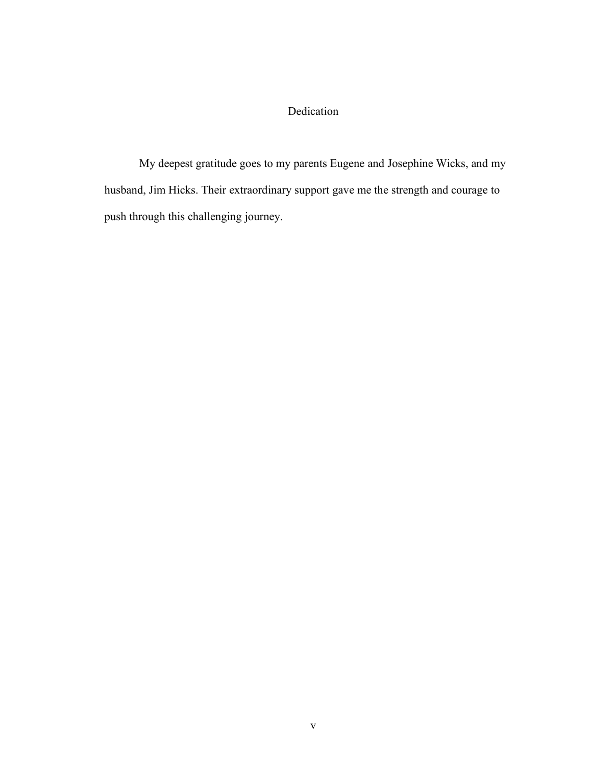# Dedication

My deepest gratitude goes to my parents Eugene and Josephine Wicks, and my husband, Jim Hicks. Their extraordinary support gave me the strength and courage to push through this challenging journey.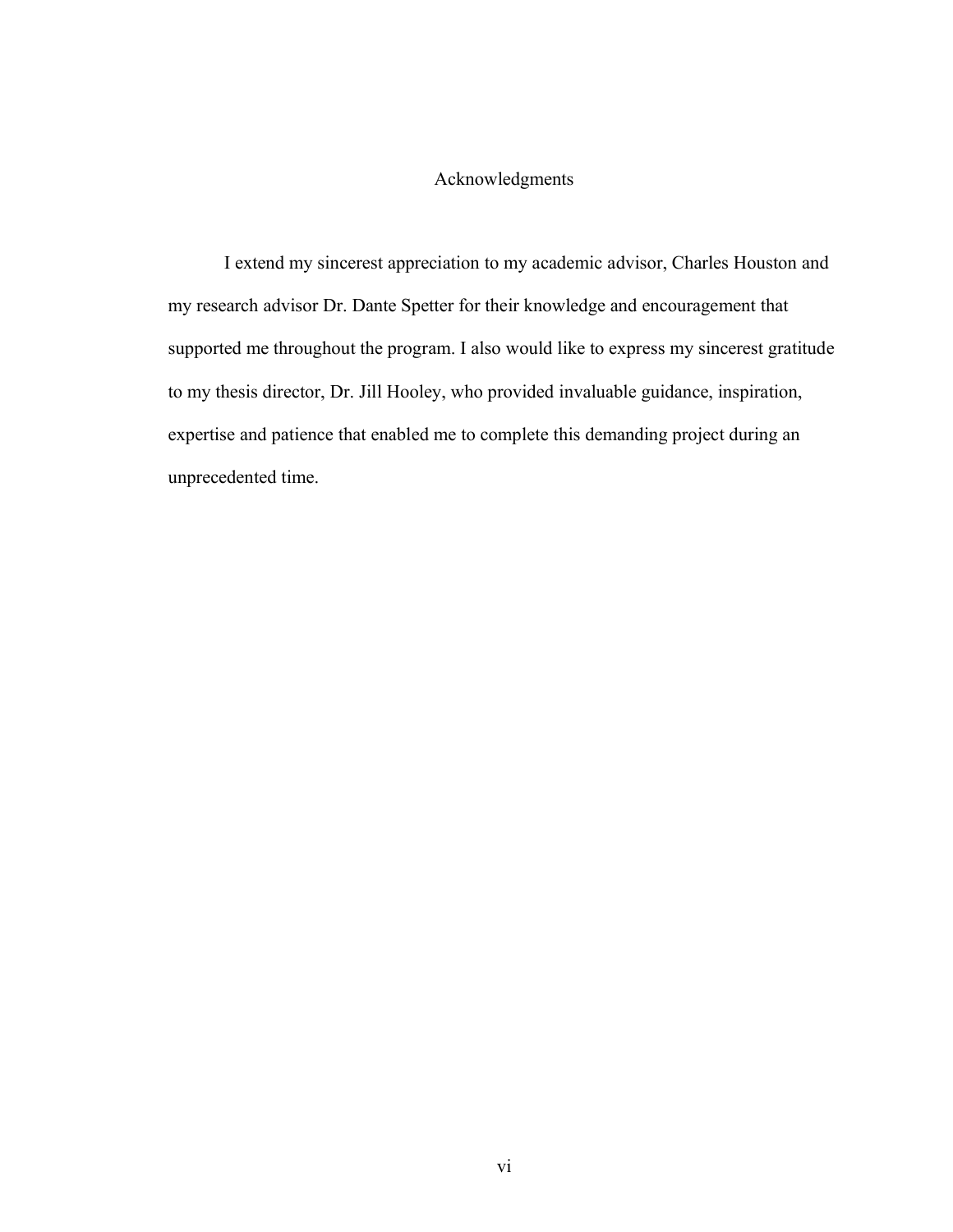# Acknowledgments

I extend my sincerest appreciation to my academic advisor, Charles Houston and my research advisor Dr. Dante Spetter for their knowledge and encouragement that supported me throughout the program. I also would like to express my sincerest gratitude to my thesis director, Dr. Jill Hooley, who provided invaluable guidance, inspiration, expertise and patience that enabled me to complete this demanding project during an unprecedented time.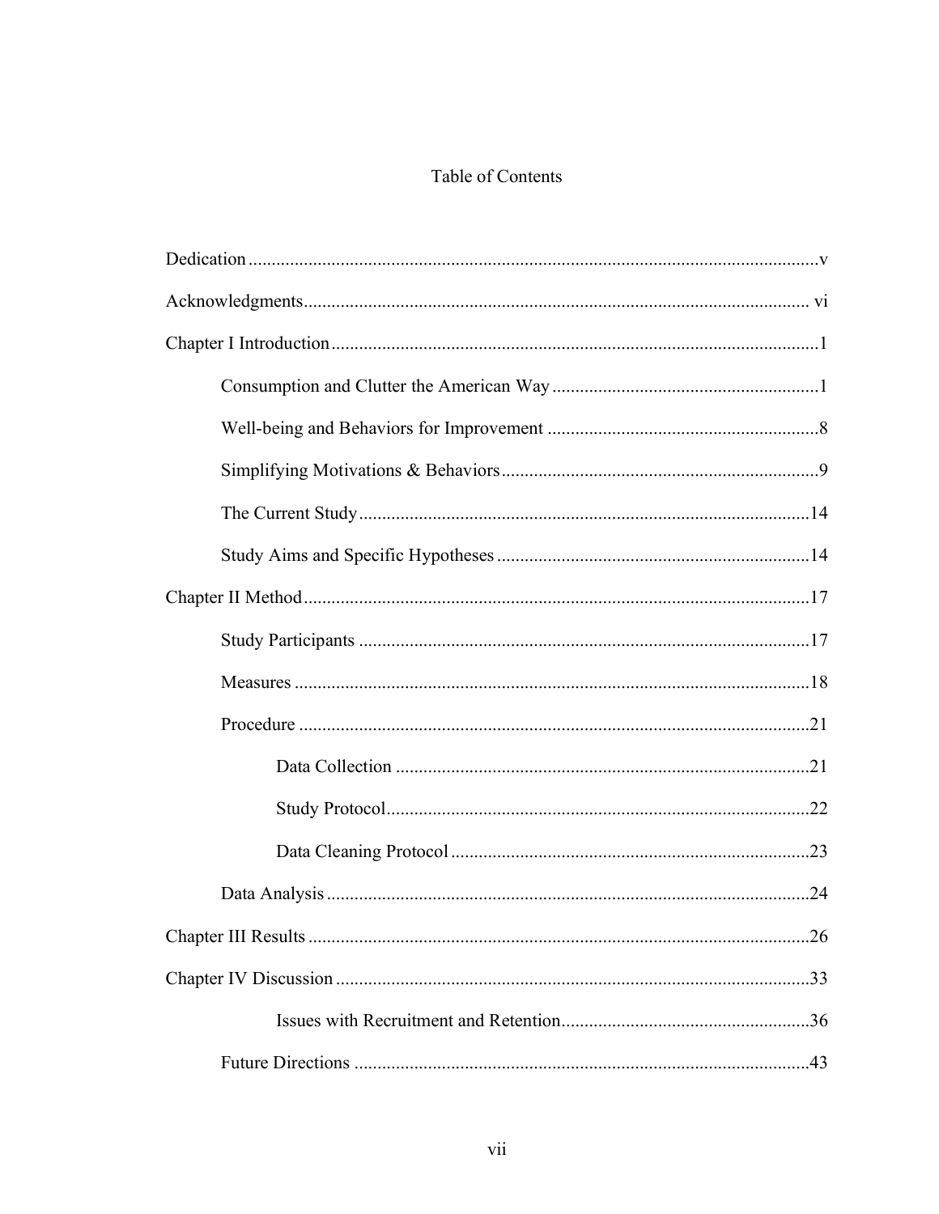# Table of Contents

Dedication ....................................................................................................................v

Acknowledgments ....................................................................................................... vi

Chapter I Introduction ...................................................................................................1

Consumption and Clutter the American Way ...............................................................1

Well-being and Behaviors for Improvement ................................................................8

Simplifying Motivations & Behaviors .........................................................................9

The Current Study ......................................................................................................14

Study Aims and Specific Hypotheses ........................................................................14

Chapter II Method .......................................................................................................17

Study Participants .......................................................................................................17

Measures .....................................................................................................................18

Procedure ....................................................................................................................21

Data Collection ...........................................................................................................21

Study Protocol .............................................................................................................22

Data Cleaning Protocol ...............................................................................................23

Data Analysis ..............................................................................................................24

Chapter III Results ......................................................................................................26

Chapter IV Discussion .................................................................................................33

Issues with Recruitment and Retention .......................................................................36

Future Directions .........................................................................................................43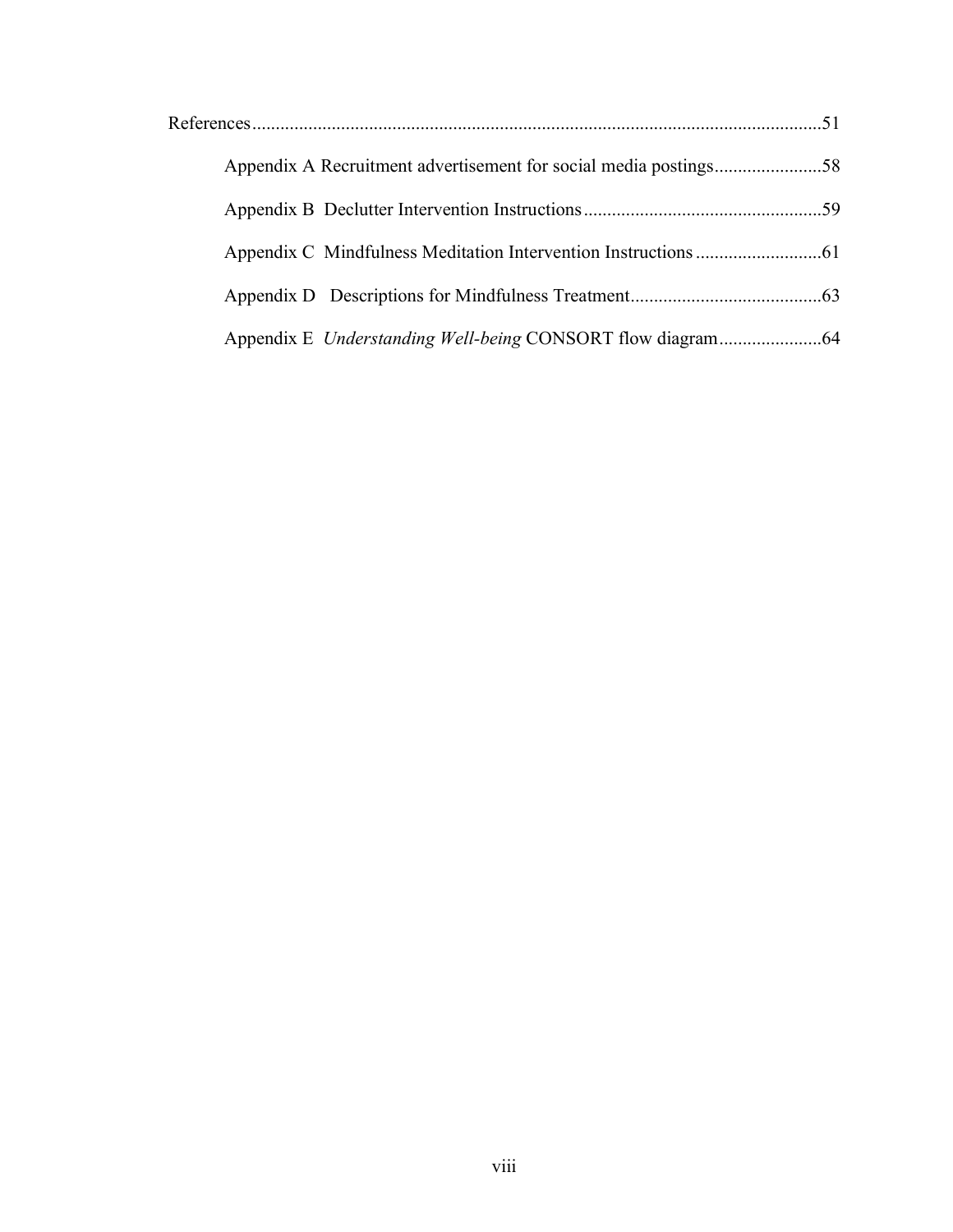References......................................................................................................................51

Appendix A Recruitment advertisement for social media postings......................58

Appendix B Declutter Intervention Instructions..................................................59

Appendix C Mindfulness Meditation Intervention Instructions...........................61

Appendix D Descriptions for Mindfulness Treatment........................................63

Appendix E *Understanding Well-being* CONSORT flow diagram.....................64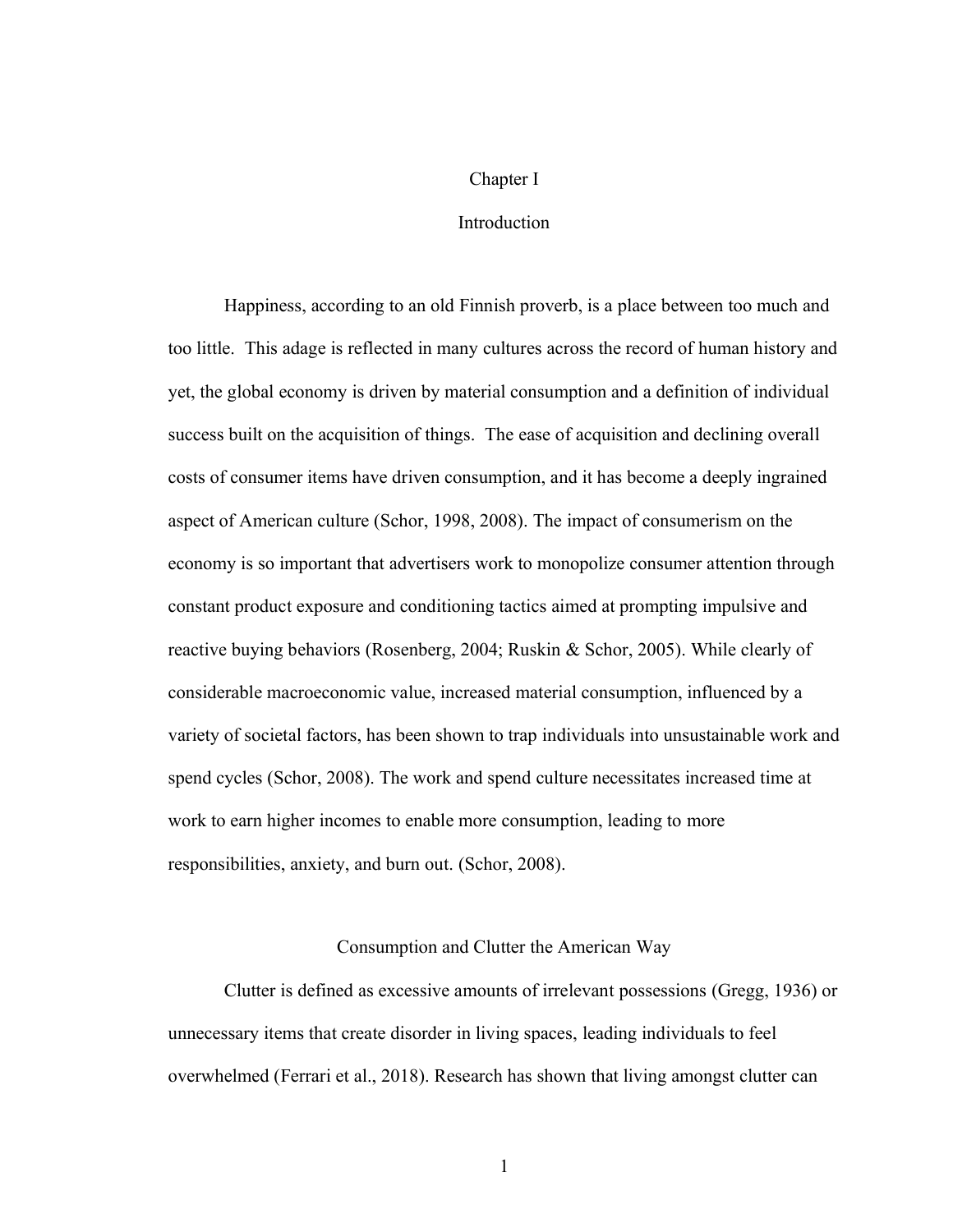# Chapter I

# Introduction

Happiness, according to an old Finnish proverb, is a place between too much and too little. This adage is reflected in many cultures across the record of human history and yet, the global economy is driven by material consumption and a definition of individual success built on the acquisition of things. The ease of acquisition and declining overall costs of consumer items have driven consumption, and it has become a deeply ingrained aspect of American culture (Schor, 1998, 2008). The impact of consumerism on the economy is so important that advertisers work to monopolize consumer attention through constant product exposure and conditioning tactics aimed at prompting impulsive and reactive buying behaviors (Rosenberg, 2004; Ruskin & Schor, 2005). While clearly of considerable macroeconomic value, increased material consumption, influenced by a variety of societal factors, has been shown to trap individuals into unsustainable work and spend cycles (Schor, 2008). The work and spend culture necessitates increased time at work to earn higher incomes to enable more consumption, leading to more responsibilities, anxiety, and burn out. (Schor, 2008).

## Consumption and Clutter the American Way

Clutter is defined as excessive amounts of irrelevant possessions (Gregg, 1936) or unnecessary items that create disorder in living spaces, leading individuals to feel overwhelmed (Ferrari et al., 2018). Research has shown that living amongst clutter can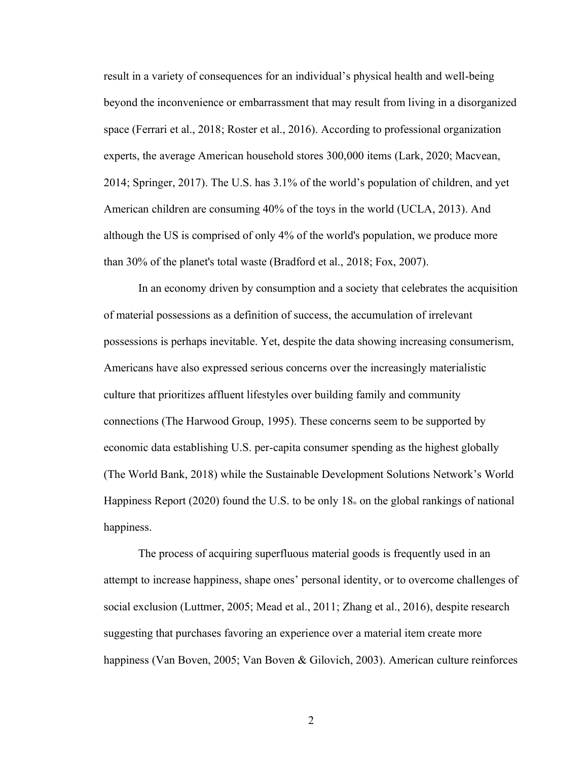result in a variety of consequences for an individual's physical health and well-being beyond the inconvenience or embarrassment that may result from living in a disorganized space (Ferrari et al., 2018; Roster et al., 2016). According to professional organization experts, the average American household stores 300,000 items (Lark, 2020; Macvean, 2014; Springer, 2017). The U.S. has 3.1% of the world's population of children, and yet American children are consuming 40% of the toys in the world (UCLA, 2013). And although the US is comprised of only 4% of the world's population, we produce more than 30% of the planet's total waste (Bradford et al., 2018; Fox, 2007).

In an economy driven by consumption and a society that celebrates the acquisition of material possessions as a definition of success, the accumulation of irrelevant possessions is perhaps inevitable. Yet, despite the data showing increasing consumerism, Americans have also expressed serious concerns over the increasingly materialistic culture that prioritizes affluent lifestyles over building family and community connections (The Harwood Group, 1995). These concerns seem to be supported by economic data establishing U.S. per-capita consumer spending as the highest globally (The World Bank, 2018) while the Sustainable Development Solutions Network's World Happiness Report (2020) found the U.S. to be only 18th on the global rankings of national happiness.

The process of acquiring superfluous material goods is frequently used in an attempt to increase happiness, shape ones' personal identity, or to overcome challenges of social exclusion (Luttmer, 2005; Mead et al., 2011; Zhang et al., 2016), despite research suggesting that purchases favoring an experience over a material item create more happiness (Van Boven, 2005; Van Boven & Gilovich, 2003). American culture reinforces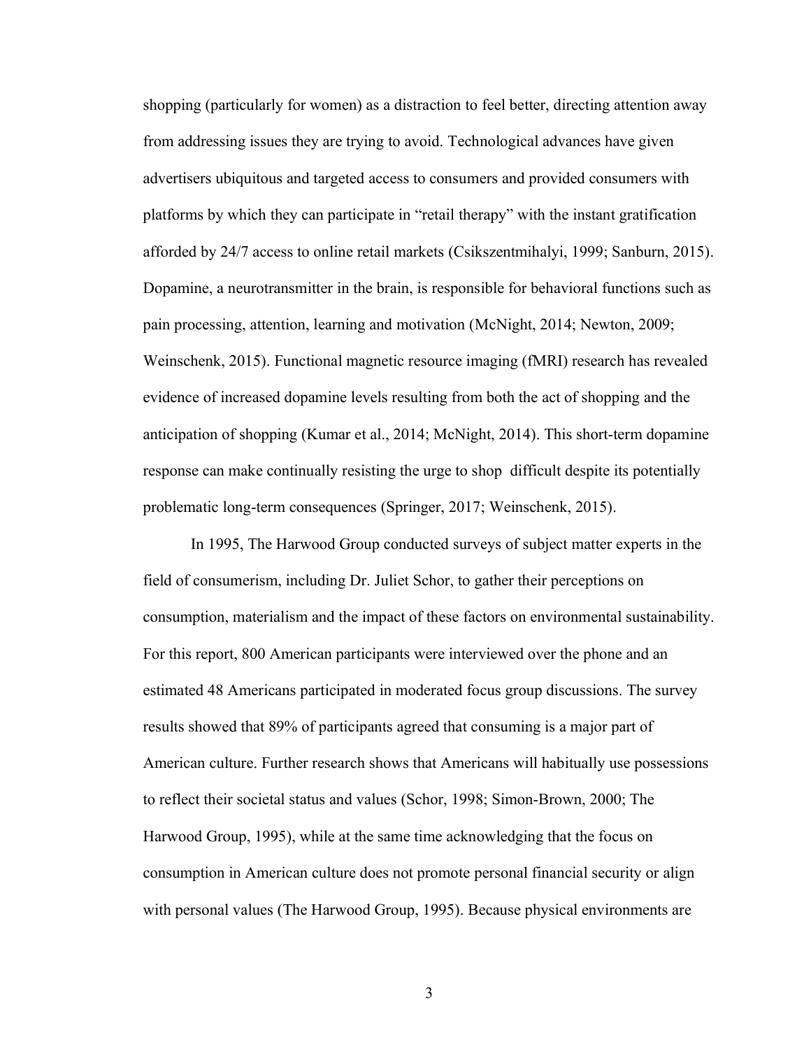shopping (particularly for women) as a distraction to feel better, directing attention away from addressing issues they are trying to avoid. Technological advances have given advertisers ubiquitous and targeted access to consumers and provided consumers with platforms by which they can participate in "retail therapy" with the instant gratification afforded by 24/7 access to online retail markets (Csikszentmihalyi, 1999; Sanburn, 2015). Dopamine, a neurotransmitter in the brain, is responsible for behavioral functions such as pain processing, attention, learning and motivation (McNight, 2014; Newton, 2009; Weinschenk, 2015). Functional magnetic resource imaging (fMRI) research has revealed evidence of increased dopamine levels resulting from both the act of shopping and the anticipation of shopping (Kumar et al., 2014; McNight, 2014). This short-term dopamine response can make continually resisting the urge to shop  difficult despite its potentially problematic long-term consequences (Springer, 2017; Weinschenk, 2015).

In 1995, The Harwood Group conducted surveys of subject matter experts in the field of consumerism, including Dr. Juliet Schor, to gather their perceptions on consumption, materialism and the impact of these factors on environmental sustainability. For this report, 800 American participants were interviewed over the phone and an estimated 48 Americans participated in moderated focus group discussions. The survey results showed that 89% of participants agreed that consuming is a major part of American culture. Further research shows that Americans will habitually use possessions to reflect their societal status and values (Schor, 1998; Simon-Brown, 2000; The Harwood Group, 1995), while at the same time acknowledging that the focus on consumption in American culture does not promote personal financial security or align with personal values (The Harwood Group, 1995). Because physical environments are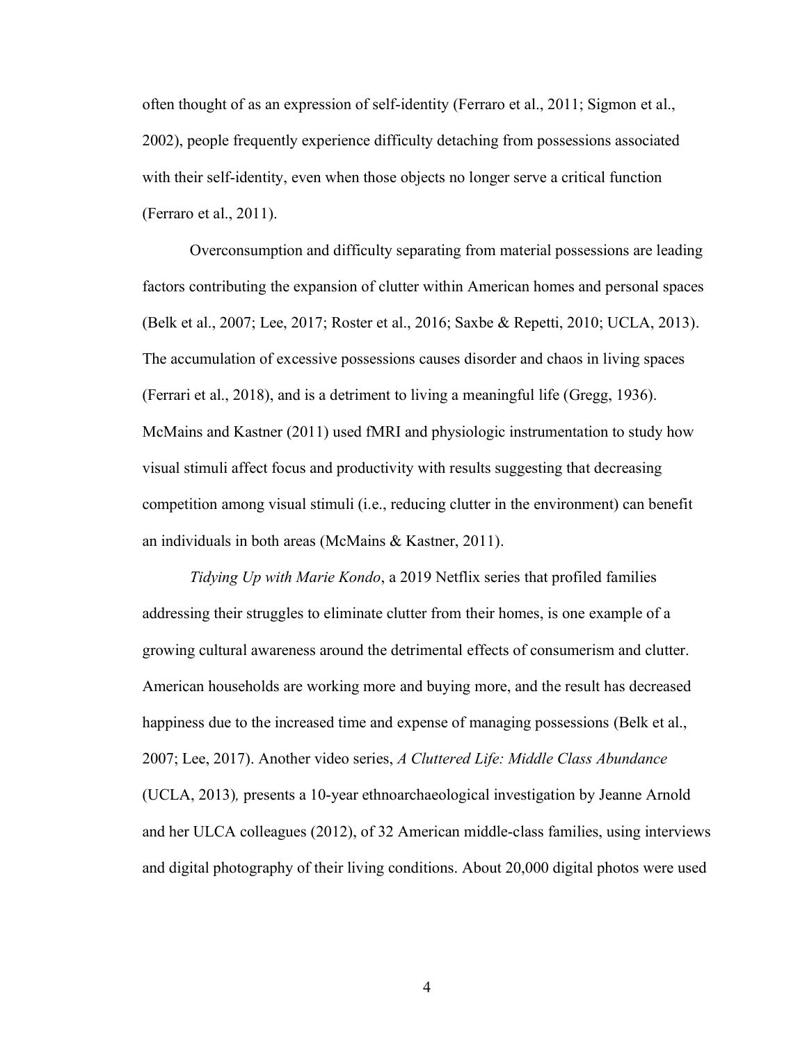often thought of as an expression of self-identity (Ferraro et al., 2011; Sigmon et al., 2002), people frequently experience difficulty detaching from possessions associated with their self-identity, even when those objects no longer serve a critical function (Ferraro et al., 2011).

Overconsumption and difficulty separating from material possessions are leading factors contributing the expansion of clutter within American homes and personal spaces (Belk et al., 2007; Lee, 2017; Roster et al., 2016; Saxbe & Repetti, 2010; UCLA, 2013). The accumulation of excessive possessions causes disorder and chaos in living spaces (Ferrari et al., 2018), and is a detriment to living a meaningful life (Gregg, 1936). McMains and Kastner (2011) used fMRI and physiologic instrumentation to study how visual stimuli affect focus and productivity with results suggesting that decreasing competition among visual stimuli (i.e., reducing clutter in the environment) can benefit an individuals in both areas (McMains & Kastner, 2011).

*Tidying Up with Marie Kondo*, a 2019 Netflix series that profiled families addressing their struggles to eliminate clutter from their homes, is one example of a growing cultural awareness around the detrimental effects of consumerism and clutter. American households are working more and buying more, and the result has decreased happiness due to the increased time and expense of managing possessions (Belk et al., 2007; Lee, 2017). Another video series, *A Cluttered Life: Middle Class Abundance* (UCLA, 2013)*,* presents a 10-year ethnoarchaeological investigation by Jeanne Arnold and her ULCA colleagues (2012), of 32 American middle-class families, using interviews and digital photography of their living conditions. About 20,000 digital photos were used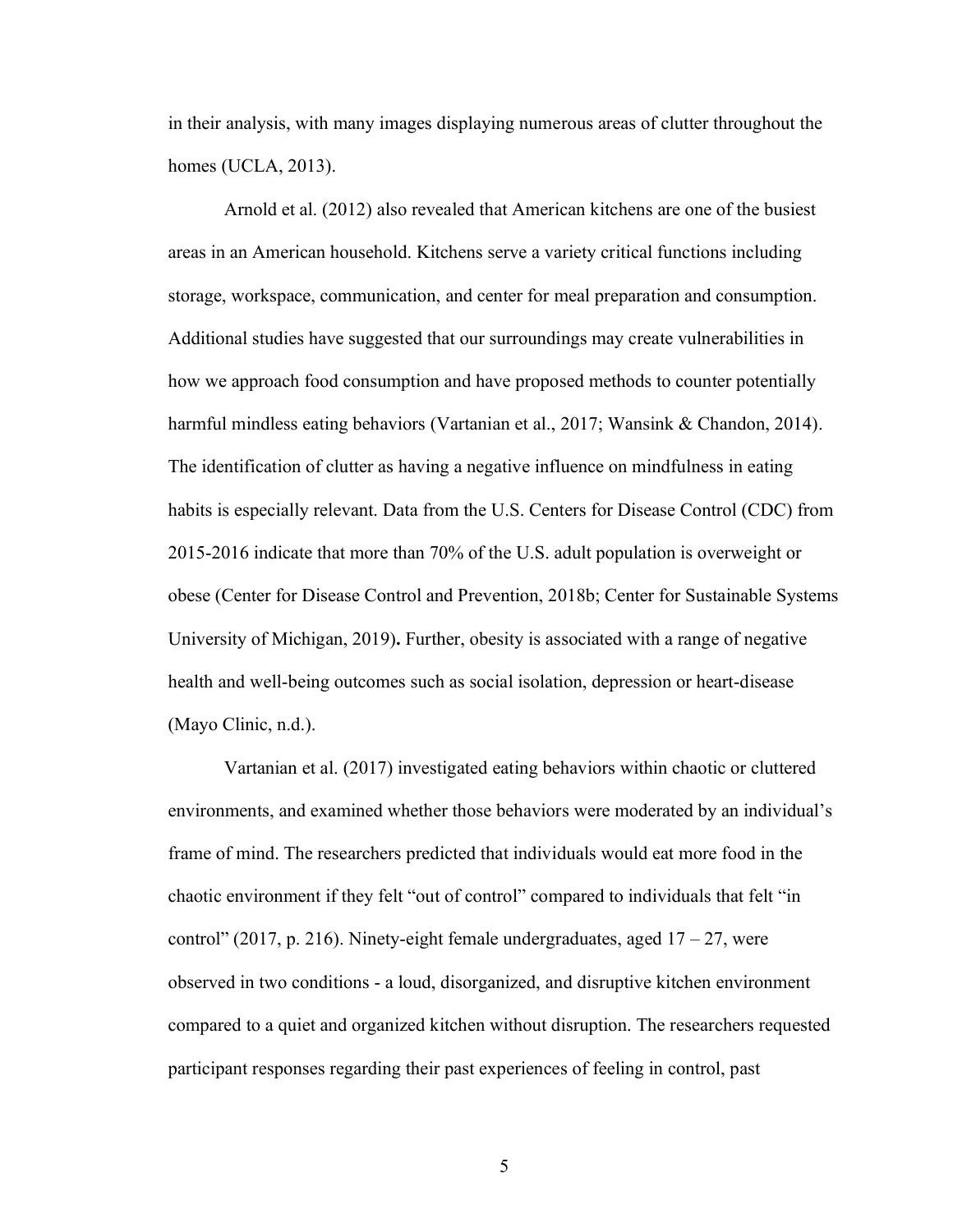in their analysis, with many images displaying numerous areas of clutter throughout the homes (UCLA, 2013).

Arnold et al. (2012) also revealed that American kitchens are one of the busiest areas in an American household. Kitchens serve a variety critical functions including storage, workspace, communication, and center for meal preparation and consumption. Additional studies have suggested that our surroundings may create vulnerabilities in how we approach food consumption and have proposed methods to counter potentially harmful mindless eating behaviors (Vartanian et al., 2017; Wansink & Chandon, 2014). The identification of clutter as having a negative influence on mindfulness in eating habits is especially relevant. Data from the U.S. Centers for Disease Control (CDC) from 2015-2016 indicate that more than 70% of the U.S. adult population is overweight or obese (Center for Disease Control and Prevention, 2018b; Center for Sustainable Systems University of Michigan, 2019). Further, obesity is associated with a range of negative health and well-being outcomes such as social isolation, depression or heart-disease (Mayo Clinic, n.d.).

Vartanian et al. (2017) investigated eating behaviors within chaotic or cluttered environments, and examined whether those behaviors were moderated by an individual's frame of mind. The researchers predicted that individuals would eat more food in the chaotic environment if they felt "out of control" compared to individuals that felt "in control" (2017, p. 216). Ninety-eight female undergraduates, aged 17 – 27, were observed in two conditions - a loud, disorganized, and disruptive kitchen environment compared to a quiet and organized kitchen without disruption. The researchers requested participant responses regarding their past experiences of feeling in control, past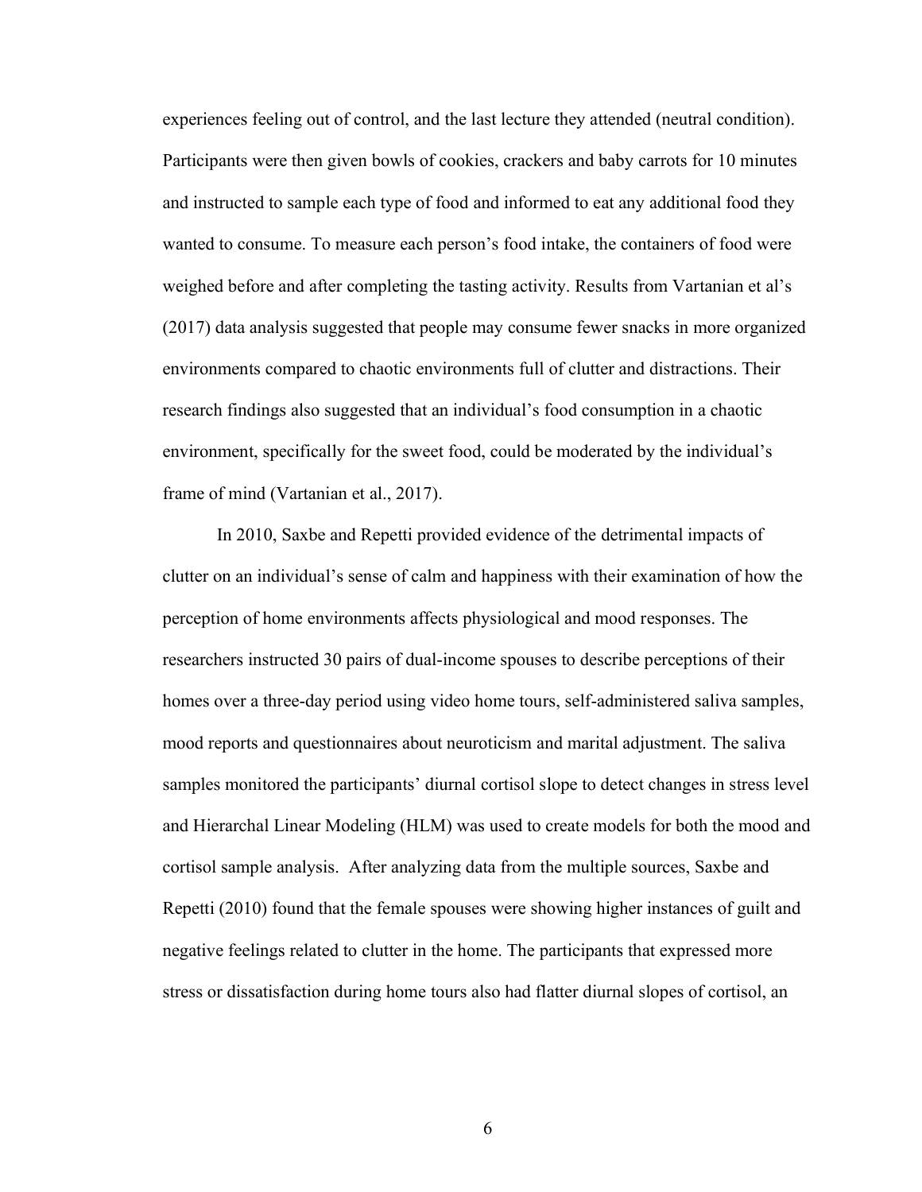experiences feeling out of control, and the last lecture they attended (neutral condition). Participants were then given bowls of cookies, crackers and baby carrots for 10 minutes and instructed to sample each type of food and informed to eat any additional food they wanted to consume. To measure each person's food intake, the containers of food were weighed before and after completing the tasting activity. Results from Vartanian et al's (2017) data analysis suggested that people may consume fewer snacks in more organized environments compared to chaotic environments full of clutter and distractions. Their research findings also suggested that an individual's food consumption in a chaotic environment, specifically for the sweet food, could be moderated by the individual's frame of mind (Vartanian et al., 2017).

In 2010, Saxbe and Repetti provided evidence of the detrimental impacts of clutter on an individual's sense of calm and happiness with their examination of how the perception of home environments affects physiological and mood responses. The researchers instructed 30 pairs of dual-income spouses to describe perceptions of their homes over a three-day period using video home tours, self-administered saliva samples, mood reports and questionnaires about neuroticism and marital adjustment. The saliva samples monitored the participants' diurnal cortisol slope to detect changes in stress level and Hierarchal Linear Modeling (HLM) was used to create models for both the mood and cortisol sample analysis. After analyzing data from the multiple sources, Saxbe and Repetti (2010) found that the female spouses were showing higher instances of guilt and negative feelings related to clutter in the home. The participants that expressed more stress or dissatisfaction during home tours also had flatter diurnal slopes of cortisol, an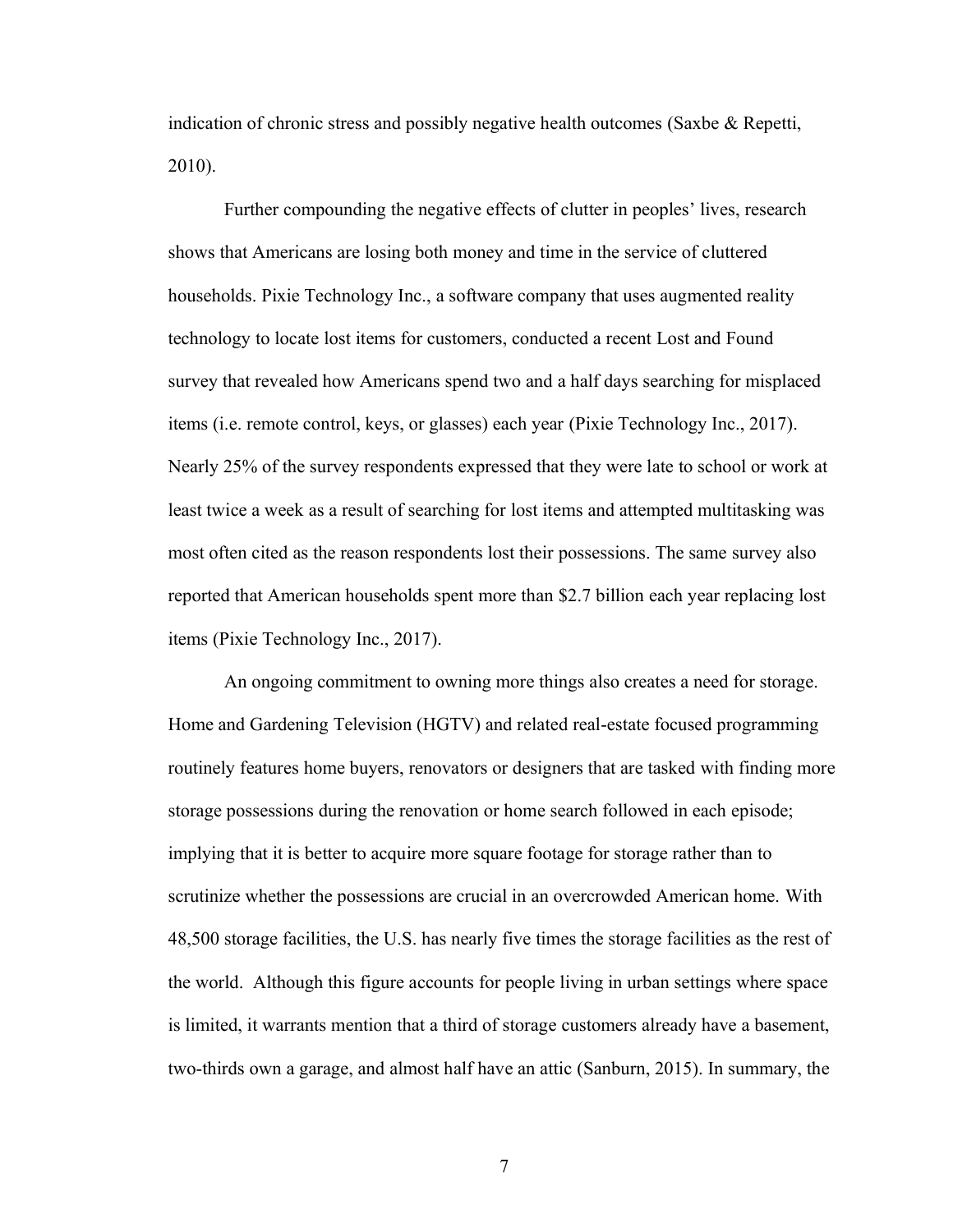indication of chronic stress and possibly negative health outcomes (Saxbe & Repetti, 2010).

Further compounding the negative effects of clutter in peoples' lives, research shows that Americans are losing both money and time in the service of cluttered households. Pixie Technology Inc., a software company that uses augmented reality technology to locate lost items for customers, conducted a recent Lost and Found survey that revealed how Americans spend two and a half days searching for misplaced items (i.e. remote control, keys, or glasses) each year (Pixie Technology Inc., 2017). Nearly 25% of the survey respondents expressed that they were late to school or work at least twice a week as a result of searching for lost items and attempted multitasking was most often cited as the reason respondents lost their possessions. The same survey also reported that American households spent more than $2.7 billion each year replacing lost items (Pixie Technology Inc., 2017).

An ongoing commitment to owning more things also creates a need for storage. Home and Gardening Television (HGTV) and related real-estate focused programming routinely features home buyers, renovators or designers that are tasked with finding more storage possessions during the renovation or home search followed in each episode; implying that it is better to acquire more square footage for storage rather than to scrutinize whether the possessions are crucial in an overcrowded American home. With 48,500 storage facilities, the U.S. has nearly five times the storage facilities as the rest of the world. Although this figure accounts for people living in urban settings where space is limited, it warrants mention that a third of storage customers already have a basement, two-thirds own a garage, and almost half have an attic (Sanburn, 2015). In summary, the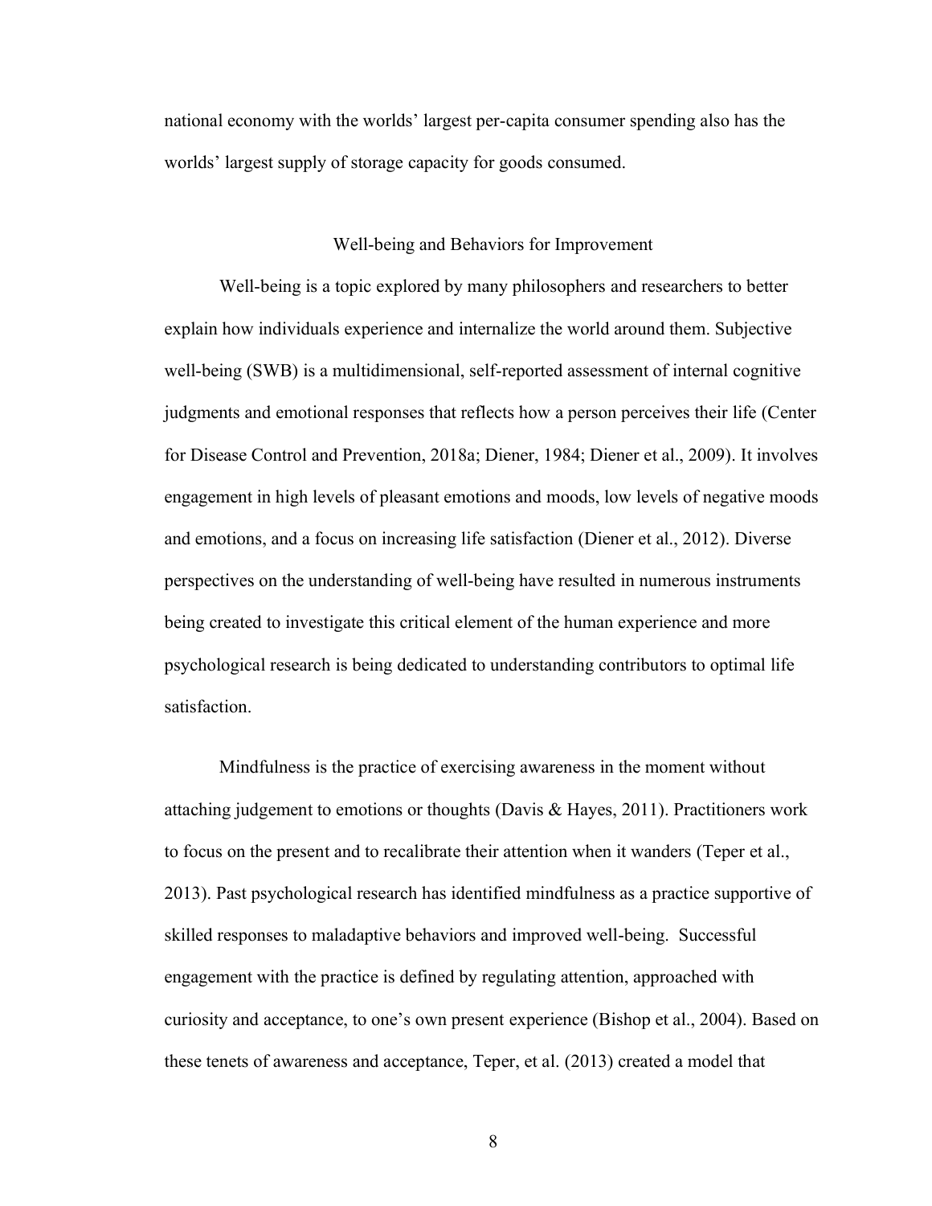national economy with the worlds' largest per-capita consumer spending also has the worlds' largest supply of storage capacity for goods consumed.

## Well-being and Behaviors for Improvement

Well-being is a topic explored by many philosophers and researchers to better explain how individuals experience and internalize the world around them. Subjective well-being (SWB) is a multidimensional, self-reported assessment of internal cognitive judgments and emotional responses that reflects how a person perceives their life (Center for Disease Control and Prevention, 2018a; Diener, 1984; Diener et al., 2009). It involves engagement in high levels of pleasant emotions and moods, low levels of negative moods and emotions, and a focus on increasing life satisfaction (Diener et al., 2012). Diverse perspectives on the understanding of well-being have resulted in numerous instruments being created to investigate this critical element of the human experience and more psychological research is being dedicated to understanding contributors to optimal life satisfaction.

Mindfulness is the practice of exercising awareness in the moment without attaching judgement to emotions or thoughts (Davis & Hayes, 2011). Practitioners work to focus on the present and to recalibrate their attention when it wanders (Teper et al., 2013). Past psychological research has identified mindfulness as a practice supportive of skilled responses to maladaptive behaviors and improved well-being. Successful engagement with the practice is defined by regulating attention, approached with curiosity and acceptance, to one's own present experience (Bishop et al., 2004). Based on these tenets of awareness and acceptance, Teper, et al. (2013) created a model that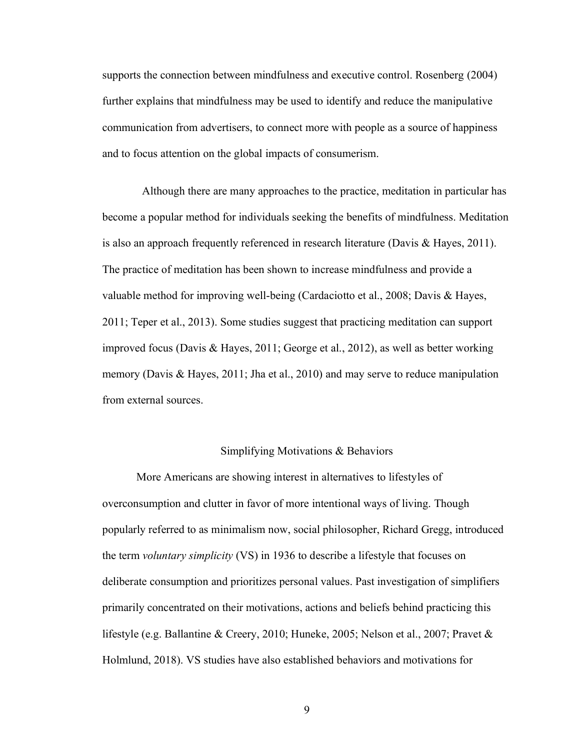supports the connection between mindfulness and executive control. Rosenberg (2004) further explains that mindfulness may be used to identify and reduce the manipulative communication from advertisers, to connect more with people as a source of happiness and to focus attention on the global impacts of consumerism.

Although there are many approaches to the practice, meditation in particular has become a popular method for individuals seeking the benefits of mindfulness. Meditation is also an approach frequently referenced in research literature (Davis & Hayes, 2011). The practice of meditation has been shown to increase mindfulness and provide a valuable method for improving well-being (Cardaciotto et al., 2008; Davis & Hayes, 2011; Teper et al., 2013). Some studies suggest that practicing meditation can support improved focus (Davis & Hayes, 2011; George et al., 2012), as well as better working memory (Davis & Hayes, 2011; Jha et al., 2010) and may serve to reduce manipulation from external sources.

## Simplifying Motivations & Behaviors

More Americans are showing interest in alternatives to lifestyles of overconsumption and clutter in favor of more intentional ways of living. Though popularly referred to as minimalism now, social philosopher, Richard Gregg, introduced the term *voluntary simplicity* (VS) in 1936 to describe a lifestyle that focuses on deliberate consumption and prioritizes personal values. Past investigation of simplifiers primarily concentrated on their motivations, actions and beliefs behind practicing this lifestyle (e.g. Ballantine & Creery, 2010; Huneke, 2005; Nelson et al., 2007; Pravet & Holmlund, 2018). VS studies have also established behaviors and motivations for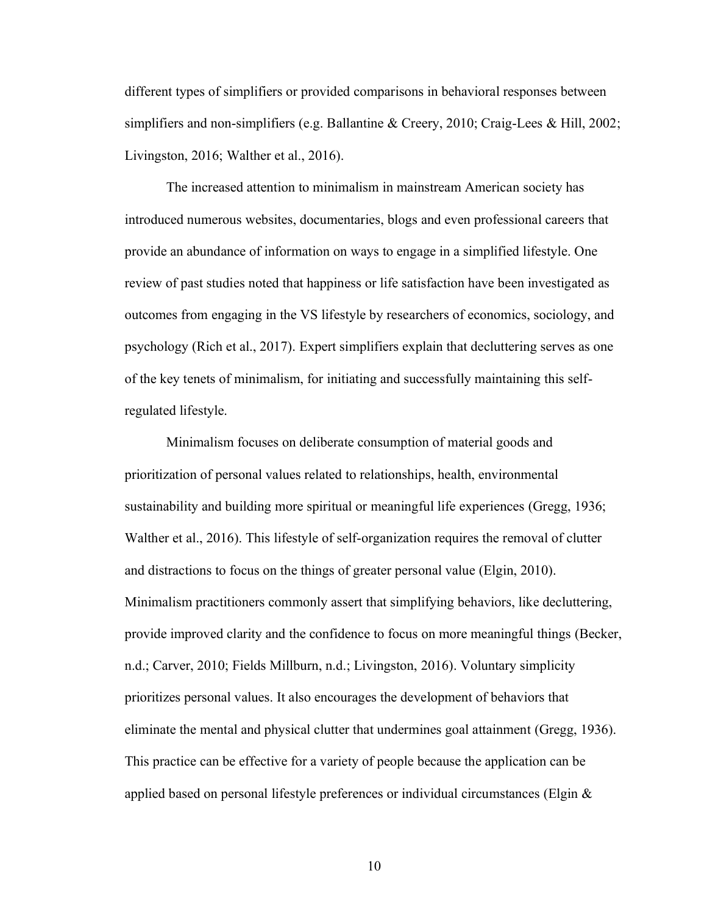different types of simplifiers or provided comparisons in behavioral responses between simplifiers and non-simplifiers (e.g. Ballantine & Creery, 2010; Craig-Lees & Hill, 2002; Livingston, 2016; Walther et al., 2016).

The increased attention to minimalism in mainstream American society has introduced numerous websites, documentaries, blogs and even professional careers that provide an abundance of information on ways to engage in a simplified lifestyle. One review of past studies noted that happiness or life satisfaction have been investigated as outcomes from engaging in the VS lifestyle by researchers of economics, sociology, and psychology (Rich et al., 2017). Expert simplifiers explain that decluttering serves as one of the key tenets of minimalism, for initiating and successfully maintaining this self-regulated lifestyle.

Minimalism focuses on deliberate consumption of material goods and prioritization of personal values related to relationships, health, environmental sustainability and building more spiritual or meaningful life experiences (Gregg, 1936; Walther et al., 2016). This lifestyle of self-organization requires the removal of clutter and distractions to focus on the things of greater personal value (Elgin, 2010). Minimalism practitioners commonly assert that simplifying behaviors, like decluttering, provide improved clarity and the confidence to focus on more meaningful things (Becker, n.d.; Carver, 2010; Fields Millburn, n.d.; Livingston, 2016). Voluntary simplicity prioritizes personal values. It also encourages the development of behaviors that eliminate the mental and physical clutter that undermines goal attainment (Gregg, 1936). This practice can be effective for a variety of people because the application can be applied based on personal lifestyle preferences or individual circumstances (Elgin &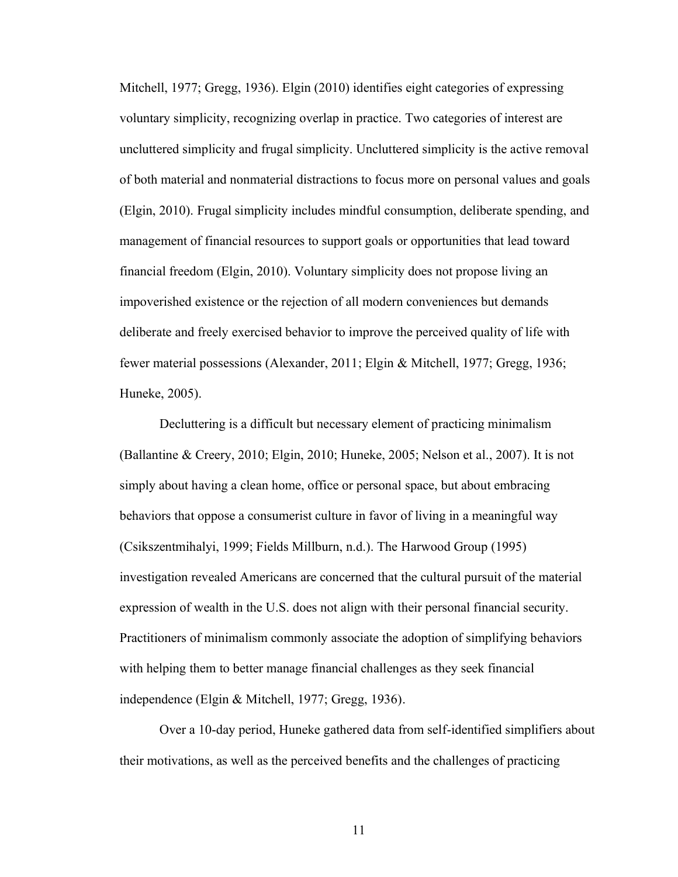Mitchell, 1977; Gregg, 1936). Elgin (2010) identifies eight categories of expressing voluntary simplicity, recognizing overlap in practice. Two categories of interest are uncluttered simplicity and frugal simplicity. Uncluttered simplicity is the active removal of both material and nonmaterial distractions to focus more on personal values and goals (Elgin, 2010). Frugal simplicity includes mindful consumption, deliberate spending, and management of financial resources to support goals or opportunities that lead toward financial freedom (Elgin, 2010). Voluntary simplicity does not propose living an impoverished existence or the rejection of all modern conveniences but demands deliberate and freely exercised behavior to improve the perceived quality of life with fewer material possessions (Alexander, 2011; Elgin & Mitchell, 1977; Gregg, 1936; Huneke, 2005).

Decluttering is a difficult but necessary element of practicing minimalism (Ballantine & Creery, 2010; Elgin, 2010; Huneke, 2005; Nelson et al., 2007). It is not simply about having a clean home, office or personal space, but about embracing behaviors that oppose a consumerist culture in favor of living in a meaningful way (Csikszentmihalyi, 1999; Fields Millburn, n.d.). The Harwood Group (1995) investigation revealed Americans are concerned that the cultural pursuit of the material expression of wealth in the U.S. does not align with their personal financial security. Practitioners of minimalism commonly associate the adoption of simplifying behaviors with helping them to better manage financial challenges as they seek financial independence (Elgin & Mitchell, 1977; Gregg, 1936).

Over a 10-day period, Huneke gathered data from self-identified simplifiers about their motivations, as well as the perceived benefits and the challenges of practicing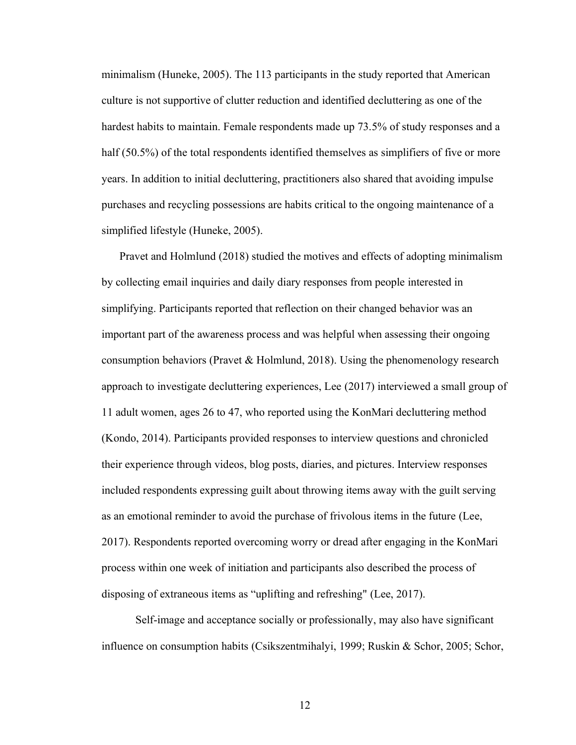minimalism (Huneke, 2005). The 113 participants in the study reported that American culture is not supportive of clutter reduction and identified decluttering as one of the hardest habits to maintain. Female respondents made up 73.5% of study responses and a half (50.5%) of the total respondents identified themselves as simplifiers of five or more years. In addition to initial decluttering, practitioners also shared that avoiding impulse purchases and recycling possessions are habits critical to the ongoing maintenance of a simplified lifestyle (Huneke, 2005).

Pravet and Holmlund (2018) studied the motives and effects of adopting minimalism by collecting email inquiries and daily diary responses from people interested in simplifying. Participants reported that reflection on their changed behavior was an important part of the awareness process and was helpful when assessing their ongoing consumption behaviors (Pravet & Holmlund, 2018). Using the phenomenology research approach to investigate decluttering experiences, Lee (2017) interviewed a small group of 11 adult women, ages 26 to 47, who reported using the KonMari decluttering method (Kondo, 2014). Participants provided responses to interview questions and chronicled their experience through videos, blog posts, diaries, and pictures. Interview responses included respondents expressing guilt about throwing items away with the guilt serving as an emotional reminder to avoid the purchase of frivolous items in the future (Lee, 2017). Respondents reported overcoming worry or dread after engaging in the KonMari process within one week of initiation and participants also described the process of disposing of extraneous items as "uplifting and refreshing" (Lee, 2017).

Self-image and acceptance socially or professionally, may also have significant influence on consumption habits (Csikszentmihalyi, 1999; Ruskin & Schor, 2005; Schor,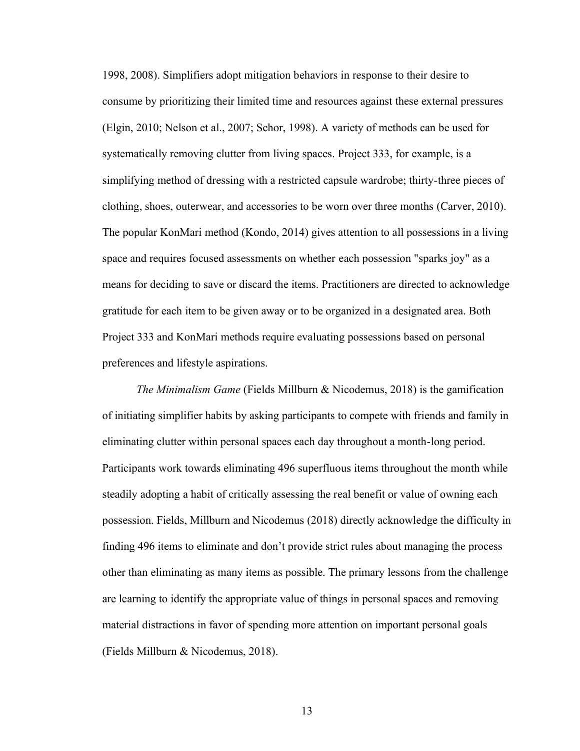1998, 2008). Simplifiers adopt mitigation behaviors in response to their desire to consume by prioritizing their limited time and resources against these external pressures (Elgin, 2010; Nelson et al., 2007; Schor, 1998). A variety of methods can be used for systematically removing clutter from living spaces. Project 333, for example, is a simplifying method of dressing with a restricted capsule wardrobe; thirty-three pieces of clothing, shoes, outerwear, and accessories to be worn over three months (Carver, 2010). The popular KonMari method (Kondo, 2014) gives attention to all possessions in a living space and requires focused assessments on whether each possession "sparks joy" as a means for deciding to save or discard the items. Practitioners are directed to acknowledge gratitude for each item to be given away or to be organized in a designated area. Both Project 333 and KonMari methods require evaluating possessions based on personal preferences and lifestyle aspirations.

*The Minimalism Game* (Fields Millburn & Nicodemus, 2018) is the gamification of initiating simplifier habits by asking participants to compete with friends and family in eliminating clutter within personal spaces each day throughout a month-long period. Participants work towards eliminating 496 superfluous items throughout the month while steadily adopting a habit of critically assessing the real benefit or value of owning each possession. Fields, Millburn and Nicodemus (2018) directly acknowledge the difficulty in finding 496 items to eliminate and don't provide strict rules about managing the process other than eliminating as many items as possible. The primary lessons from the challenge are learning to identify the appropriate value of things in personal spaces and removing material distractions in favor of spending more attention on important personal goals (Fields Millburn & Nicodemus, 2018).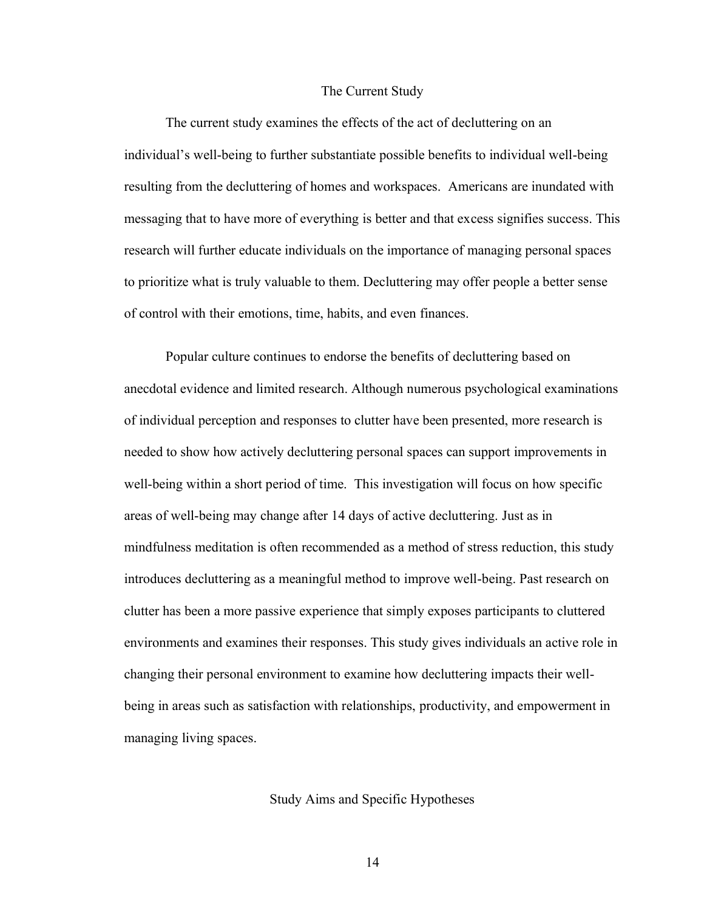## The Current Study

The current study examines the effects of the act of decluttering on an individual's well-being to further substantiate possible benefits to individual well-being resulting from the decluttering of homes and workspaces. Americans are inundated with messaging that to have more of everything is better and that excess signifies success. This research will further educate individuals on the importance of managing personal spaces to prioritize what is truly valuable to them. Decluttering may offer people a better sense of control with their emotions, time, habits, and even finances.

Popular culture continues to endorse the benefits of decluttering based on anecdotal evidence and limited research. Although numerous psychological examinations of individual perception and responses to clutter have been presented, more research is needed to show how actively decluttering personal spaces can support improvements in well-being within a short period of time. This investigation will focus on how specific areas of well-being may change after 14 days of active decluttering. Just as in mindfulness meditation is often recommended as a method of stress reduction, this study introduces decluttering as a meaningful method to improve well-being. Past research on clutter has been a more passive experience that simply exposes participants to cluttered environments and examines their responses. This study gives individuals an active role in changing their personal environment to examine how decluttering impacts their well-being in areas such as satisfaction with relationships, productivity, and empowerment in managing living spaces.

## Study Aims and Specific Hypotheses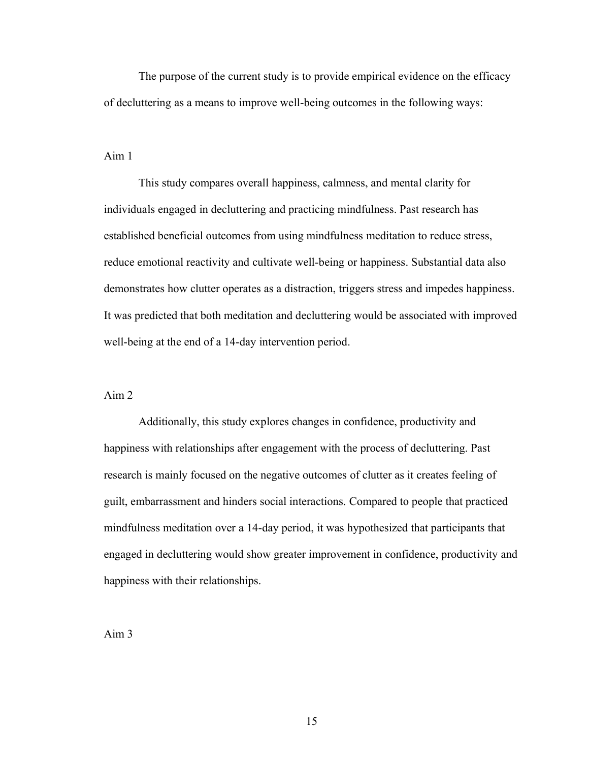The purpose of the current study is to provide empirical evidence on the efficacy of decluttering as a means to improve well-being outcomes in the following ways:

## Aim 1

This study compares overall happiness, calmness, and mental clarity for individuals engaged in decluttering and practicing mindfulness. Past research has established beneficial outcomes from using mindfulness meditation to reduce stress, reduce emotional reactivity and cultivate well-being or happiness. Substantial data also demonstrates how clutter operates as a distraction, triggers stress and impedes happiness. It was predicted that both meditation and decluttering would be associated with improved well-being at the end of a 14-day intervention period.

## Aim 2

Additionally, this study explores changes in confidence, productivity and happiness with relationships after engagement with the process of decluttering. Past research is mainly focused on the negative outcomes of clutter as it creates feeling of guilt, embarrassment and hinders social interactions. Compared to people that practiced mindfulness meditation over a 14-day period, it was hypothesized that participants that engaged in decluttering would show greater improvement in confidence, productivity and happiness with their relationships.

## Aim 3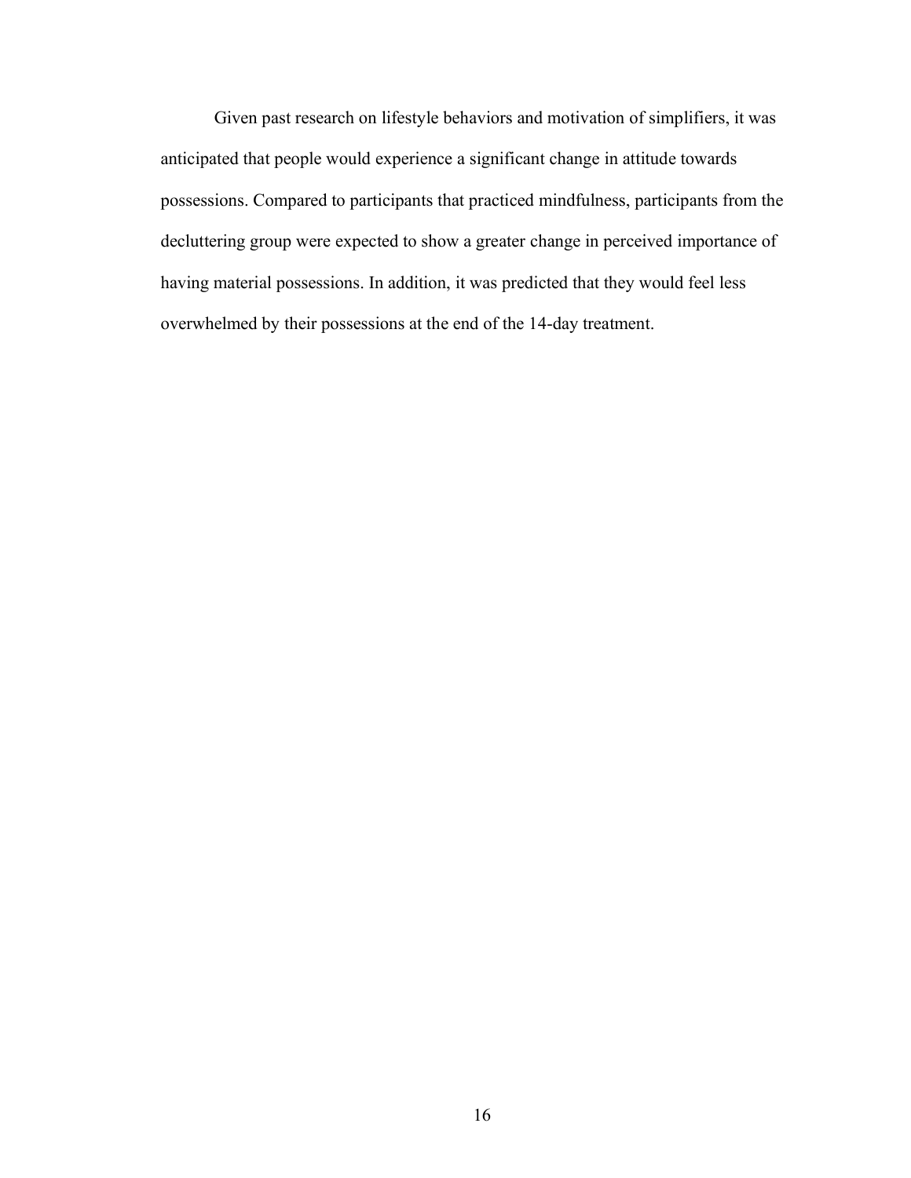Given past research on lifestyle behaviors and motivation of simplifiers, it was anticipated that people would experience a significant change in attitude towards possessions. Compared to participants that practiced mindfulness, participants from the decluttering group were expected to show a greater change in perceived importance of having material possessions. In addition, it was predicted that they would feel less overwhelmed by their possessions at the end of the 14-day treatment.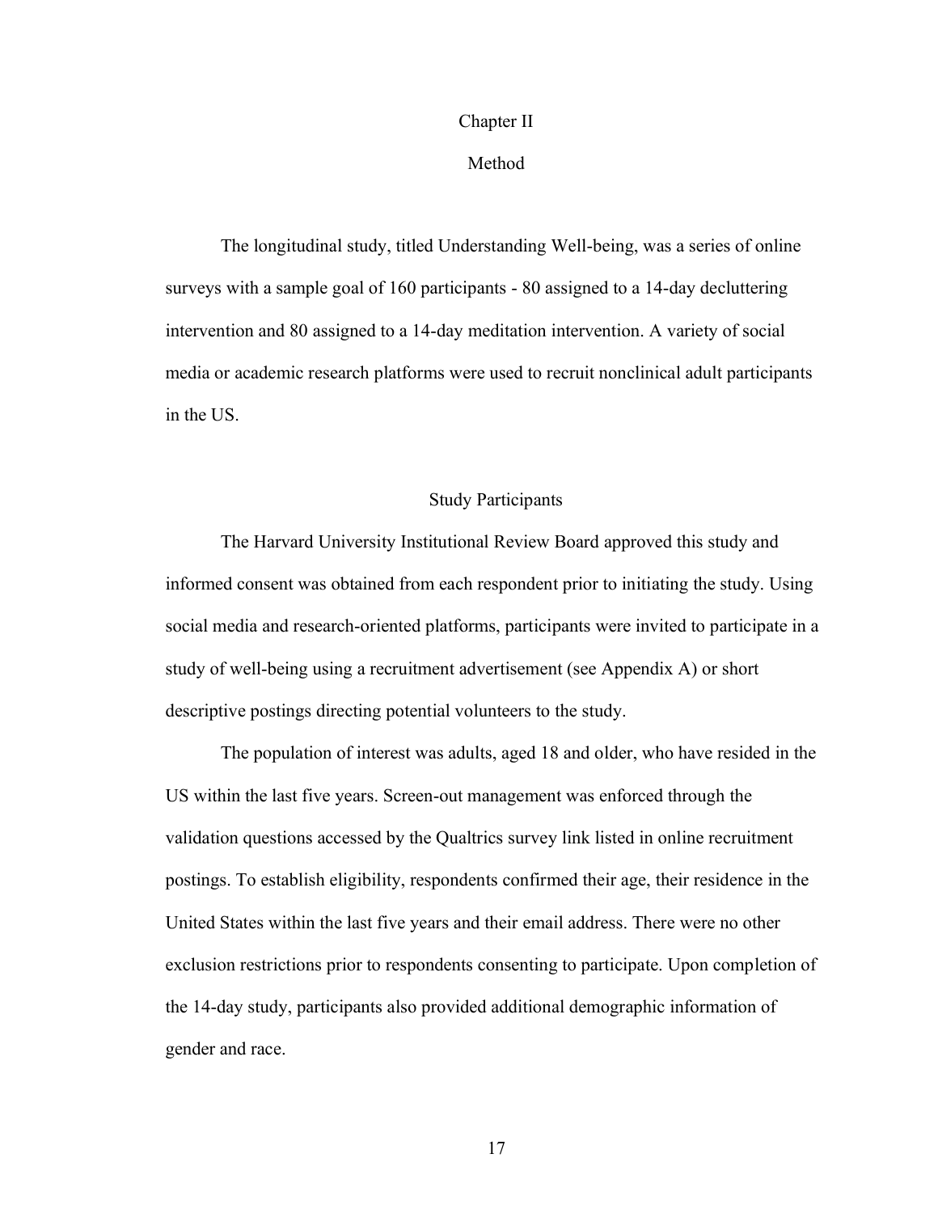# Chapter II

# Method

The longitudinal study, titled Understanding Well-being, was a series of online surveys with a sample goal of 160 participants - 80 assigned to a 14-day decluttering intervention and 80 assigned to a 14-day meditation intervention. A variety of social media or academic research platforms were used to recruit nonclinical adult participants in the US.

## Study Participants

The Harvard University Institutional Review Board approved this study and informed consent was obtained from each respondent prior to initiating the study. Using social media and research-oriented platforms, participants were invited to participate in a study of well-being using a recruitment advertisement (see Appendix A) or short descriptive postings directing potential volunteers to the study.

The population of interest was adults, aged 18 and older, who have resided in the US within the last five years. Screen-out management was enforced through the validation questions accessed by the Qualtrics survey link listed in online recruitment postings. To establish eligibility, respondents confirmed their age, their residence in the United States within the last five years and their email address. There were no other exclusion restrictions prior to respondents consenting to participate. Upon completion of the 14-day study, participants also provided additional demographic information of gender and race.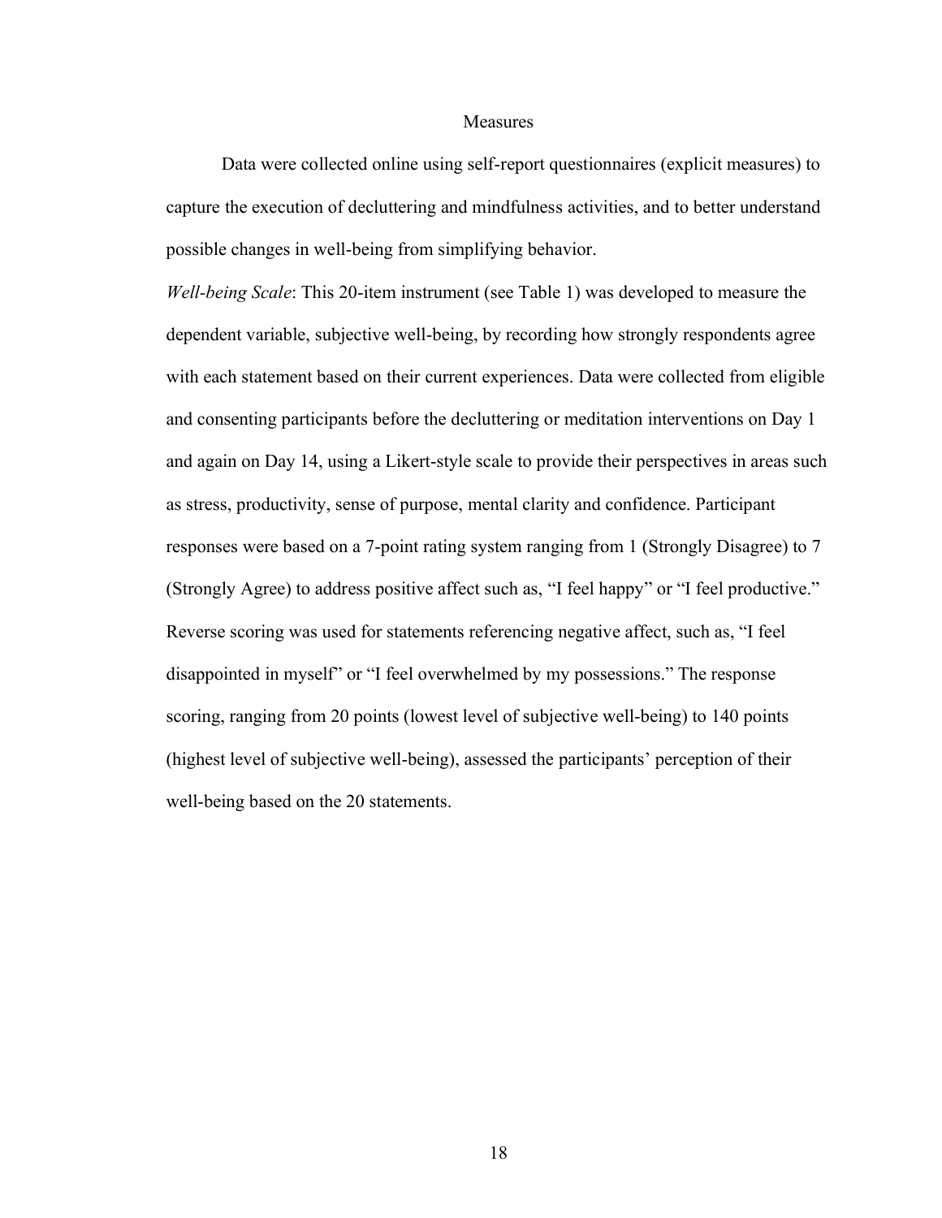## Measures

Data were collected online using self-report questionnaires (explicit measures) to capture the execution of decluttering and mindfulness activities, and to better understand possible changes in well-being from simplifying behavior.

*Well-being Scale*: This 20-item instrument (see Table 1) was developed to measure the dependent variable, subjective well-being, by recording how strongly respondents agree with each statement based on their current experiences. Data were collected from eligible and consenting participants before the decluttering or meditation interventions on Day 1 and again on Day 14, using a Likert-style scale to provide their perspectives in areas such as stress, productivity, sense of purpose, mental clarity and confidence. Participant responses were based on a 7-point rating system ranging from 1 (Strongly Disagree) to 7 (Strongly Agree) to address positive affect such as, "I feel happy" or "I feel productive." Reverse scoring was used for statements referencing negative affect, such as, "I feel disappointed in myself" or "I feel overwhelmed by my possessions." The response scoring, ranging from 20 points (lowest level of subjective well-being) to 140 points (highest level of subjective well-being), assessed the participants' perception of their well-being based on the 20 statements.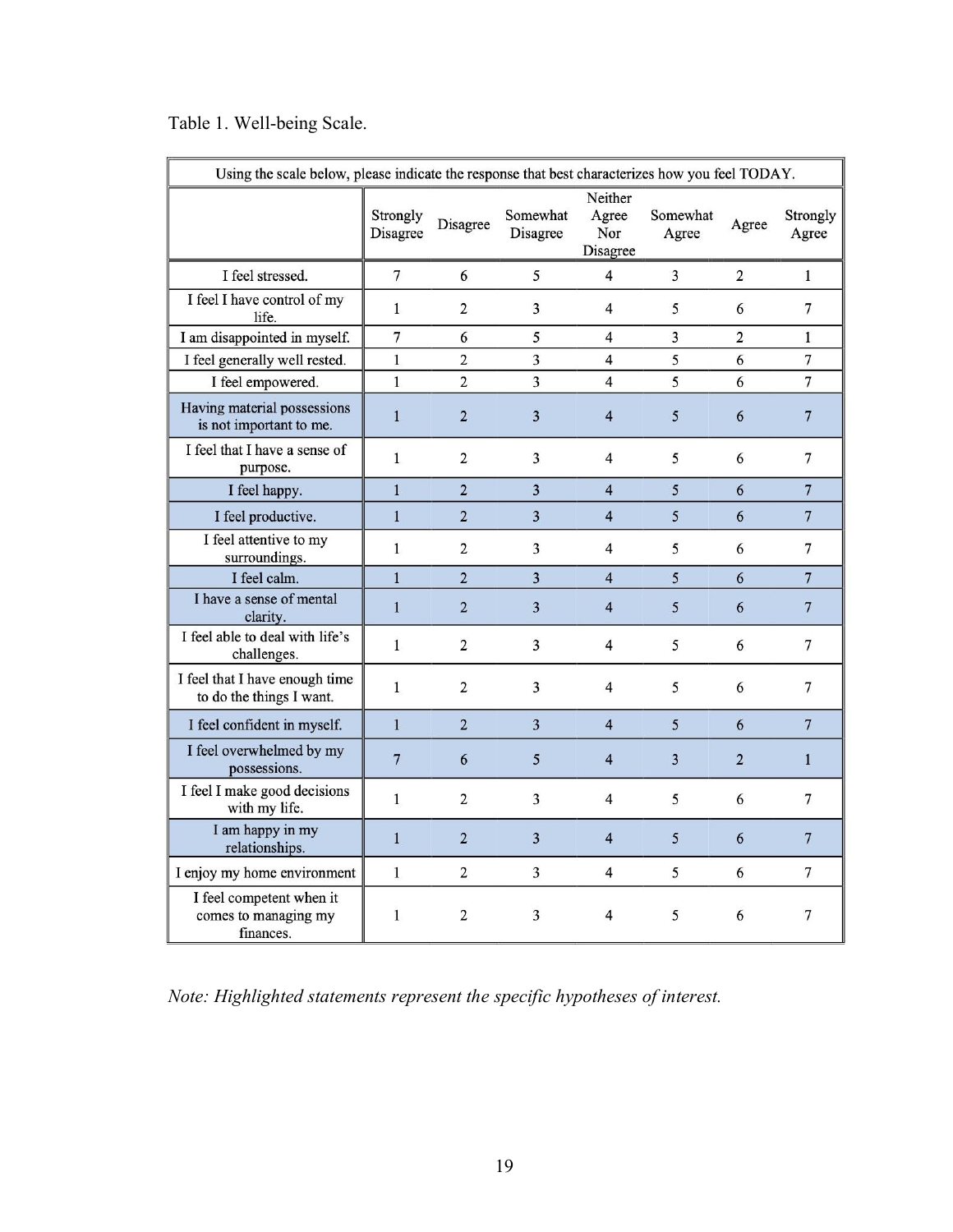Table 1. Well-being Scale.

| Using the scale below, please indicate the response that best characterizes how you feel TODAY. | | | | | | | |
|---|---|---|---|---|---|---|---|
| | Strongly Disagree | Disagree | Somewhat Disagree | Neither Agree Nor Disagree | Somewhat Agree | Agree | Strongly Agree |
| I feel stressed. | 7 | 6 | 5 | 4 | 3 | 2 | 1 |
| I feel I have control of my life. | 1 | 2 | 3 | 4 | 5 | 6 | 7 |
| I am disappointed in myself. | 7 | 6 | 5 | 4 | 3 | 2 | 1 |
| I feel generally well rested. | 1 | 2 | 3 | 4 | 5 | 6 | 7 |
| I feel empowered. | 1 | 2 | 3 | 4 | 5 | 6 | 7 |
| Having material possessions is not important to me. | 1 | 2 | 3 | 4 | 5 | 6 | 7 |
| I feel that I have a sense of purpose. | 1 | 2 | 3 | 4 | 5 | 6 | 7 |
| I feel happy. | 1 | 2 | 3 | 4 | 5 | 6 | 7 |
| I feel productive. | 1 | 2 | 3 | 4 | 5 | 6 | 7 |
| I feel attentive to my surroundings. | 1 | 2 | 3 | 4 | 5 | 6 | 7 |
| I feel calm. | 1 | 2 | 3 | 4 | 5 | 6 | 7 |
| I have a sense of mental clarity. | 1 | 2 | 3 | 4 | 5 | 6 | 7 |
| I feel able to deal with life's challenges. | 1 | 2 | 3 | 4 | 5 | 6 | 7 |
| I feel that I have enough time to do the things I want. | 1 | 2 | 3 | 4 | 5 | 6 | 7 |
| I feel confident in myself. | 1 | 2 | 3 | 4 | 5 | 6 | 7 |
| I feel overwhelmed by my possessions. | 7 | 6 | 5 | 4 | 3 | 2 | 1 |
| I feel I make good decisions with my life. | 1 | 2 | 3 | 4 | 5 | 6 | 7 |
| I am happy in my relationships. | 1 | 2 | 3 | 4 | 5 | 6 | 7 |
| I enjoy my home environment | 1 | 2 | 3 | 4 | 5 | 6 | 7 |
| I feel competent when it comes to managing my finances. | 1 | 2 | 3 | 4 | 5 | 6 | 7 |

*Note: Highlighted statements represent the specific hypotheses of interest.*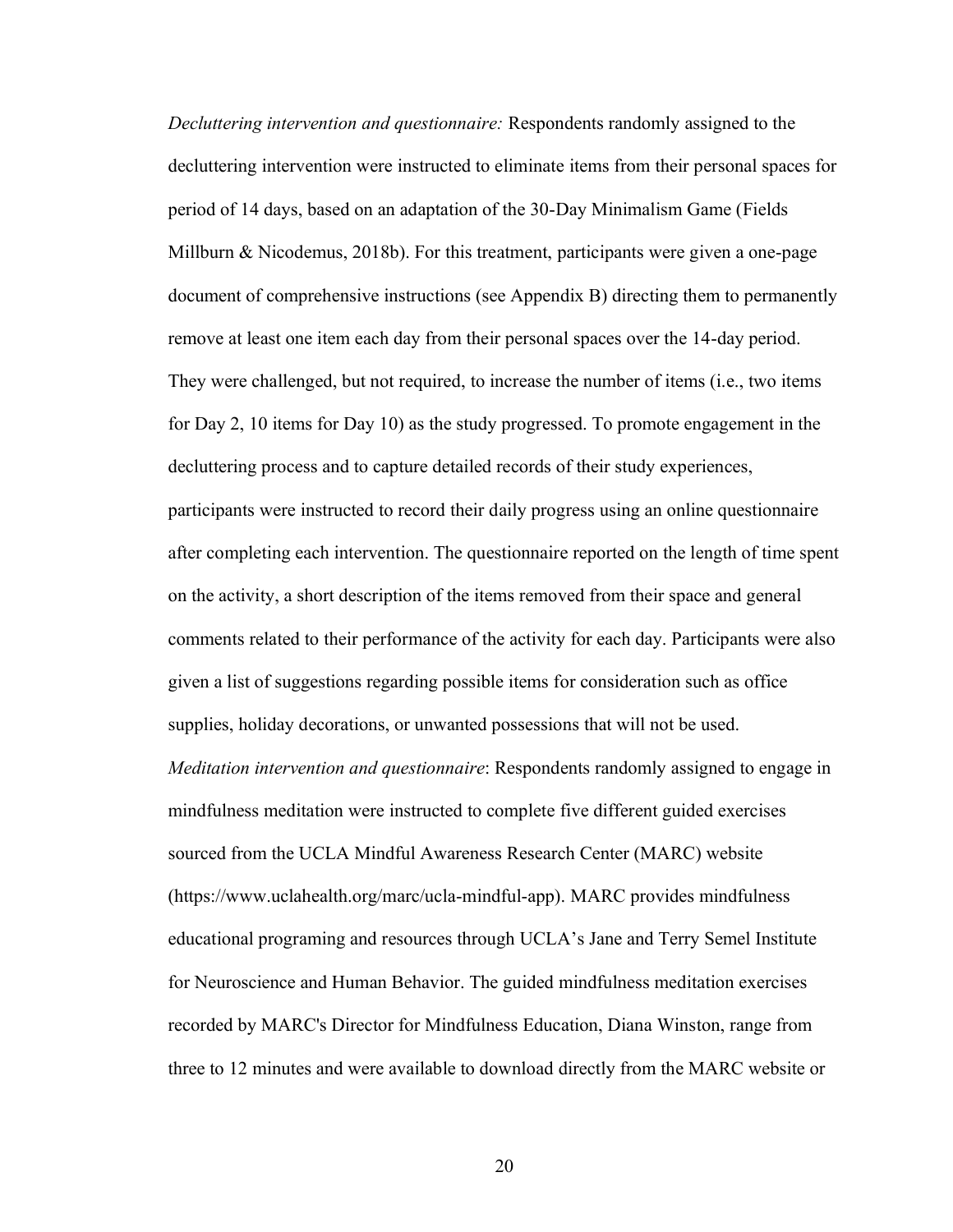*Decluttering intervention and questionnaire:* Respondents randomly assigned to the decluttering intervention were instructed to eliminate items from their personal spaces for period of 14 days, based on an adaptation of the 30-Day Minimalism Game (Fields Millburn & Nicodemus, 2018b). For this treatment, participants were given a one-page document of comprehensive instructions (see Appendix B) directing them to permanently remove at least one item each day from their personal spaces over the 14-day period. They were challenged, but not required, to increase the number of items (i.e., two items for Day 2, 10 items for Day 10) as the study progressed. To promote engagement in the decluttering process and to capture detailed records of their study experiences, participants were instructed to record their daily progress using an online questionnaire after completing each intervention. The questionnaire reported on the length of time spent on the activity, a short description of the items removed from their space and general comments related to their performance of the activity for each day. Participants were also given a list of suggestions regarding possible items for consideration such as office supplies, holiday decorations, or unwanted possessions that will not be used.

*Meditation intervention and questionnaire*: Respondents randomly assigned to engage in mindfulness meditation were instructed to complete five different guided exercises sourced from the UCLA Mindful Awareness Research Center (MARC) website (https://www.uclahealth.org/marc/ucla-mindful-app). MARC provides mindfulness educational programing and resources through UCLA's Jane and Terry Semel Institute for Neuroscience and Human Behavior. The guided mindfulness meditation exercises recorded by MARC's Director for Mindfulness Education, Diana Winston, range from three to 12 minutes and were available to download directly from the MARC website or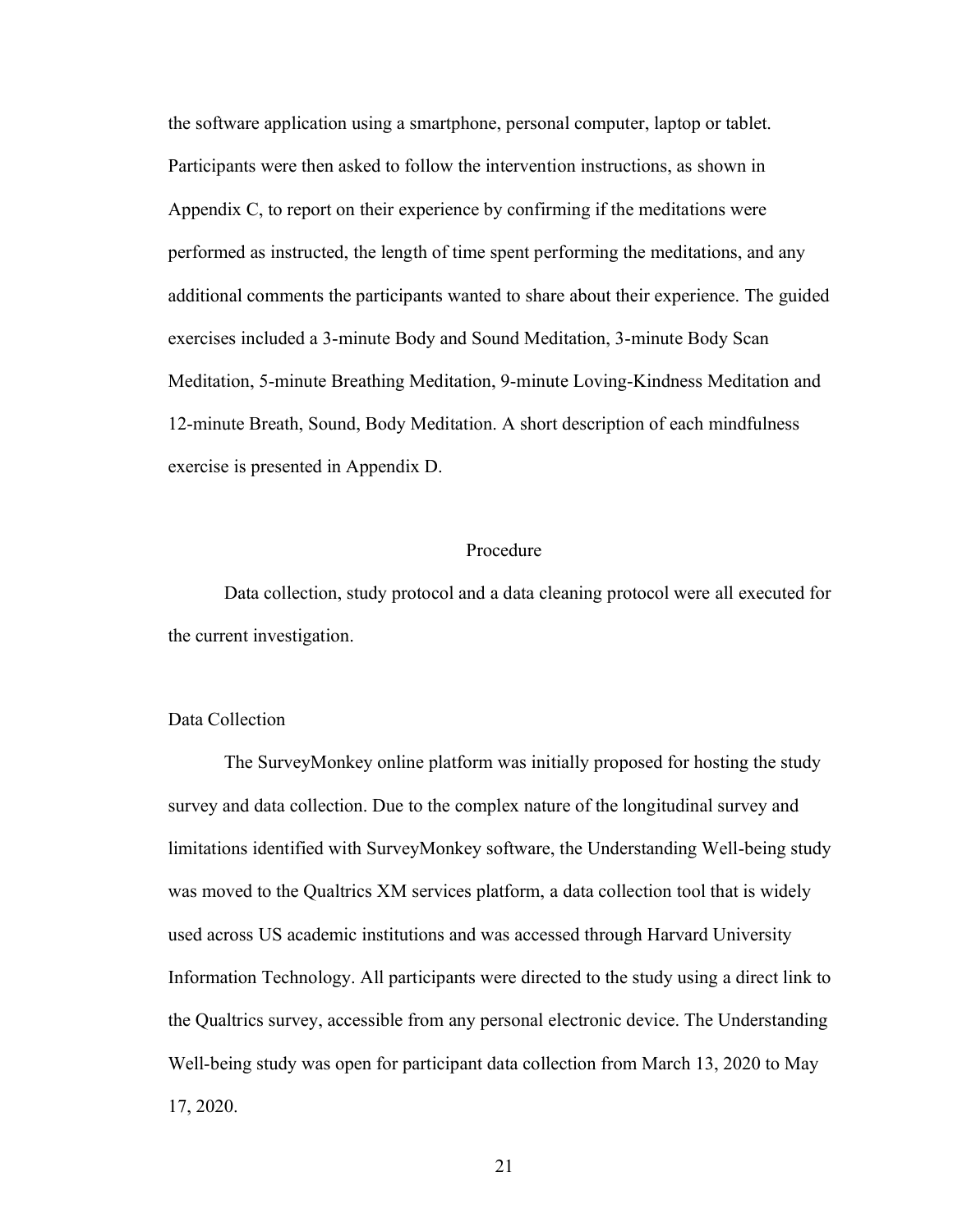the software application using a smartphone, personal computer, laptop or tablet. Participants were then asked to follow the intervention instructions, as shown in Appendix C, to report on their experience by confirming if the meditations were performed as instructed, the length of time spent performing the meditations, and any additional comments the participants wanted to share about their experience. The guided exercises included a 3-minute Body and Sound Meditation, 3-minute Body Scan Meditation, 5-minute Breathing Meditation, 9-minute Loving-Kindness Meditation and 12-minute Breath, Sound, Body Meditation. A short description of each mindfulness exercise is presented in Appendix D.

## Procedure

Data collection, study protocol and a data cleaning protocol were all executed for the current investigation.

### Data Collection

The SurveyMonkey online platform was initially proposed for hosting the study survey and data collection. Due to the complex nature of the longitudinal survey and limitations identified with SurveyMonkey software, the Understanding Well-being study was moved to the Qualtrics XM services platform, a data collection tool that is widely used across US academic institutions and was accessed through Harvard University Information Technology. All participants were directed to the study using a direct link to the Qualtrics survey, accessible from any personal electronic device. The Understanding Well-being study was open for participant data collection from March 13, 2020 to May 17, 2020.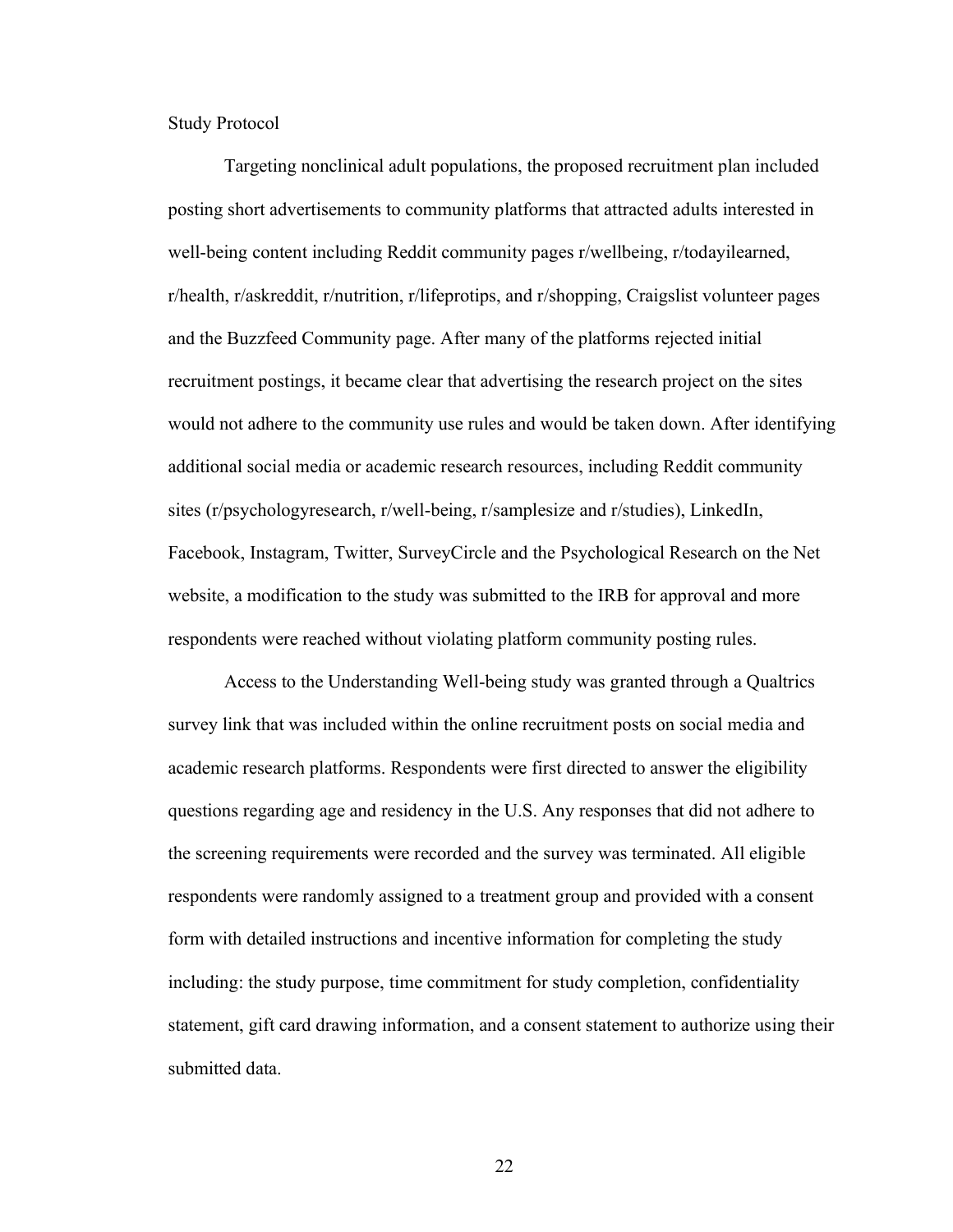## Study Protocol

Targeting nonclinical adult populations, the proposed recruitment plan included posting short advertisements to community platforms that attracted adults interested in well-being content including Reddit community pages r/wellbeing, r/todayilearned, r/health, r/askreddit, r/nutrition, r/lifeprotips, and r/shopping, Craigslist volunteer pages and the Buzzfeed Community page. After many of the platforms rejected initial recruitment postings, it became clear that advertising the research project on the sites would not adhere to the community use rules and would be taken down. After identifying additional social media or academic research resources, including Reddit community sites (r/psychologyresearch, r/well-being, r/samplesize and r/studies), LinkedIn, Facebook, Instagram, Twitter, SurveyCircle and the Psychological Research on the Net website, a modification to the study was submitted to the IRB for approval and more respondents were reached without violating platform community posting rules.

Access to the Understanding Well-being study was granted through a Qualtrics survey link that was included within the online recruitment posts on social media and academic research platforms. Respondents were first directed to answer the eligibility questions regarding age and residency in the U.S. Any responses that did not adhere to the screening requirements were recorded and the survey was terminated. All eligible respondents were randomly assigned to a treatment group and provided with a consent form with detailed instructions and incentive information for completing the study including: the study purpose, time commitment for study completion, confidentiality statement, gift card drawing information, and a consent statement to authorize using their submitted data.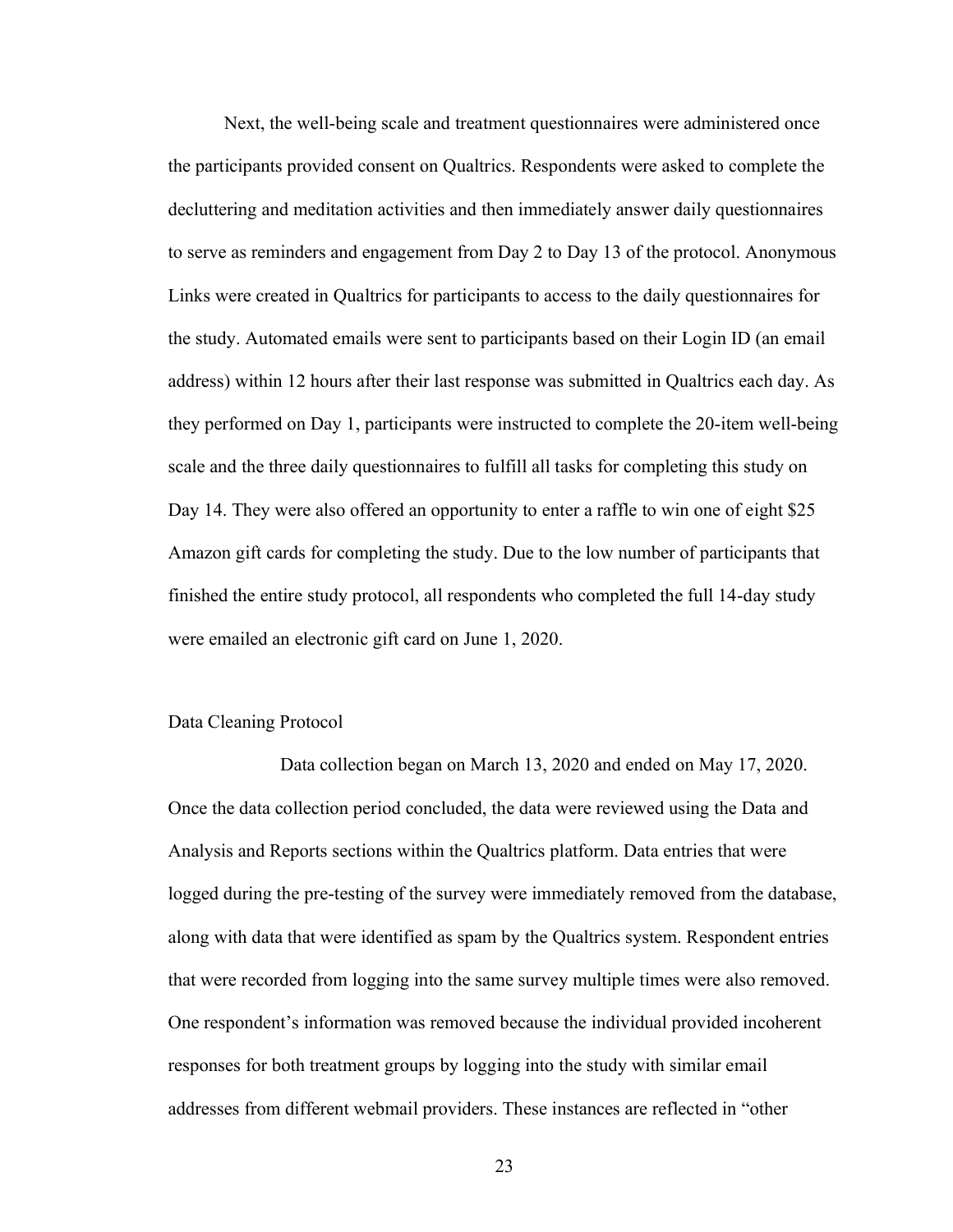Next, the well-being scale and treatment questionnaires were administered once the participants provided consent on Qualtrics. Respondents were asked to complete the decluttering and meditation activities and then immediately answer daily questionnaires to serve as reminders and engagement from Day 2 to Day 13 of the protocol. Anonymous Links were created in Qualtrics for participants to access to the daily questionnaires for the study. Automated emails were sent to participants based on their Login ID (an email address) within 12 hours after their last response was submitted in Qualtrics each day. As they performed on Day 1, participants were instructed to complete the 20-item well-being scale and the three daily questionnaires to fulfill all tasks for completing this study on Day 14. They were also offered an opportunity to enter a raffle to win one of eight $25 Amazon gift cards for completing the study. Due to the low number of participants that finished the entire study protocol, all respondents who completed the full 14-day study were emailed an electronic gift card on June 1, 2020.

### Data Cleaning Protocol

Data collection began on March 13, 2020 and ended on May 17, 2020. Once the data collection period concluded, the data were reviewed using the Data and Analysis and Reports sections within the Qualtrics platform. Data entries that were logged during the pre-testing of the survey were immediately removed from the database, along with data that were identified as spam by the Qualtrics system. Respondent entries that were recorded from logging into the same survey multiple times were also removed. One respondent's information was removed because the individual provided incoherent responses for both treatment groups by logging into the study with similar email addresses from different webmail providers. These instances are reflected in "other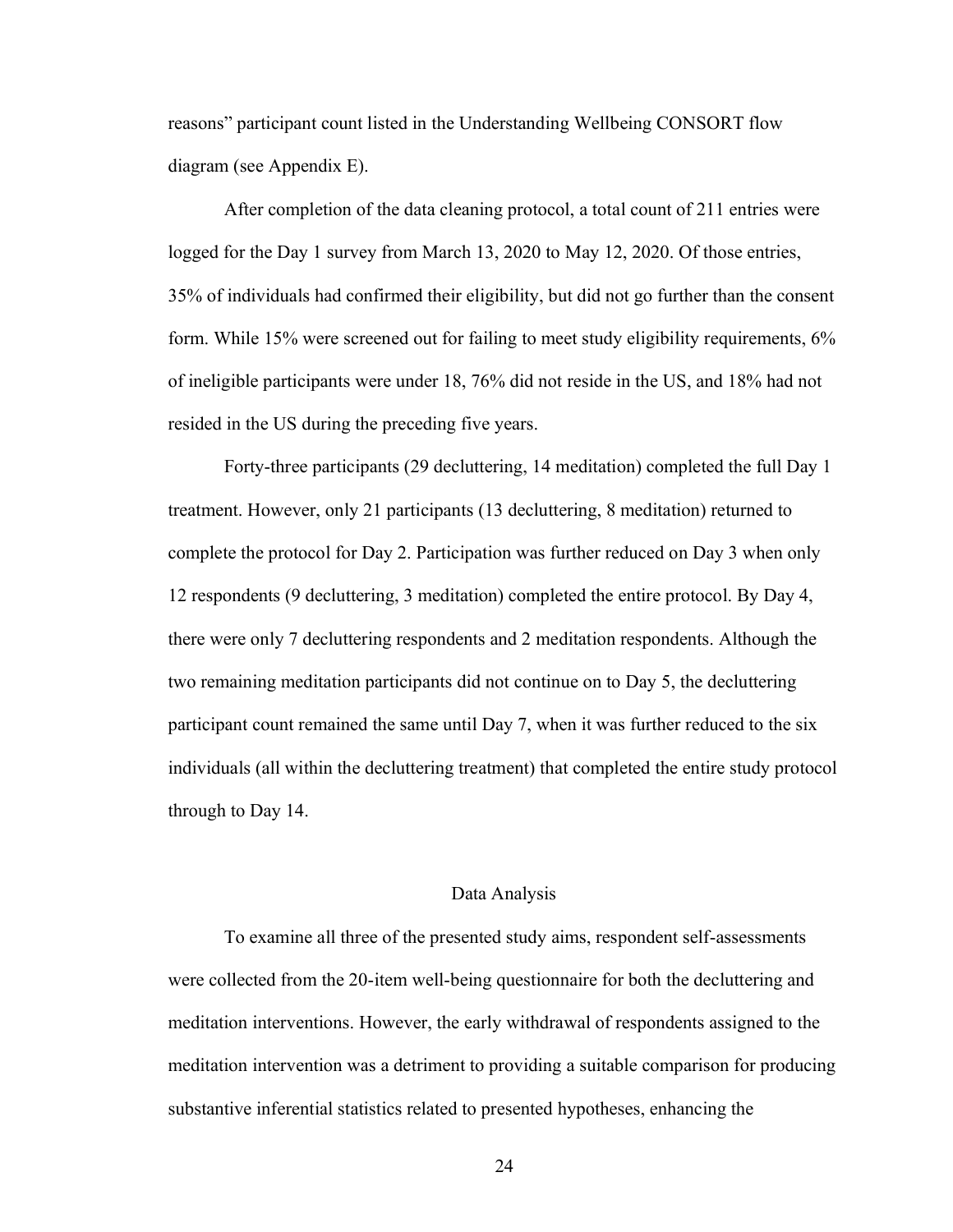reasons" participant count listed in the Understanding Wellbeing CONSORT flow diagram (see Appendix E).

After completion of the data cleaning protocol, a total count of 211 entries were logged for the Day 1 survey from March 13, 2020 to May 12, 2020. Of those entries, 35% of individuals had confirmed their eligibility, but did not go further than the consent form. While 15% were screened out for failing to meet study eligibility requirements, 6% of ineligible participants were under 18, 76% did not reside in the US, and 18% had not resided in the US during the preceding five years.

Forty-three participants (29 decluttering, 14 meditation) completed the full Day 1 treatment. However, only 21 participants (13 decluttering, 8 meditation) returned to complete the protocol for Day 2. Participation was further reduced on Day 3 when only 12 respondents (9 decluttering, 3 meditation) completed the entire protocol. By Day 4, there were only 7 decluttering respondents and 2 meditation respondents. Although the two remaining meditation participants did not continue on to Day 5, the decluttering participant count remained the same until Day 7, when it was further reduced to the six individuals (all within the decluttering treatment) that completed the entire study protocol through to Day 14.

## Data Analysis

To examine all three of the presented study aims, respondent self-assessments were collected from the 20-item well-being questionnaire for both the decluttering and meditation interventions. However, the early withdrawal of respondents assigned to the meditation intervention was a detriment to providing a suitable comparison for producing substantive inferential statistics related to presented hypotheses, enhancing the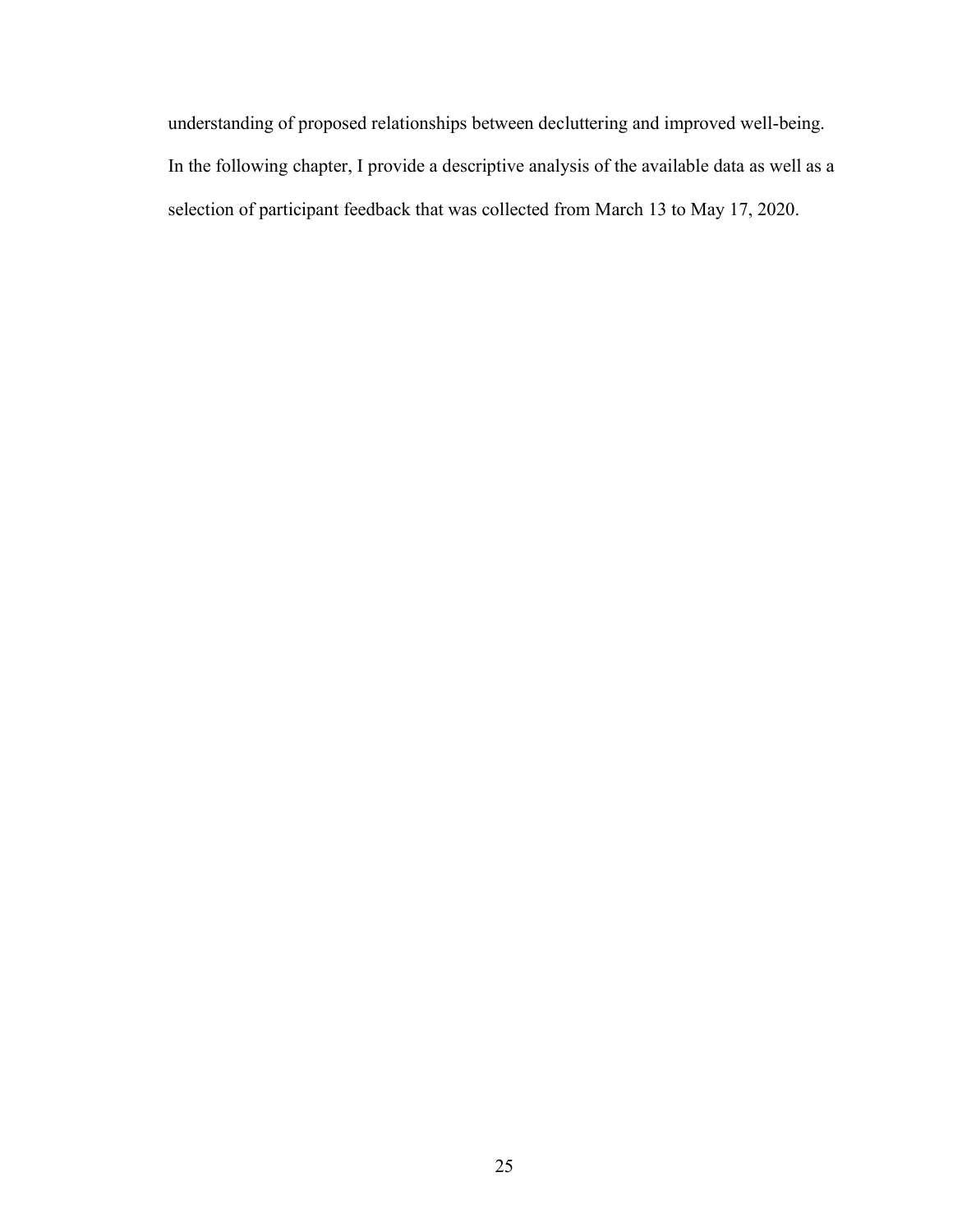understanding of proposed relationships between decluttering and improved well-being. In the following chapter, I provide a descriptive analysis of the available data as well as a selection of participant feedback that was collected from March 13 to May 17, 2020.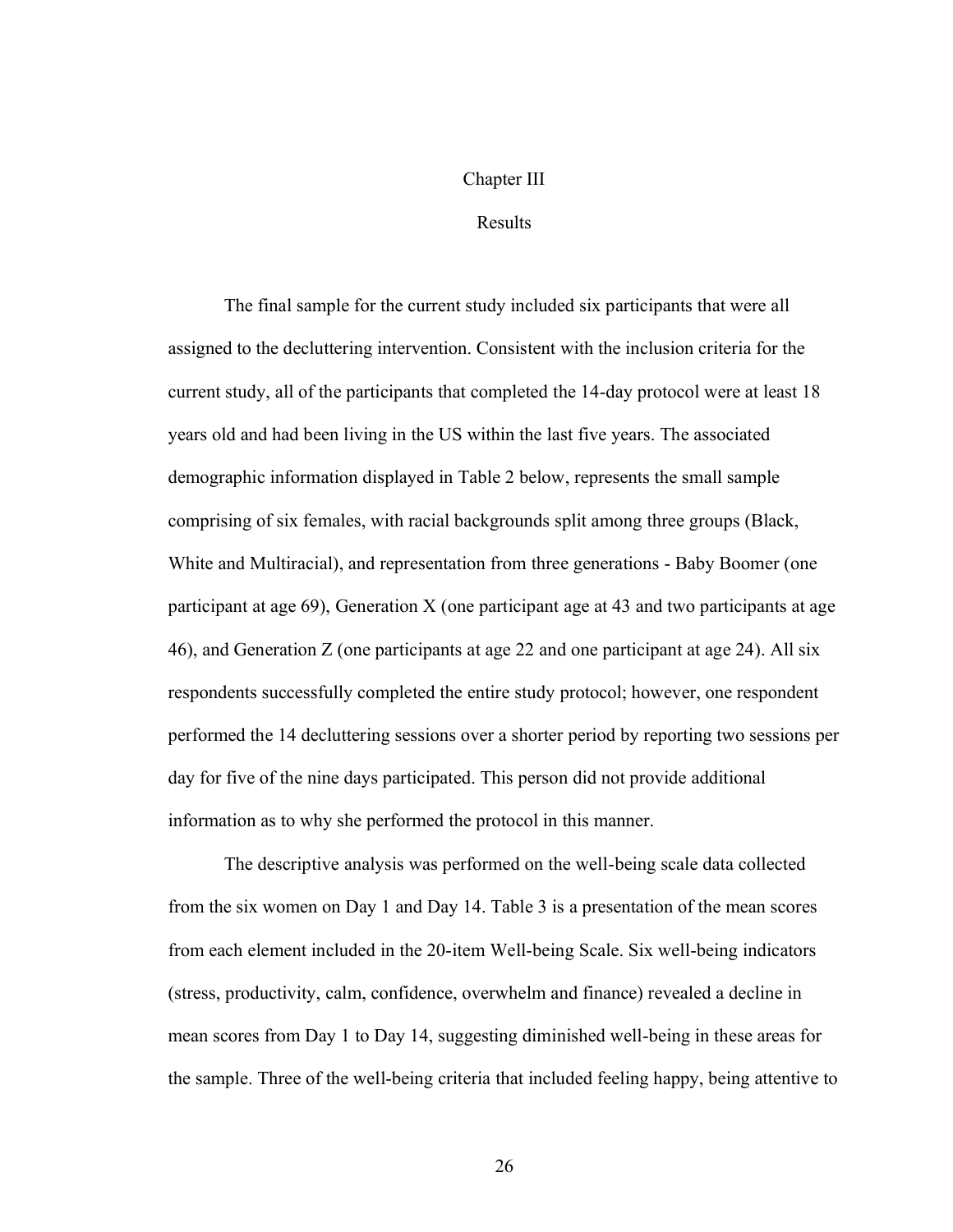# Chapter III

## Results

The final sample for the current study included six participants that were all assigned to the decluttering intervention. Consistent with the inclusion criteria for the current study, all of the participants that completed the 14-day protocol were at least 18 years old and had been living in the US within the last five years. The associated demographic information displayed in Table 2 below, represents the small sample comprising of six females, with racial backgrounds split among three groups (Black, White and Multiracial), and representation from three generations - Baby Boomer (one participant at age 69), Generation X (one participant age at 43 and two participants at age 46), and Generation Z (one participants at age 22 and one participant at age 24). All six respondents successfully completed the entire study protocol; however, one respondent performed the 14 decluttering sessions over a shorter period by reporting two sessions per day for five of the nine days participated. This person did not provide additional information as to why she performed the protocol in this manner.

The descriptive analysis was performed on the well-being scale data collected from the six women on Day 1 and Day 14. Table 3 is a presentation of the mean scores from each element included in the 20-item Well-being Scale. Six well-being indicators (stress, productivity, calm, confidence, overwhelm and finance) revealed a decline in mean scores from Day 1 to Day 14, suggesting diminished well-being in these areas for the sample. Three of the well-being criteria that included feeling happy, being attentive to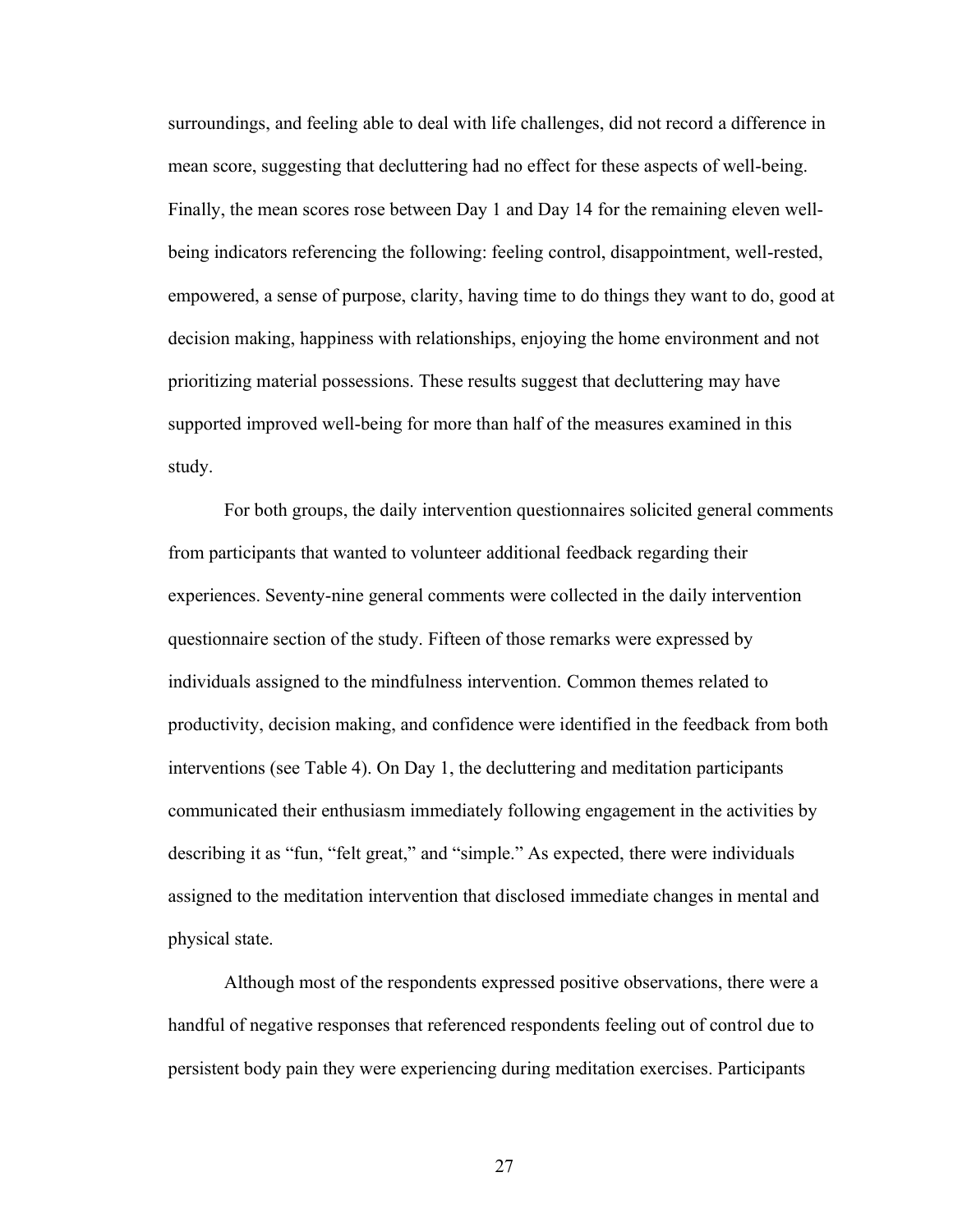surroundings, and feeling able to deal with life challenges, did not record a difference in mean score, suggesting that decluttering had no effect for these aspects of well-being. Finally, the mean scores rose between Day 1 and Day 14 for the remaining eleven well-being indicators referencing the following: feeling control, disappointment, well-rested, empowered, a sense of purpose, clarity, having time to do things they want to do, good at decision making, happiness with relationships, enjoying the home environment and not prioritizing material possessions. These results suggest that decluttering may have supported improved well-being for more than half of the measures examined in this study.

For both groups, the daily intervention questionnaires solicited general comments from participants that wanted to volunteer additional feedback regarding their experiences. Seventy-nine general comments were collected in the daily intervention questionnaire section of the study. Fifteen of those remarks were expressed by individuals assigned to the mindfulness intervention. Common themes related to productivity, decision making, and confidence were identified in the feedback from both interventions (see Table 4). On Day 1, the decluttering and meditation participants communicated their enthusiasm immediately following engagement in the activities by describing it as "fun, "felt great," and "simple." As expected, there were individuals assigned to the meditation intervention that disclosed immediate changes in mental and physical state.

Although most of the respondents expressed positive observations, there were a handful of negative responses that referenced respondents feeling out of control due to persistent body pain they were experiencing during meditation exercises. Participants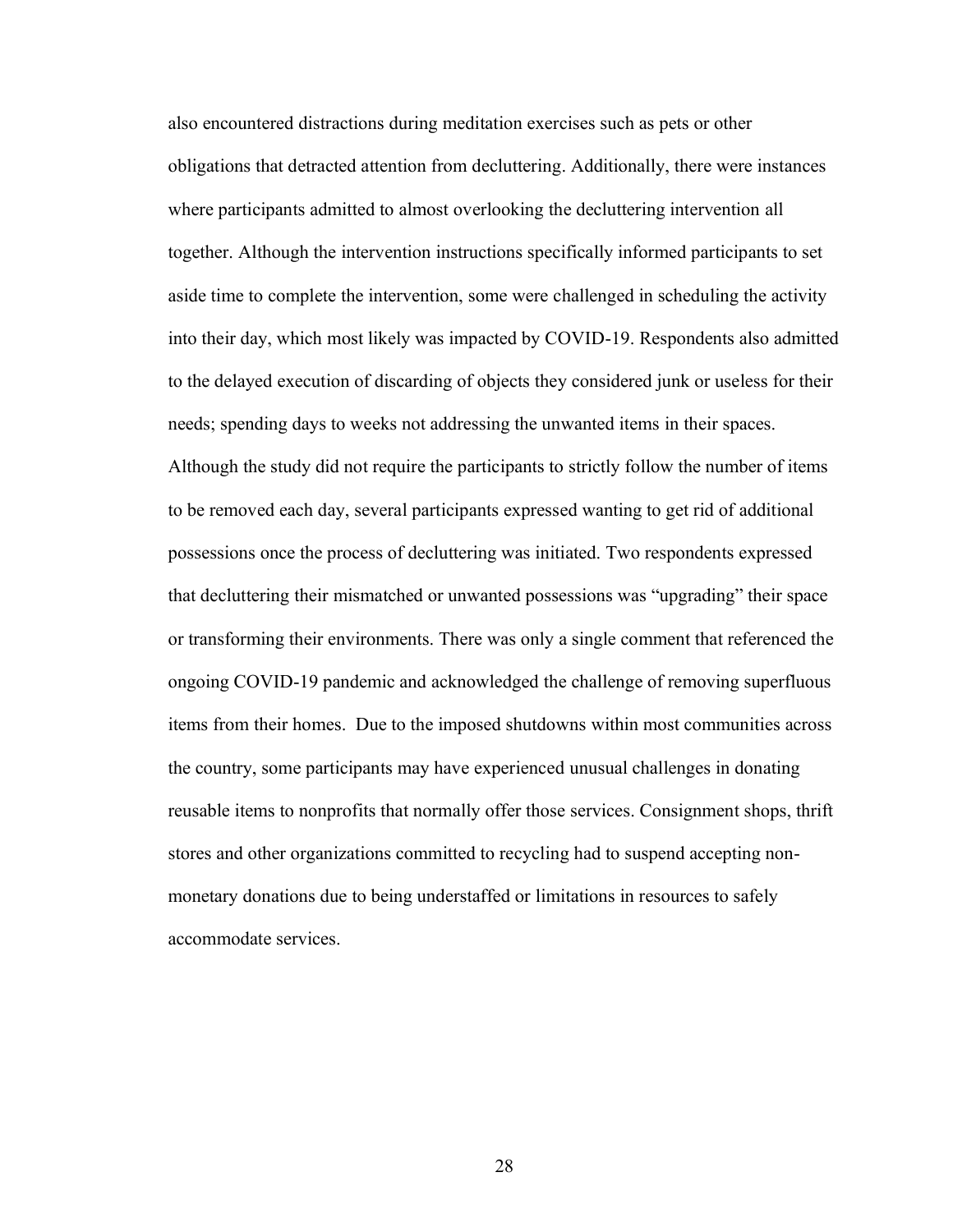also encountered distractions during meditation exercises such as pets or other obligations that detracted attention from decluttering. Additionally, there were instances where participants admitted to almost overlooking the decluttering intervention all together. Although the intervention instructions specifically informed participants to set aside time to complete the intervention, some were challenged in scheduling the activity into their day, which most likely was impacted by COVID-19. Respondents also admitted to the delayed execution of discarding of objects they considered junk or useless for their needs; spending days to weeks not addressing the unwanted items in their spaces. Although the study did not require the participants to strictly follow the number of items to be removed each day, several participants expressed wanting to get rid of additional possessions once the process of decluttering was initiated. Two respondents expressed that decluttering their mismatched or unwanted possessions was "upgrading" their space or transforming their environments. There was only a single comment that referenced the ongoing COVID-19 pandemic and acknowledged the challenge of removing superfluous items from their homes. Due to the imposed shutdowns within most communities across the country, some participants may have experienced unusual challenges in donating reusable items to nonprofits that normally offer those services. Consignment shops, thrift stores and other organizations committed to recycling had to suspend accepting non-monetary donations due to being understaffed or limitations in resources to safely accommodate services.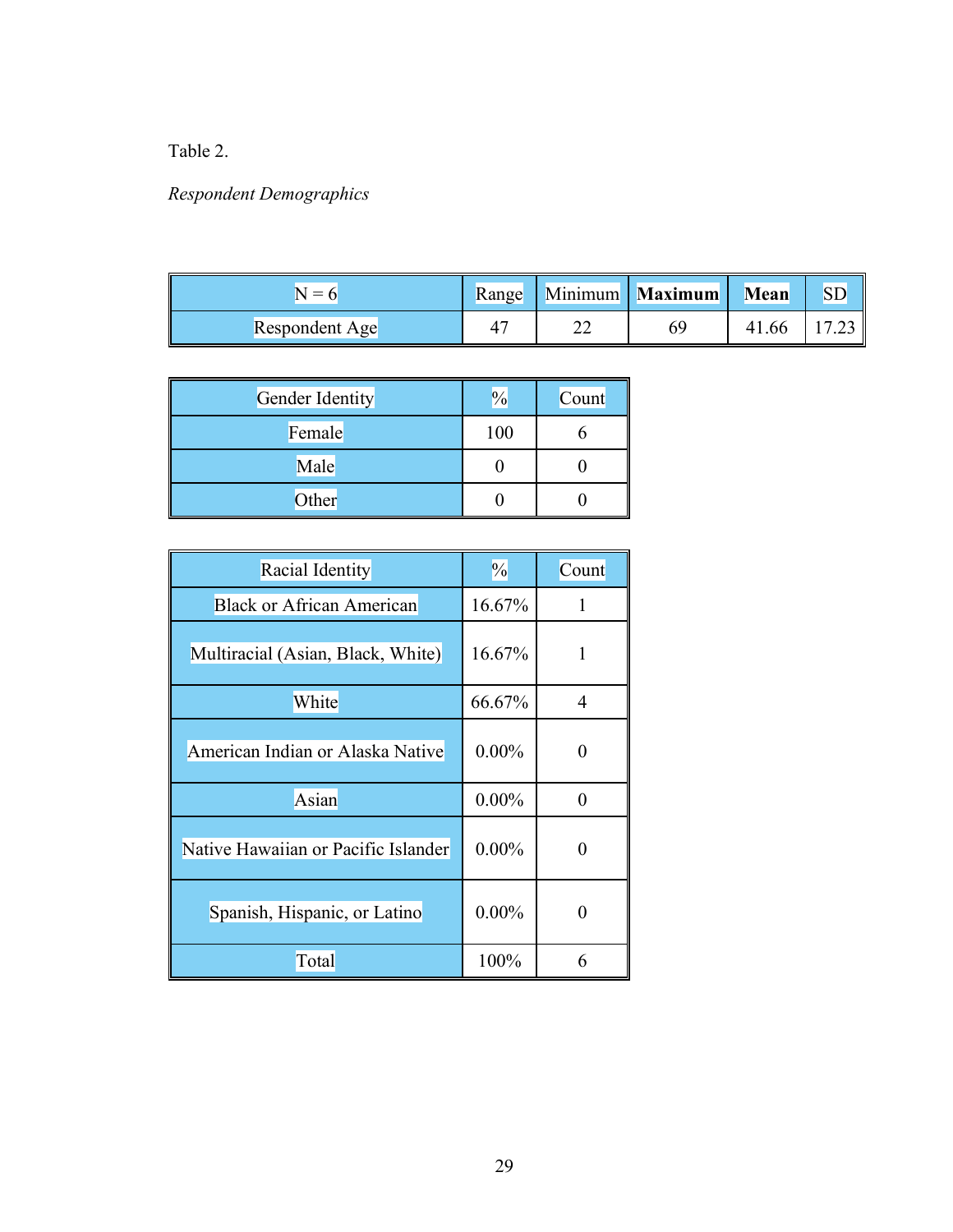Table 2.

*Respondent Demographics*

| N = 6 | Range | Minimum | **Maximum** | **Mean** | SD |
|---|---|---|---|---|---|
| Respondent Age | 47 | 22 | 69 | 41.66 | 17.23 |

| Gender Identity | % | Count |
|---|---|---|
| Female | 100 | 6 |
| Male | 0 | 0 |
| Other | 0 | 0 |

| Racial Identity | % | Count |
|---|---|---|
| Black or African American | 16.67% | 1 |
| Multiracial (Asian, Black, White) | 16.67% | 1 |
| White | 66.67% | 4 |
| American Indian or Alaska Native | 0.00% | 0 |
| Asian | 0.00% | 0 |
| Native Hawaiian or Pacific Islander | 0.00% | 0 |
| Spanish, Hispanic, or Latino | 0.00% | 0 |
| Total | 100% | 6 |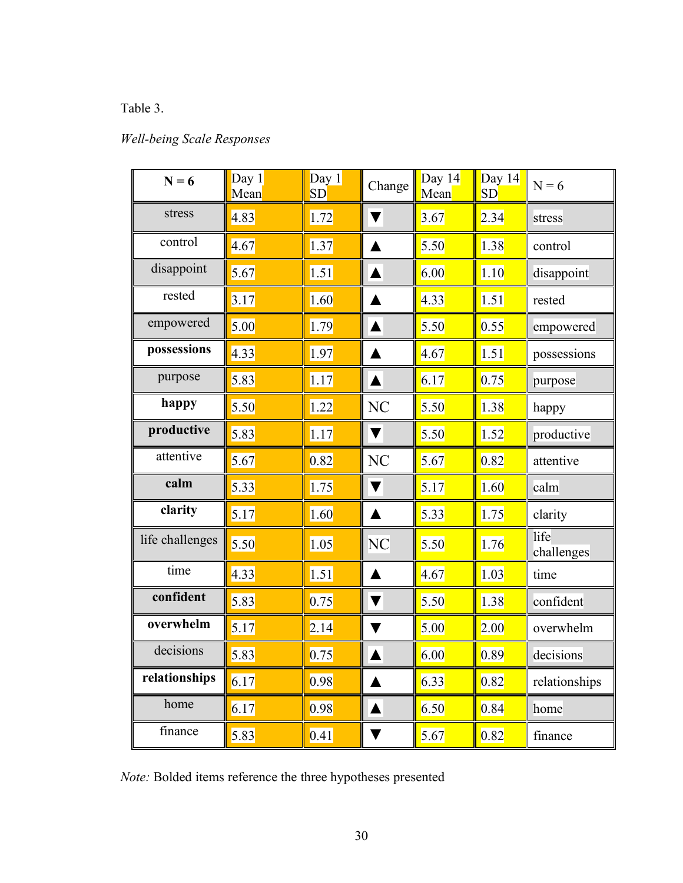Table 3.

*Well-being Scale Responses*

| **N = 6** | Day 1 Mean | Day 1 SD | Change | Day 14 Mean | Day 14 SD | N = 6 |
|---|---|---|---|---|---|---|
| stress | 4.83 | 1.72 | ▼ | 3.67 | 2.34 | stress |
| control | 4.67 | 1.37 | ▲ | 5.50 | 1.38 | control |
| disappoint | 5.67 | 1.51 | ▲ | 6.00 | 1.10 | disappoint |
| rested | 3.17 | 1.60 | ▲ | 4.33 | 1.51 | rested |
| empowered | 5.00 | 1.79 | ▲ | 5.50 | 0.55 | empowered |
| **possessions** | 4.33 | 1.97 | ▲ | 4.67 | 1.51 | possessions |
| purpose | 5.83 | 1.17 | ▲ | 6.17 | 0.75 | purpose |
| **happy** | 5.50 | 1.22 | NC | 5.50 | 1.38 | happy |
| **productive** | 5.83 | 1.17 | ▼ | 5.50 | 1.52 | productive |
| attentive | 5.67 | 0.82 | NC | 5.67 | 0.82 | attentive |
| **calm** | 5.33 | 1.75 | ▼ | 5.17 | 1.60 | calm |
| **clarity** | 5.17 | 1.60 | ▲ | 5.33 | 1.75 | clarity |
| life challenges | 5.50 | 1.05 | NC | 5.50 | 1.76 | life challenges |
| time | 4.33 | 1.51 | ▲ | 4.67 | 1.03 | time |
| **confident** | 5.83 | 0.75 | ▼ | 5.50 | 1.38 | confident |
| **overwhelm** | 5.17 | 2.14 | ▼ | 5.00 | 2.00 | overwhelm |
| decisions | 5.83 | 0.75 | ▲ | 6.00 | 0.89 | decisions |
| **relationships** | 6.17 | 0.98 | ▲ | 6.33 | 0.82 | relationships |
| home | 6.17 | 0.98 | ▲ | 6.50 | 0.84 | home |
| finance | 5.83 | 0.41 | ▼ | 5.67 | 0.82 | finance |

*Note:* Bolded items reference the three hypotheses presented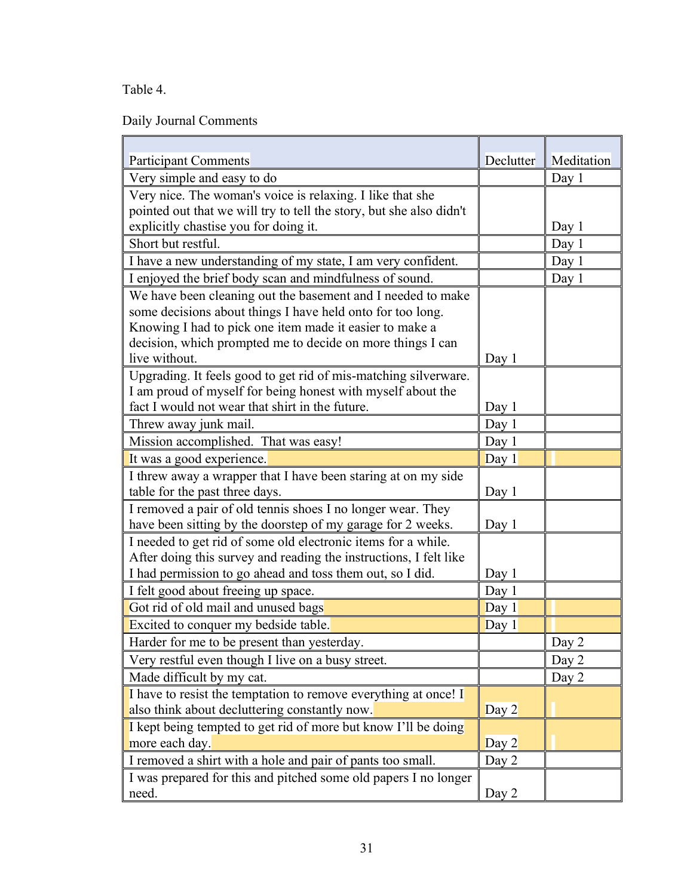Table 4.

Daily Journal Comments

| Participant Comments | Declutter | Meditation |
|---|---|---|
| Very simple and easy to do | | Day 1 |
| Very nice. The woman's voice is relaxing. I like that she pointed out that we will try to tell the story, but she also didn't explicitly chastise you for doing it. | | Day 1 |
| Short but restful. | | Day 1 |
| I have a new understanding of my state, I am very confident. | | Day 1 |
| I enjoyed the brief body scan and mindfulness of sound. | | Day 1 |
| We have been cleaning out the basement and I needed to make some decisions about things I have held onto for too long. Knowing I had to pick one item made it easier to make a decision, which prompted me to decide on more things I can live without. | Day 1 | |
| Upgrading. It feels good to get rid of mis-matching silverware. I am proud of myself for being honest with myself about the fact I would not wear that shirt in the future. | Day 1 | |
| Threw away junk mail. | Day 1 | |
| Mission accomplished. That was easy! | Day 1 | |
| It was a good experience. | Day 1 | |
| I threw away a wrapper that I have been staring at on my side table for the past three days. | Day 1 | |
| I removed a pair of old tennis shoes I no longer wear. They have been sitting by the doorstep of my garage for 2 weeks. | Day 1 | |
| I needed to get rid of some old electronic items for a while. After doing this survey and reading the instructions, I felt like I had permission to go ahead and toss them out, so I did. | Day 1 | |
| I felt good about freeing up space. | Day 1 | |
| Got rid of old mail and unused bags | Day 1 | |
| Excited to conquer my bedside table. | Day 1 | |
| Harder for me to be present than yesterday. | | Day 2 |
| Very restful even though I live on a busy street. | | Day 2 |
| Made difficult by my cat. | | Day 2 |
| I have to resist the temptation to remove everything at once! I also think about decluttering constantly now. | Day 2 | |
| I kept being tempted to get rid of more but know I'll be doing more each day. | Day 2 | |
| I removed a shirt with a hole and pair of pants too small. | Day 2 | |
| I was prepared for this and pitched some old papers I no longer need. | Day 2 | |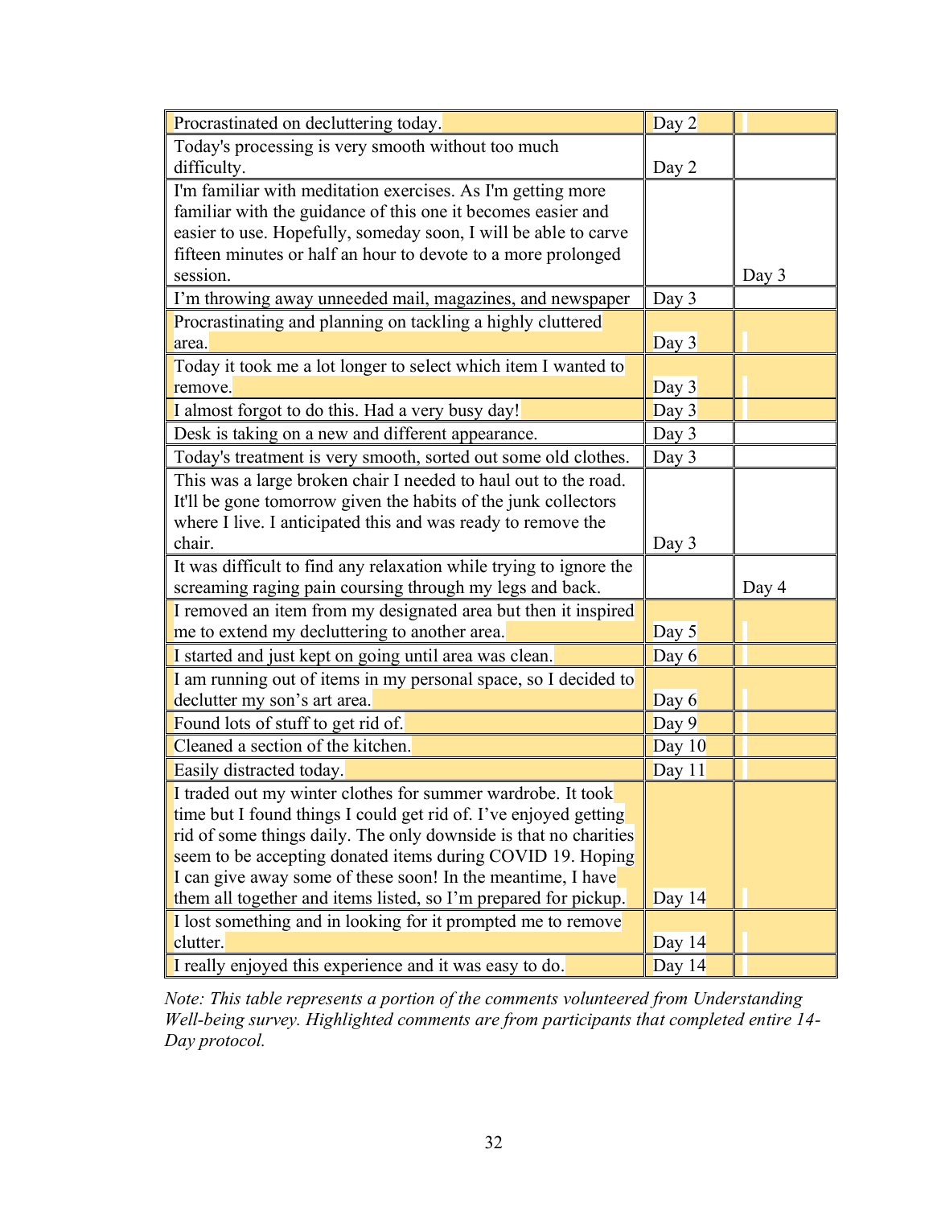| | | |
|---|---|---|
| Procrastinated on decluttering today. | Day 2 | |
| Today's processing is very smooth without too much difficulty. | Day 2 | |
| I'm familiar with meditation exercises. As I'm getting more familiar with the guidance of this one it becomes easier and easier to use. Hopefully, someday soon, I will be able to carve fifteen minutes or half an hour to devote to a more prolonged session. | | Day 3 |
| I'm throwing away unneeded mail, magazines, and newspaper | Day 3 | |
| Procrastinating and planning on tackling a highly cluttered area. | Day 3 | |
| Today it took me a lot longer to select which item I wanted to remove. | Day 3 | |
| I almost forgot to do this. Had a very busy day! | Day 3 | |
| Desk is taking on a new and different appearance. | Day 3 | |
| Today's treatment is very smooth, sorted out some old clothes. | Day 3 | |
| This was a large broken chair I needed to haul out to the road. It'll be gone tomorrow given the habits of the junk collectors where I live. I anticipated this and was ready to remove the chair. | Day 3 | |
| It was difficult to find any relaxation while trying to ignore the screaming raging pain coursing through my legs and back. | | Day 4 |
| I removed an item from my designated area but then it inspired me to extend my decluttering to another area. | Day 5 | |
| I started and just kept on going until area was clean. | Day 6 | |
| I am running out of items in my personal space, so I decided to declutter my son's art area. | Day 6 | |
| Found lots of stuff to get rid of. | Day 9 | |
| Cleaned a section of the kitchen. | Day 10 | |
| Easily distracted today. | Day 11 | |
| I traded out my winter clothes for summer wardrobe. It took time but I found things I could get rid of. I've enjoyed getting rid of some things daily. The only downside is that no charities seem to be accepting donated items during COVID 19. Hoping I can give away some of these soon! In the meantime, I have them all together and items listed, so I'm prepared for pickup. | Day 14 | |
| I lost something and in looking for it prompted me to remove clutter. | Day 14 | |
| I really enjoyed this experience and it was easy to do. | Day 14 | |

*Note: This table represents a portion of the comments volunteered from Understanding Well-being survey. Highlighted comments are from participants that completed entire 14-Day protocol.*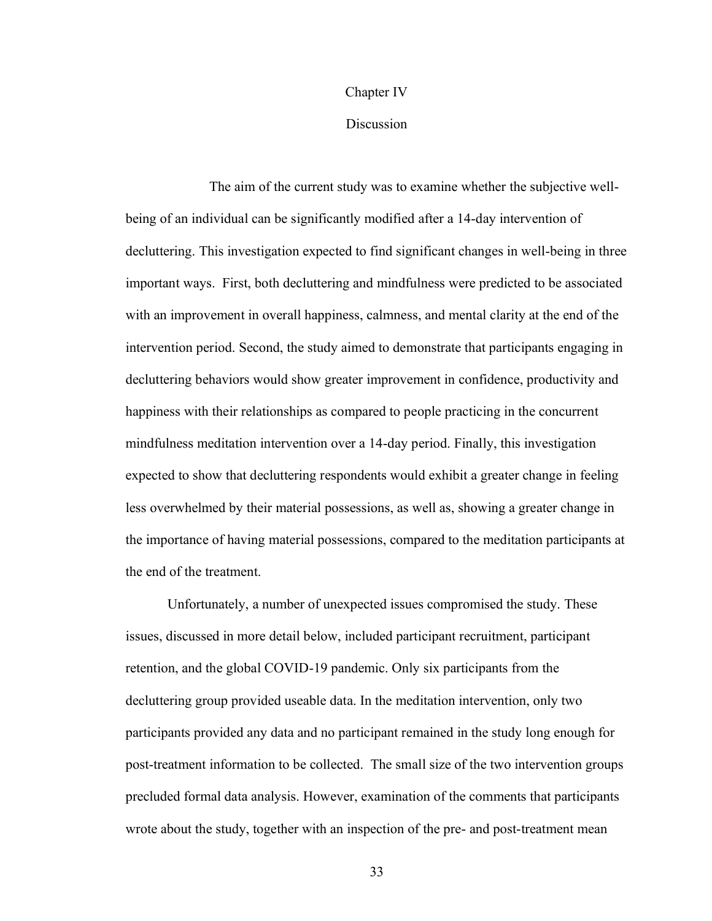# Chapter IV

## Discussion

The aim of the current study was to examine whether the subjective well-being of an individual can be significantly modified after a 14-day intervention of decluttering. This investigation expected to find significant changes in well-being in three important ways. First, both decluttering and mindfulness were predicted to be associated with an improvement in overall happiness, calmness, and mental clarity at the end of the intervention period. Second, the study aimed to demonstrate that participants engaging in decluttering behaviors would show greater improvement in confidence, productivity and happiness with their relationships as compared to people practicing in the concurrent mindfulness meditation intervention over a 14-day period. Finally, this investigation expected to show that decluttering respondents would exhibit a greater change in feeling less overwhelmed by their material possessions, as well as, showing a greater change in the importance of having material possessions, compared to the meditation participants at the end of the treatment.

Unfortunately, a number of unexpected issues compromised the study. These issues, discussed in more detail below, included participant recruitment, participant retention, and the global COVID-19 pandemic. Only six participants from the decluttering group provided useable data. In the meditation intervention, only two participants provided any data and no participant remained in the study long enough for post-treatment information to be collected. The small size of the two intervention groups precluded formal data analysis. However, examination of the comments that participants wrote about the study, together with an inspection of the pre- and post-treatment mean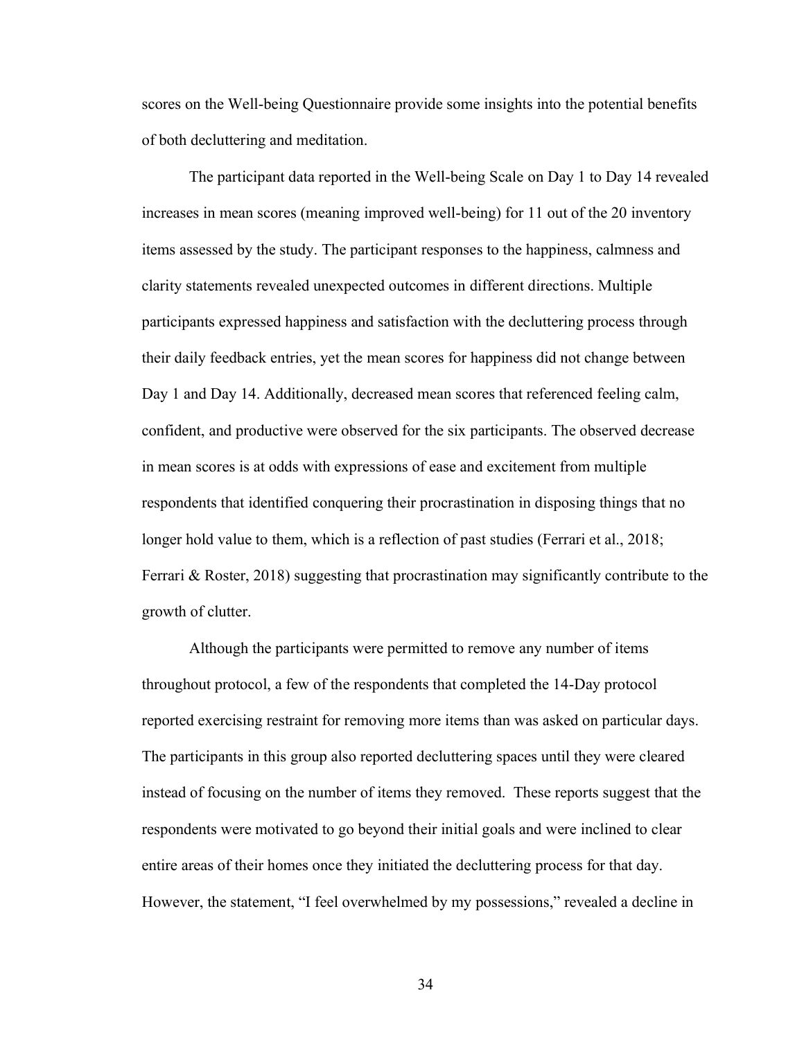scores on the Well-being Questionnaire provide some insights into the potential benefits of both decluttering and meditation.

The participant data reported in the Well-being Scale on Day 1 to Day 14 revealed increases in mean scores (meaning improved well-being) for 11 out of the 20 inventory items assessed by the study. The participant responses to the happiness, calmness and clarity statements revealed unexpected outcomes in different directions. Multiple participants expressed happiness and satisfaction with the decluttering process through their daily feedback entries, yet the mean scores for happiness did not change between Day 1 and Day 14. Additionally, decreased mean scores that referenced feeling calm, confident, and productive were observed for the six participants. The observed decrease in mean scores is at odds with expressions of ease and excitement from multiple respondents that identified conquering their procrastination in disposing things that no longer hold value to them, which is a reflection of past studies (Ferrari et al., 2018; Ferrari & Roster, 2018) suggesting that procrastination may significantly contribute to the growth of clutter.

Although the participants were permitted to remove any number of items throughout protocol, a few of the respondents that completed the 14-Day protocol reported exercising restraint for removing more items than was asked on particular days. The participants in this group also reported decluttering spaces until they were cleared instead of focusing on the number of items they removed. These reports suggest that the respondents were motivated to go beyond their initial goals and were inclined to clear entire areas of their homes once they initiated the decluttering process for that day. However, the statement, "I feel overwhelmed by my possessions," revealed a decline in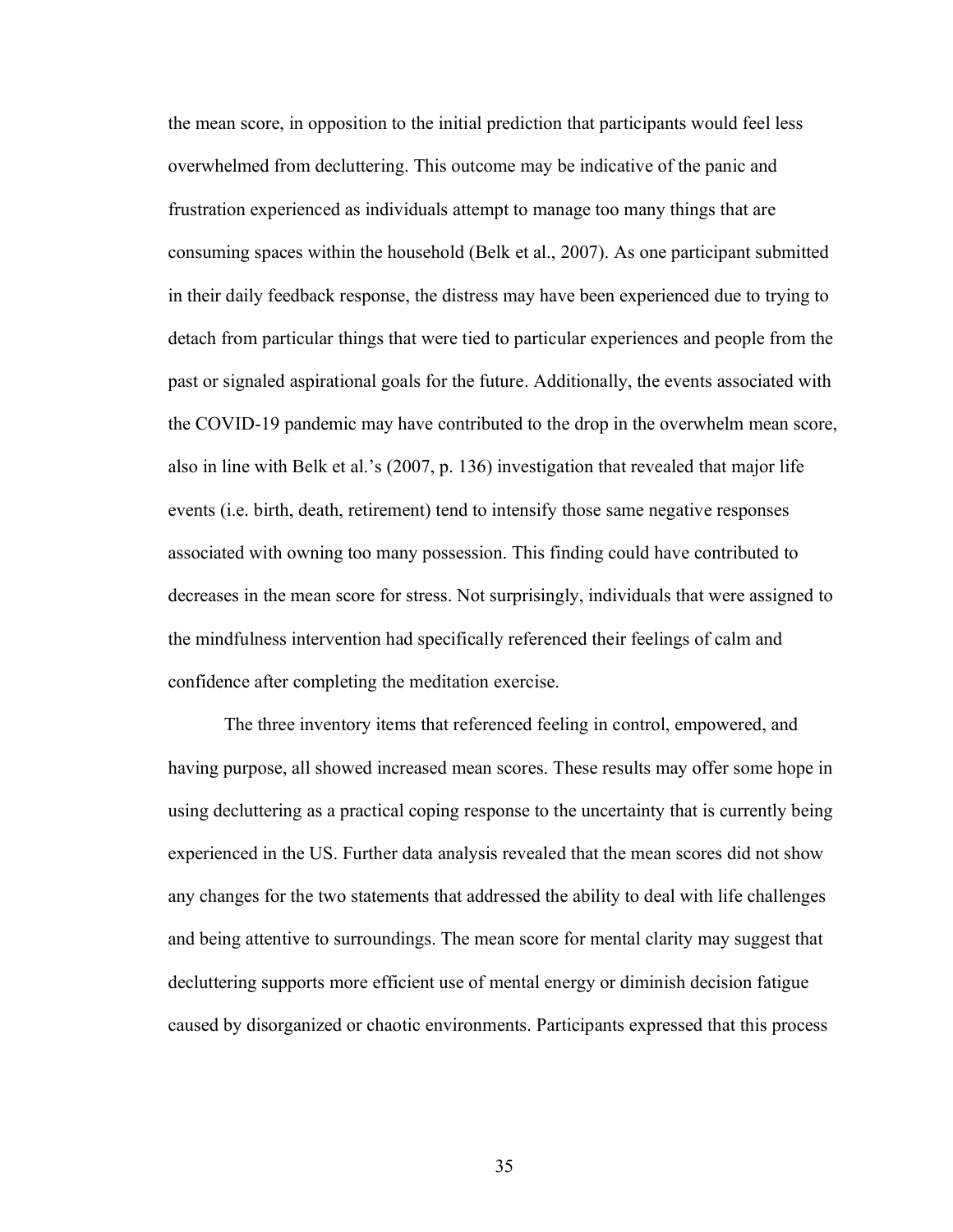the mean score, in opposition to the initial prediction that participants would feel less overwhelmed from decluttering. This outcome may be indicative of the panic and frustration experienced as individuals attempt to manage too many things that are consuming spaces within the household (Belk et al., 2007). As one participant submitted in their daily feedback response, the distress may have been experienced due to trying to detach from particular things that were tied to particular experiences and people from the past or signaled aspirational goals for the future. Additionally, the events associated with the COVID-19 pandemic may have contributed to the drop in the overwhelm mean score, also in line with Belk et al.'s (2007, p. 136) investigation that revealed that major life events (i.e. birth, death, retirement) tend to intensify those same negative responses associated with owning too many possession. This finding could have contributed to decreases in the mean score for stress. Not surprisingly, individuals that were assigned to the mindfulness intervention had specifically referenced their feelings of calm and confidence after completing the meditation exercise.

The three inventory items that referenced feeling in control, empowered, and having purpose, all showed increased mean scores. These results may offer some hope in using decluttering as a practical coping response to the uncertainty that is currently being experienced in the US. Further data analysis revealed that the mean scores did not show any changes for the two statements that addressed the ability to deal with life challenges and being attentive to surroundings. The mean score for mental clarity may suggest that decluttering supports more efficient use of mental energy or diminish decision fatigue caused by disorganized or chaotic environments. Participants expressed that this process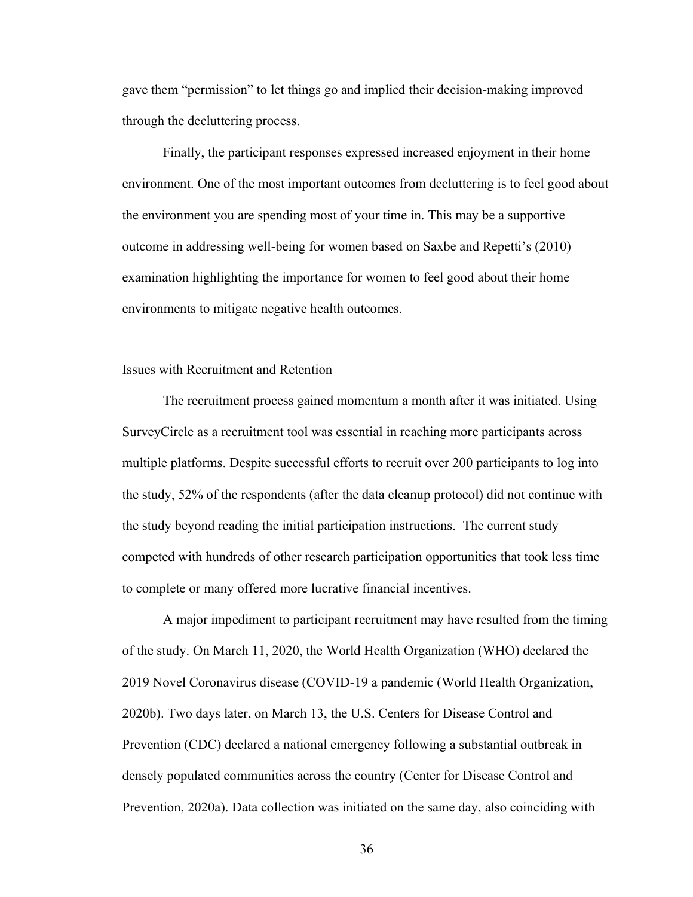gave them "permission" to let things go and implied their decision-making improved through the decluttering process.

Finally, the participant responses expressed increased enjoyment in their home environment. One of the most important outcomes from decluttering is to feel good about the environment you are spending most of your time in. This may be a supportive outcome in addressing well-being for women based on Saxbe and Repetti's (2010) examination highlighting the importance for women to feel good about their home environments to mitigate negative health outcomes.

### Issues with Recruitment and Retention

The recruitment process gained momentum a month after it was initiated. Using SurveyCircle as a recruitment tool was essential in reaching more participants across multiple platforms. Despite successful efforts to recruit over 200 participants to log into the study, 52% of the respondents (after the data cleanup protocol) did not continue with the study beyond reading the initial participation instructions. The current study competed with hundreds of other research participation opportunities that took less time to complete or many offered more lucrative financial incentives.

A major impediment to participant recruitment may have resulted from the timing of the study. On March 11, 2020, the World Health Organization (WHO) declared the 2019 Novel Coronavirus disease (COVID-19 a pandemic (World Health Organization, 2020b). Two days later, on March 13, the U.S. Centers for Disease Control and Prevention (CDC) declared a national emergency following a substantial outbreak in densely populated communities across the country (Center for Disease Control and Prevention, 2020a). Data collection was initiated on the same day, also coinciding with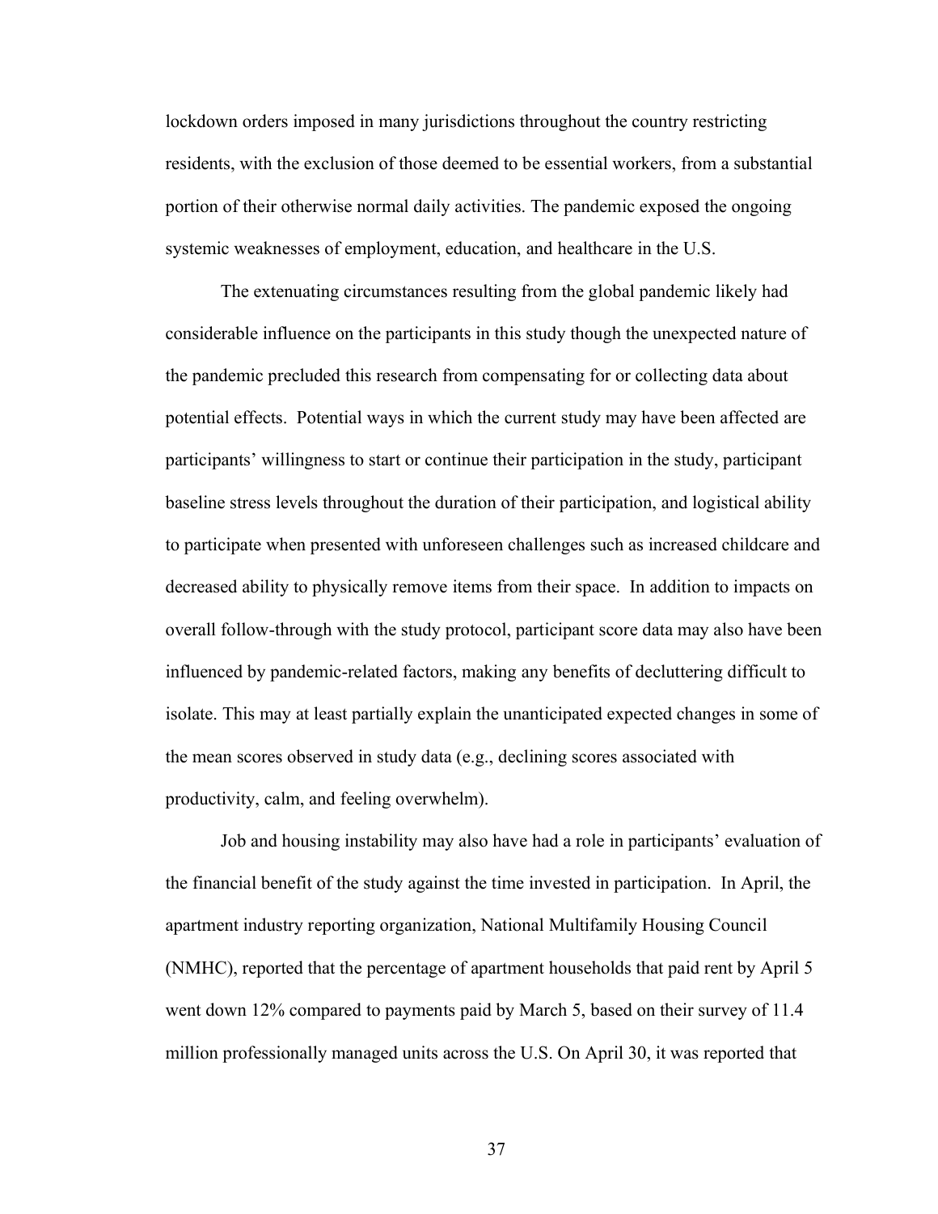lockdown orders imposed in many jurisdictions throughout the country restricting residents, with the exclusion of those deemed to be essential workers, from a substantial portion of their otherwise normal daily activities. The pandemic exposed the ongoing systemic weaknesses of employment, education, and healthcare in the U.S.

The extenuating circumstances resulting from the global pandemic likely had considerable influence on the participants in this study though the unexpected nature of the pandemic precluded this research from compensating for or collecting data about potential effects. Potential ways in which the current study may have been affected are participants' willingness to start or continue their participation in the study, participant baseline stress levels throughout the duration of their participation, and logistical ability to participate when presented with unforeseen challenges such as increased childcare and decreased ability to physically remove items from their space. In addition to impacts on overall follow-through with the study protocol, participant score data may also have been influenced by pandemic-related factors, making any benefits of decluttering difficult to isolate. This may at least partially explain the unanticipated expected changes in some of the mean scores observed in study data (e.g., declining scores associated with productivity, calm, and feeling overwhelm).

Job and housing instability may also have had a role in participants' evaluation of the financial benefit of the study against the time invested in participation. In April, the apartment industry reporting organization, National Multifamily Housing Council (NMHC), reported that the percentage of apartment households that paid rent by April 5 went down 12% compared to payments paid by March 5, based on their survey of 11.4 million professionally managed units across the U.S. On April 30, it was reported that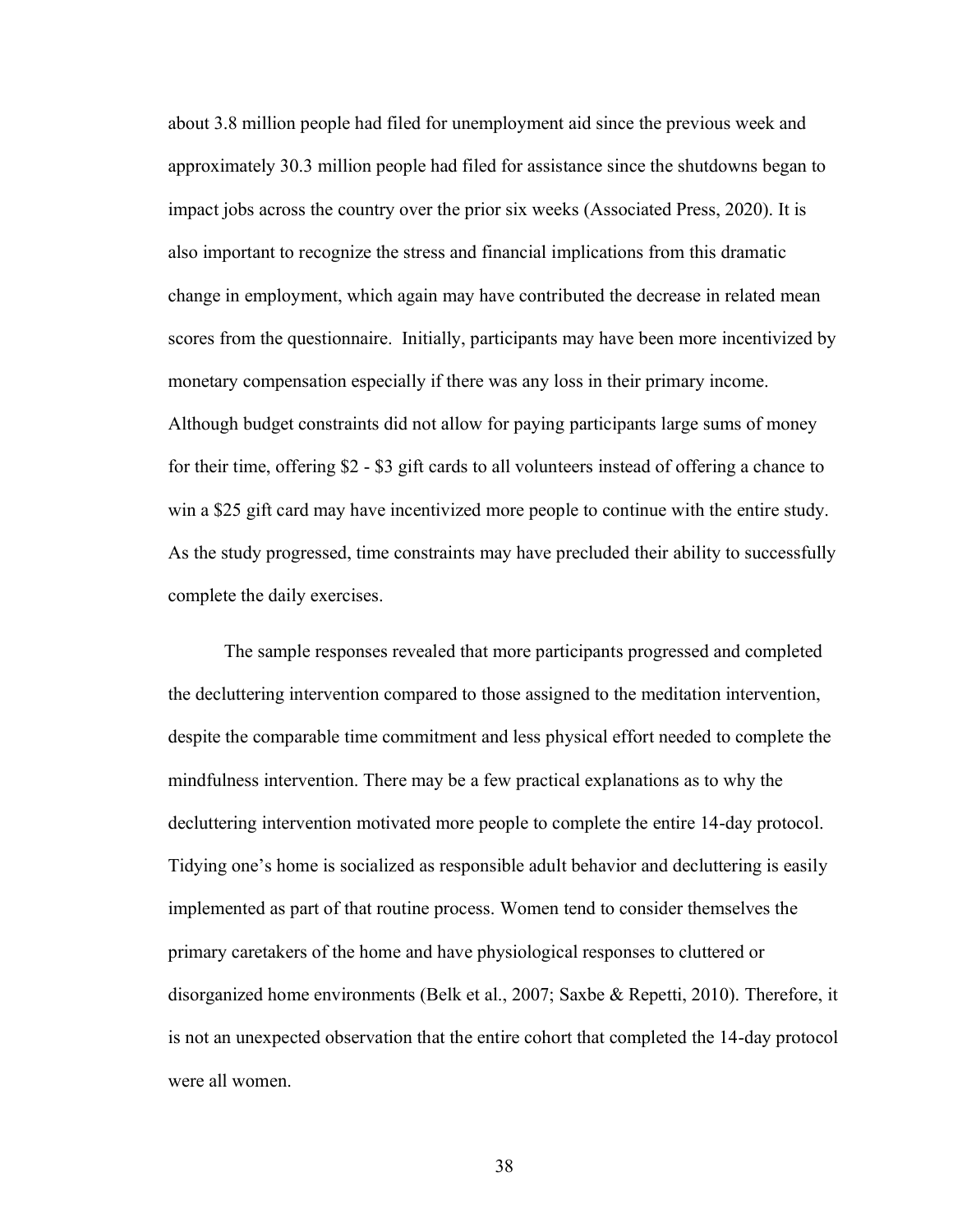about 3.8 million people had filed for unemployment aid since the previous week and approximately 30.3 million people had filed for assistance since the shutdowns began to impact jobs across the country over the prior six weeks (Associated Press, 2020). It is also important to recognize the stress and financial implications from this dramatic change in employment, which again may have contributed the decrease in related mean scores from the questionnaire. Initially, participants may have been more incentivized by monetary compensation especially if there was any loss in their primary income. Although budget constraints did not allow for paying participants large sums of money for their time, offering $2 - $3 gift cards to all volunteers instead of offering a chance to win a $25 gift card may have incentivized more people to continue with the entire study. As the study progressed, time constraints may have precluded their ability to successfully complete the daily exercises.

The sample responses revealed that more participants progressed and completed the decluttering intervention compared to those assigned to the meditation intervention, despite the comparable time commitment and less physical effort needed to complete the mindfulness intervention. There may be a few practical explanations as to why the decluttering intervention motivated more people to complete the entire 14-day protocol. Tidying one's home is socialized as responsible adult behavior and decluttering is easily implemented as part of that routine process. Women tend to consider themselves the primary caretakers of the home and have physiological responses to cluttered or disorganized home environments (Belk et al., 2007; Saxbe & Repetti, 2010). Therefore, it is not an unexpected observation that the entire cohort that completed the 14-day protocol were all women.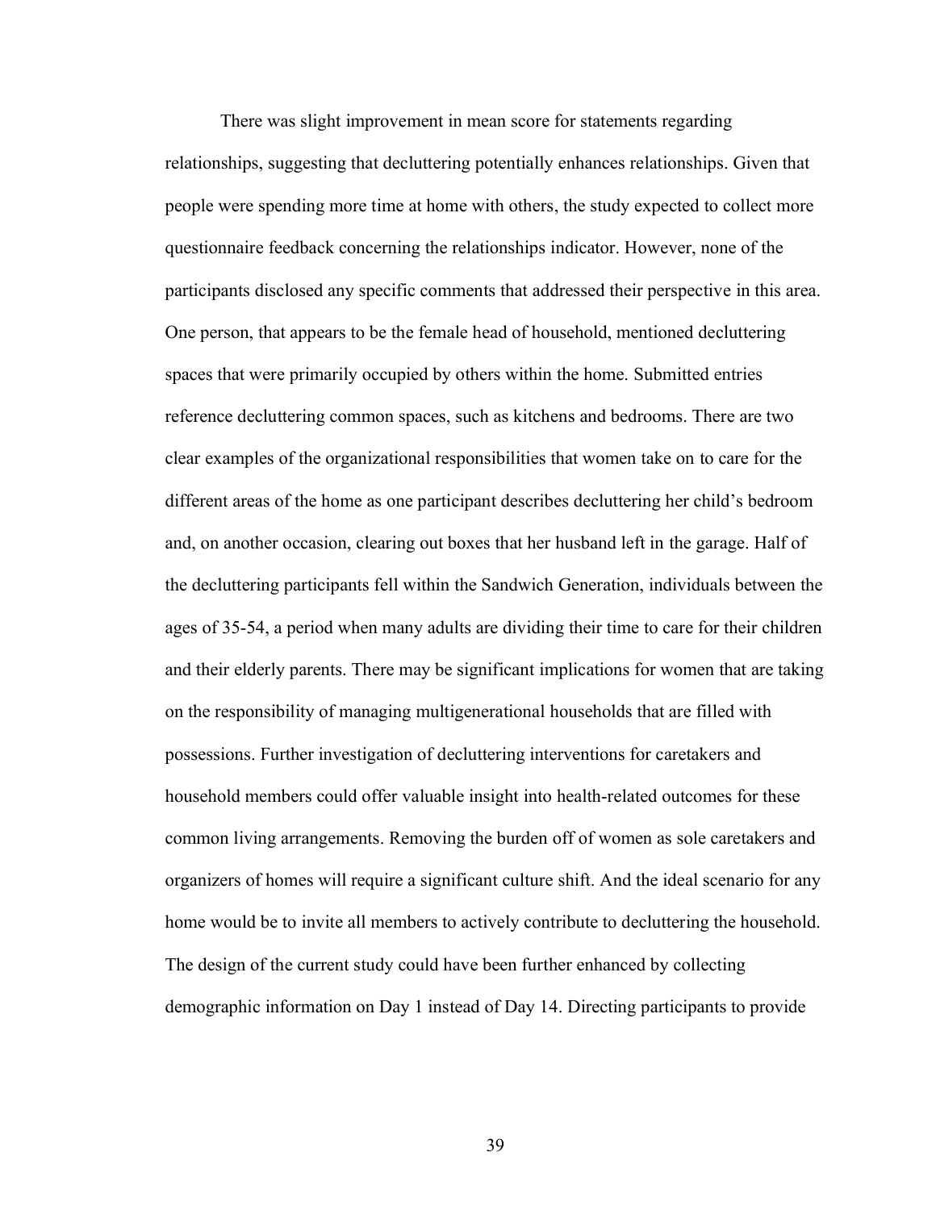There was slight improvement in mean score for statements regarding relationships, suggesting that decluttering potentially enhances relationships. Given that people were spending more time at home with others, the study expected to collect more questionnaire feedback concerning the relationships indicator. However, none of the participants disclosed any specific comments that addressed their perspective in this area. One person, that appears to be the female head of household, mentioned decluttering spaces that were primarily occupied by others within the home. Submitted entries reference decluttering common spaces, such as kitchens and bedrooms. There are two clear examples of the organizational responsibilities that women take on to care for the different areas of the home as one participant describes decluttering her child's bedroom and, on another occasion, clearing out boxes that her husband left in the garage. Half of the decluttering participants fell within the Sandwich Generation, individuals between the ages of 35-54, a period when many adults are dividing their time to care for their children and their elderly parents. There may be significant implications for women that are taking on the responsibility of managing multigenerational households that are filled with possessions. Further investigation of decluttering interventions for caretakers and household members could offer valuable insight into health-related outcomes for these common living arrangements. Removing the burden off of women as sole caretakers and organizers of homes will require a significant culture shift. And the ideal scenario for any home would be to invite all members to actively contribute to decluttering the household. The design of the current study could have been further enhanced by collecting demographic information on Day 1 instead of Day 14. Directing participants to provide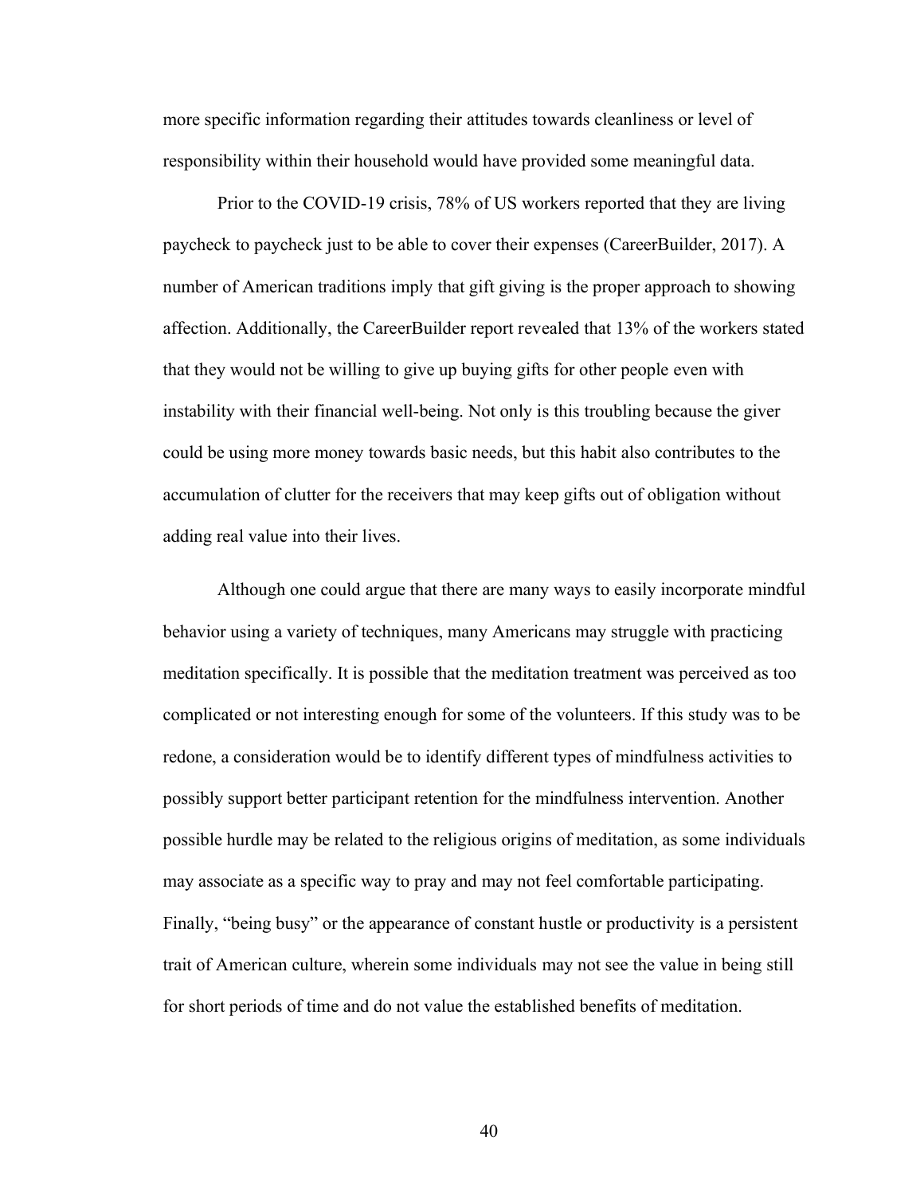more specific information regarding their attitudes towards cleanliness or level of responsibility within their household would have provided some meaningful data.

Prior to the COVID-19 crisis, 78% of US workers reported that they are living paycheck to paycheck just to be able to cover their expenses (CareerBuilder, 2017). A number of American traditions imply that gift giving is the proper approach to showing affection. Additionally, the CareerBuilder report revealed that 13% of the workers stated that they would not be willing to give up buying gifts for other people even with instability with their financial well-being. Not only is this troubling because the giver could be using more money towards basic needs, but this habit also contributes to the accumulation of clutter for the receivers that may keep gifts out of obligation without adding real value into their lives.

Although one could argue that there are many ways to easily incorporate mindful behavior using a variety of techniques, many Americans may struggle with practicing meditation specifically. It is possible that the meditation treatment was perceived as too complicated or not interesting enough for some of the volunteers. If this study was to be redone, a consideration would be to identify different types of mindfulness activities to possibly support better participant retention for the mindfulness intervention. Another possible hurdle may be related to the religious origins of meditation, as some individuals may associate as a specific way to pray and may not feel comfortable participating. Finally, "being busy" or the appearance of constant hustle or productivity is a persistent trait of American culture, wherein some individuals may not see the value in being still for short periods of time and do not value the established benefits of meditation.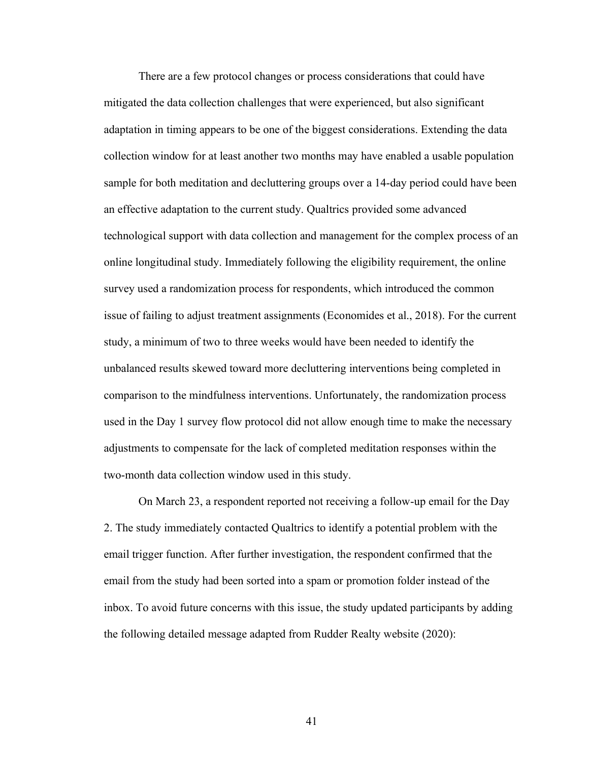There are a few protocol changes or process considerations that could have mitigated the data collection challenges that were experienced, but also significant adaptation in timing appears to be one of the biggest considerations. Extending the data collection window for at least another two months may have enabled a usable population sample for both meditation and decluttering groups over a 14-day period could have been an effective adaptation to the current study. Qualtrics provided some advanced technological support with data collection and management for the complex process of an online longitudinal study. Immediately following the eligibility requirement, the online survey used a randomization process for respondents, which introduced the common issue of failing to adjust treatment assignments (Economides et al., 2018). For the current study, a minimum of two to three weeks would have been needed to identify the unbalanced results skewed toward more decluttering interventions being completed in comparison to the mindfulness interventions. Unfortunately, the randomization process used in the Day 1 survey flow protocol did not allow enough time to make the necessary adjustments to compensate for the lack of completed meditation responses within the two-month data collection window used in this study.

On March 23, a respondent reported not receiving a follow-up email for the Day 2. The study immediately contacted Qualtrics to identify a potential problem with the email trigger function. After further investigation, the respondent confirmed that the email from the study had been sorted into a spam or promotion folder instead of the inbox. To avoid future concerns with this issue, the study updated participants by adding the following detailed message adapted from Rudder Realty website (2020):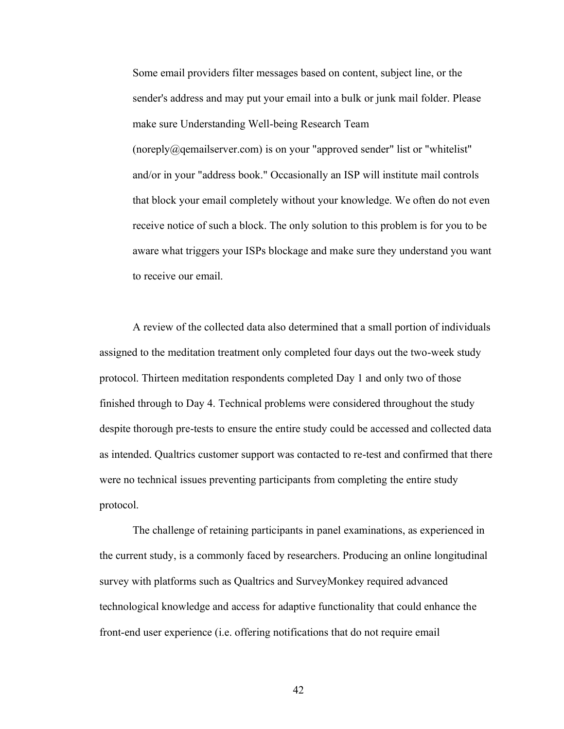> Some email providers filter messages based on content, subject line, or the sender's address and may put your email into a bulk or junk mail folder. Please make sure Understanding Well-being Research Team (noreply@qemailserver.com) is on your "approved sender" list or "whitelist" and/or in your "address book." Occasionally an ISP will institute mail controls that block your email completely without your knowledge. We often do not even receive notice of such a block. The only solution to this problem is for you to be aware what triggers your ISPs blockage and make sure they understand you want to receive our email.

A review of the collected data also determined that a small portion of individuals assigned to the meditation treatment only completed four days out the two-week study protocol. Thirteen meditation respondents completed Day 1 and only two of those finished through to Day 4. Technical problems were considered throughout the study despite thorough pre-tests to ensure the entire study could be accessed and collected data as intended. Qualtrics customer support was contacted to re-test and confirmed that there were no technical issues preventing participants from completing the entire study protocol.

The challenge of retaining participants in panel examinations, as experienced in the current study, is a commonly faced by researchers. Producing an online longitudinal survey with platforms such as Qualtrics and SurveyMonkey required advanced technological knowledge and access for adaptive functionality that could enhance the front-end user experience (i.e. offering notifications that do not require email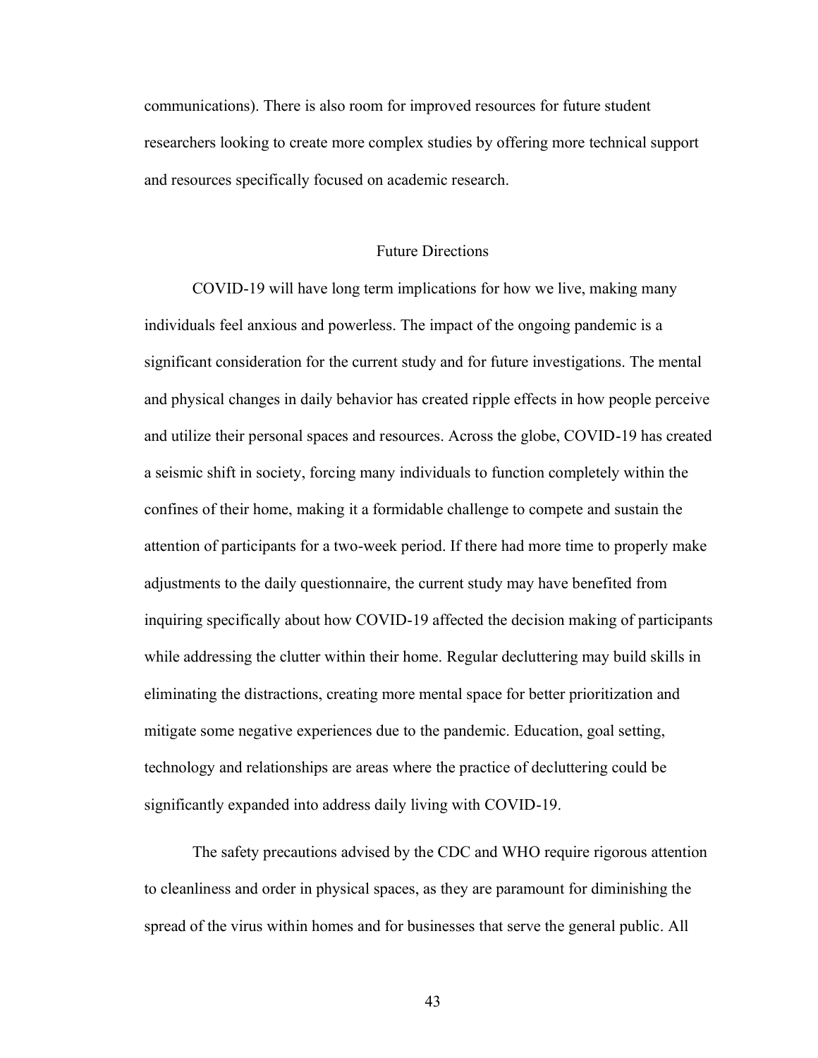communications). There is also room for improved resources for future student researchers looking to create more complex studies by offering more technical support and resources specifically focused on academic research.

## Future Directions

COVID-19 will have long term implications for how we live, making many individuals feel anxious and powerless. The impact of the ongoing pandemic is a significant consideration for the current study and for future investigations. The mental and physical changes in daily behavior has created ripple effects in how people perceive and utilize their personal spaces and resources. Across the globe, COVID-19 has created a seismic shift in society, forcing many individuals to function completely within the confines of their home, making it a formidable challenge to compete and sustain the attention of participants for a two-week period. If there had more time to properly make adjustments to the daily questionnaire, the current study may have benefited from inquiring specifically about how COVID-19 affected the decision making of participants while addressing the clutter within their home. Regular decluttering may build skills in eliminating the distractions, creating more mental space for better prioritization and mitigate some negative experiences due to the pandemic. Education, goal setting, technology and relationships are areas where the practice of decluttering could be significantly expanded into address daily living with COVID-19.

The safety precautions advised by the CDC and WHO require rigorous attention to cleanliness and order in physical spaces, as they are paramount for diminishing the spread of the virus within homes and for businesses that serve the general public. All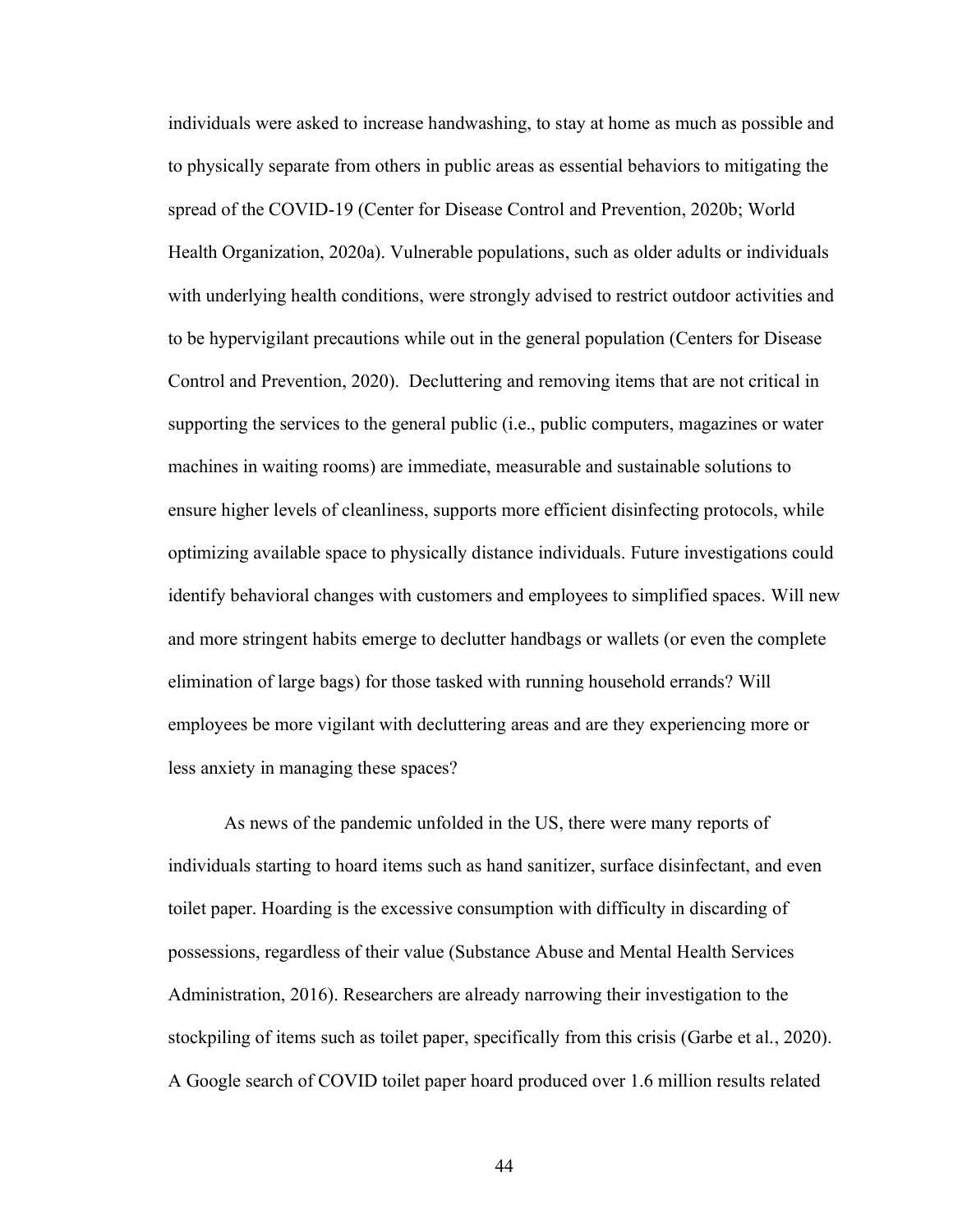individuals were asked to increase handwashing, to stay at home as much as possible and to physically separate from others in public areas as essential behaviors to mitigating the spread of the COVID-19 (Center for Disease Control and Prevention, 2020b; World Health Organization, 2020a). Vulnerable populations, such as older adults or individuals with underlying health conditions, were strongly advised to restrict outdoor activities and to be hypervigilant precautions while out in the general population (Centers for Disease Control and Prevention, 2020). Decluttering and removing items that are not critical in supporting the services to the general public (i.e., public computers, magazines or water machines in waiting rooms) are immediate, measurable and sustainable solutions to ensure higher levels of cleanliness, supports more efficient disinfecting protocols, while optimizing available space to physically distance individuals. Future investigations could identify behavioral changes with customers and employees to simplified spaces. Will new and more stringent habits emerge to declutter handbags or wallets (or even the complete elimination of large bags) for those tasked with running household errands? Will employees be more vigilant with decluttering areas and are they experiencing more or less anxiety in managing these spaces?

As news of the pandemic unfolded in the US, there were many reports of individuals starting to hoard items such as hand sanitizer, surface disinfectant, and even toilet paper. Hoarding is the excessive consumption with difficulty in discarding of possessions, regardless of their value (Substance Abuse and Mental Health Services Administration, 2016). Researchers are already narrowing their investigation to the stockpiling of items such as toilet paper, specifically from this crisis (Garbe et al., 2020). A Google search of COVID toilet paper hoard produced over 1.6 million results related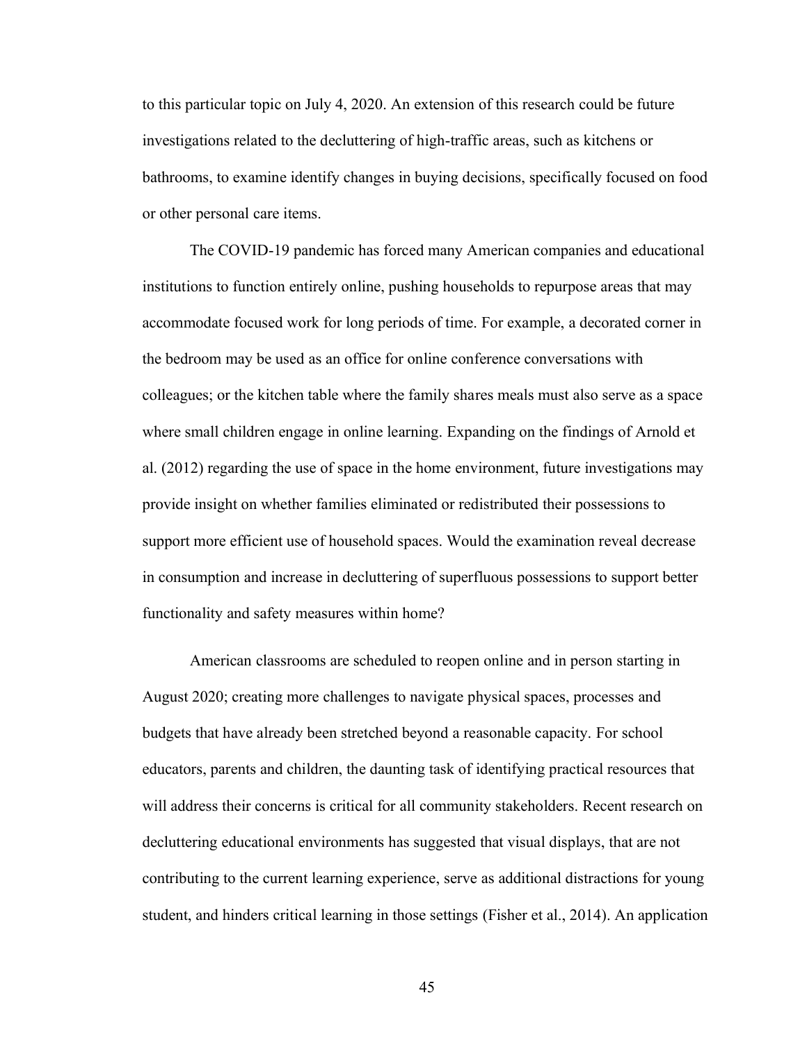to this particular topic on July 4, 2020. An extension of this research could be future investigations related to the decluttering of high-traffic areas, such as kitchens or bathrooms, to examine identify changes in buying decisions, specifically focused on food or other personal care items.

The COVID-19 pandemic has forced many American companies and educational institutions to function entirely online, pushing households to repurpose areas that may accommodate focused work for long periods of time. For example, a decorated corner in the bedroom may be used as an office for online conference conversations with colleagues; or the kitchen table where the family shares meals must also serve as a space where small children engage in online learning. Expanding on the findings of Arnold et al. (2012) regarding the use of space in the home environment, future investigations may provide insight on whether families eliminated or redistributed their possessions to support more efficient use of household spaces. Would the examination reveal decrease in consumption and increase in decluttering of superfluous possessions to support better functionality and safety measures within home?

American classrooms are scheduled to reopen online and in person starting in August 2020; creating more challenges to navigate physical spaces, processes and budgets that have already been stretched beyond a reasonable capacity. For school educators, parents and children, the daunting task of identifying practical resources that will address their concerns is critical for all community stakeholders. Recent research on decluttering educational environments has suggested that visual displays, that are not contributing to the current learning experience, serve as additional distractions for young student, and hinders critical learning in those settings (Fisher et al., 2014). An application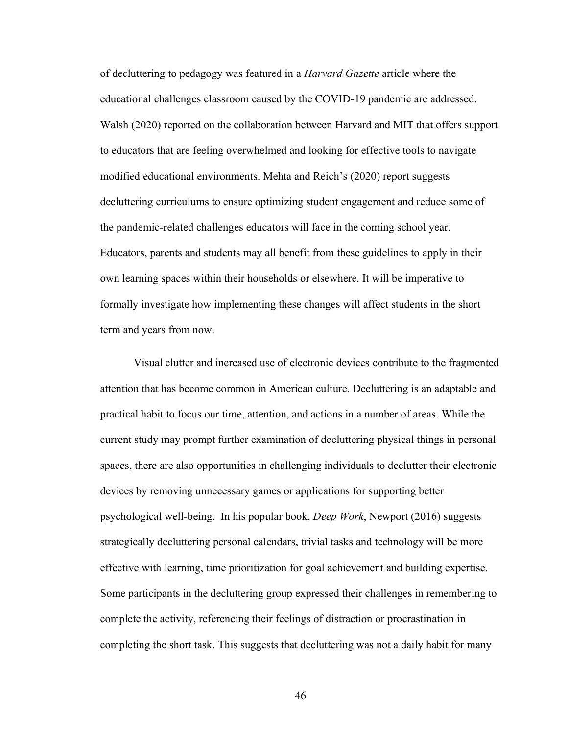of decluttering to pedagogy was featured in a *Harvard Gazette* article where the educational challenges classroom caused by the COVID-19 pandemic are addressed. Walsh (2020) reported on the collaboration between Harvard and MIT that offers support to educators that are feeling overwhelmed and looking for effective tools to navigate modified educational environments. Mehta and Reich's (2020) report suggests decluttering curriculums to ensure optimizing student engagement and reduce some of the pandemic-related challenges educators will face in the coming school year. Educators, parents and students may all benefit from these guidelines to apply in their own learning spaces within their households or elsewhere. It will be imperative to formally investigate how implementing these changes will affect students in the short term and years from now.

Visual clutter and increased use of electronic devices contribute to the fragmented attention that has become common in American culture. Decluttering is an adaptable and practical habit to focus our time, attention, and actions in a number of areas. While the current study may prompt further examination of decluttering physical things in personal spaces, there are also opportunities in challenging individuals to declutter their electronic devices by removing unnecessary games or applications for supporting better psychological well-being. In his popular book, *Deep Work*, Newport (2016) suggests strategically decluttering personal calendars, trivial tasks and technology will be more effective with learning, time prioritization for goal achievement and building expertise. Some participants in the decluttering group expressed their challenges in remembering to complete the activity, referencing their feelings of distraction or procrastination in completing the short task. This suggests that decluttering was not a daily habit for many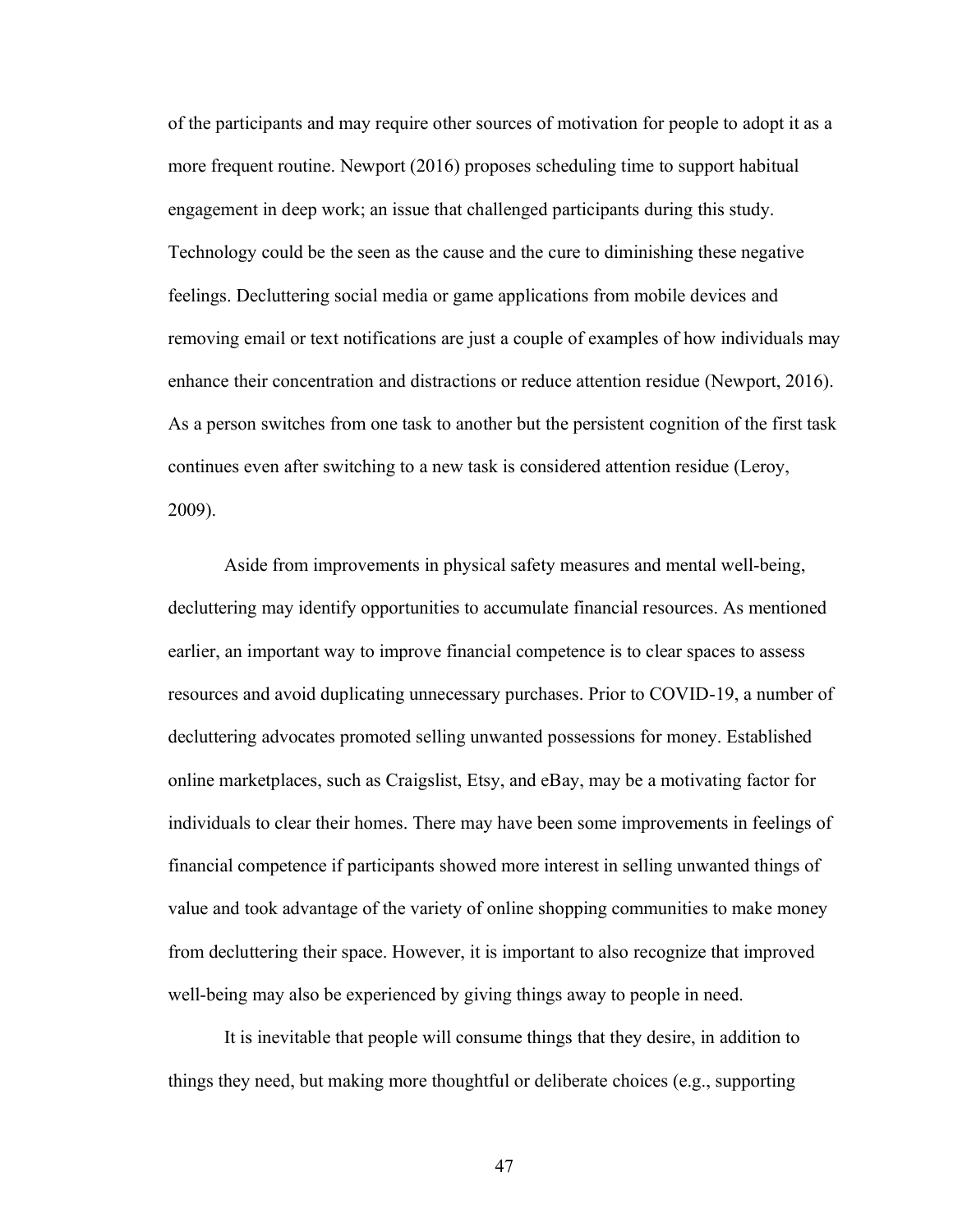of the participants and may require other sources of motivation for people to adopt it as a more frequent routine. Newport (2016) proposes scheduling time to support habitual engagement in deep work; an issue that challenged participants during this study. Technology could be the seen as the cause and the cure to diminishing these negative feelings. Decluttering social media or game applications from mobile devices and removing email or text notifications are just a couple of examples of how individuals may enhance their concentration and distractions or reduce attention residue (Newport, 2016). As a person switches from one task to another but the persistent cognition of the first task continues even after switching to a new task is considered attention residue (Leroy, 2009).

Aside from improvements in physical safety measures and mental well-being, decluttering may identify opportunities to accumulate financial resources. As mentioned earlier, an important way to improve financial competence is to clear spaces to assess resources and avoid duplicating unnecessary purchases. Prior to COVID-19, a number of decluttering advocates promoted selling unwanted possessions for money. Established online marketplaces, such as Craigslist, Etsy, and eBay, may be a motivating factor for individuals to clear their homes. There may have been some improvements in feelings of financial competence if participants showed more interest in selling unwanted things of value and took advantage of the variety of online shopping communities to make money from decluttering their space. However, it is important to also recognize that improved well-being may also be experienced by giving things away to people in need.

It is inevitable that people will consume things that they desire, in addition to things they need, but making more thoughtful or deliberate choices (e.g., supporting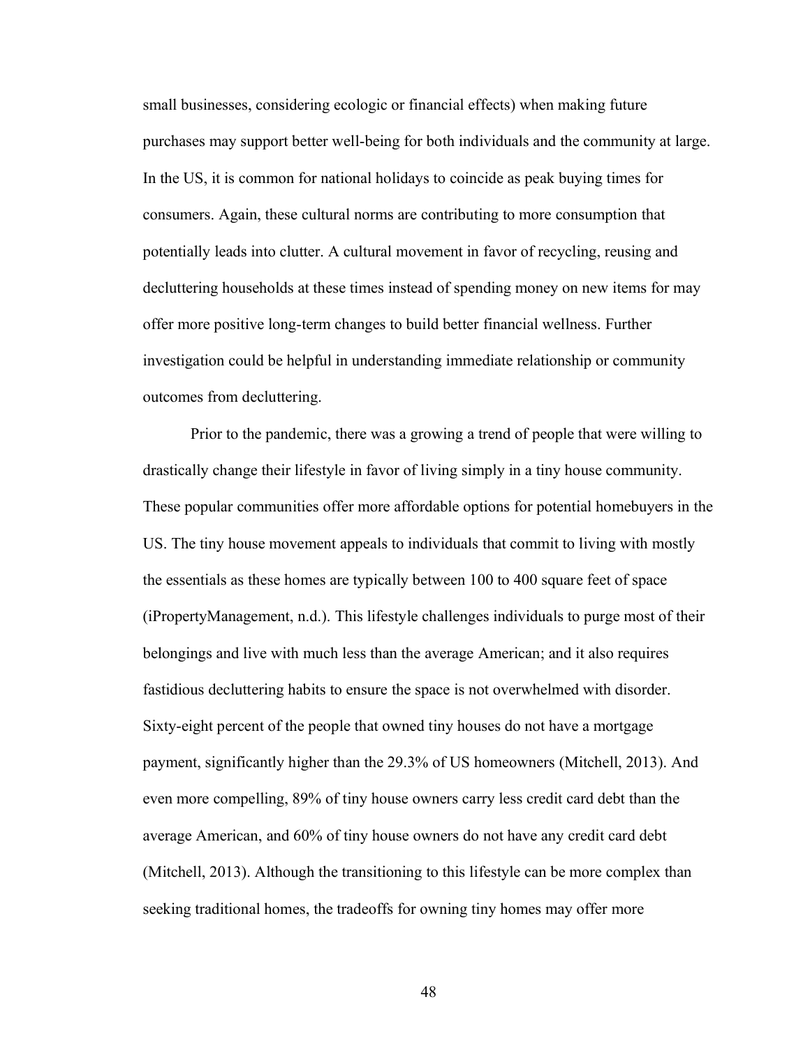small businesses, considering ecologic or financial effects) when making future purchases may support better well-being for both individuals and the community at large. In the US, it is common for national holidays to coincide as peak buying times for consumers. Again, these cultural norms are contributing to more consumption that potentially leads into clutter. A cultural movement in favor of recycling, reusing and decluttering households at these times instead of spending money on new items for may offer more positive long-term changes to build better financial wellness. Further investigation could be helpful in understanding immediate relationship or community outcomes from decluttering.

Prior to the pandemic, there was a growing a trend of people that were willing to drastically change their lifestyle in favor of living simply in a tiny house community. These popular communities offer more affordable options for potential homebuyers in the US. The tiny house movement appeals to individuals that commit to living with mostly the essentials as these homes are typically between 100 to 400 square feet of space (iPropertyManagement, n.d.). This lifestyle challenges individuals to purge most of their belongings and live with much less than the average American; and it also requires fastidious decluttering habits to ensure the space is not overwhelmed with disorder. Sixty-eight percent of the people that owned tiny houses do not have a mortgage payment, significantly higher than the 29.3% of US homeowners (Mitchell, 2013). And even more compelling, 89% of tiny house owners carry less credit card debt than the average American, and 60% of tiny house owners do not have any credit card debt (Mitchell, 2013). Although the transitioning to this lifestyle can be more complex than seeking traditional homes, the tradeoffs for owning tiny homes may offer more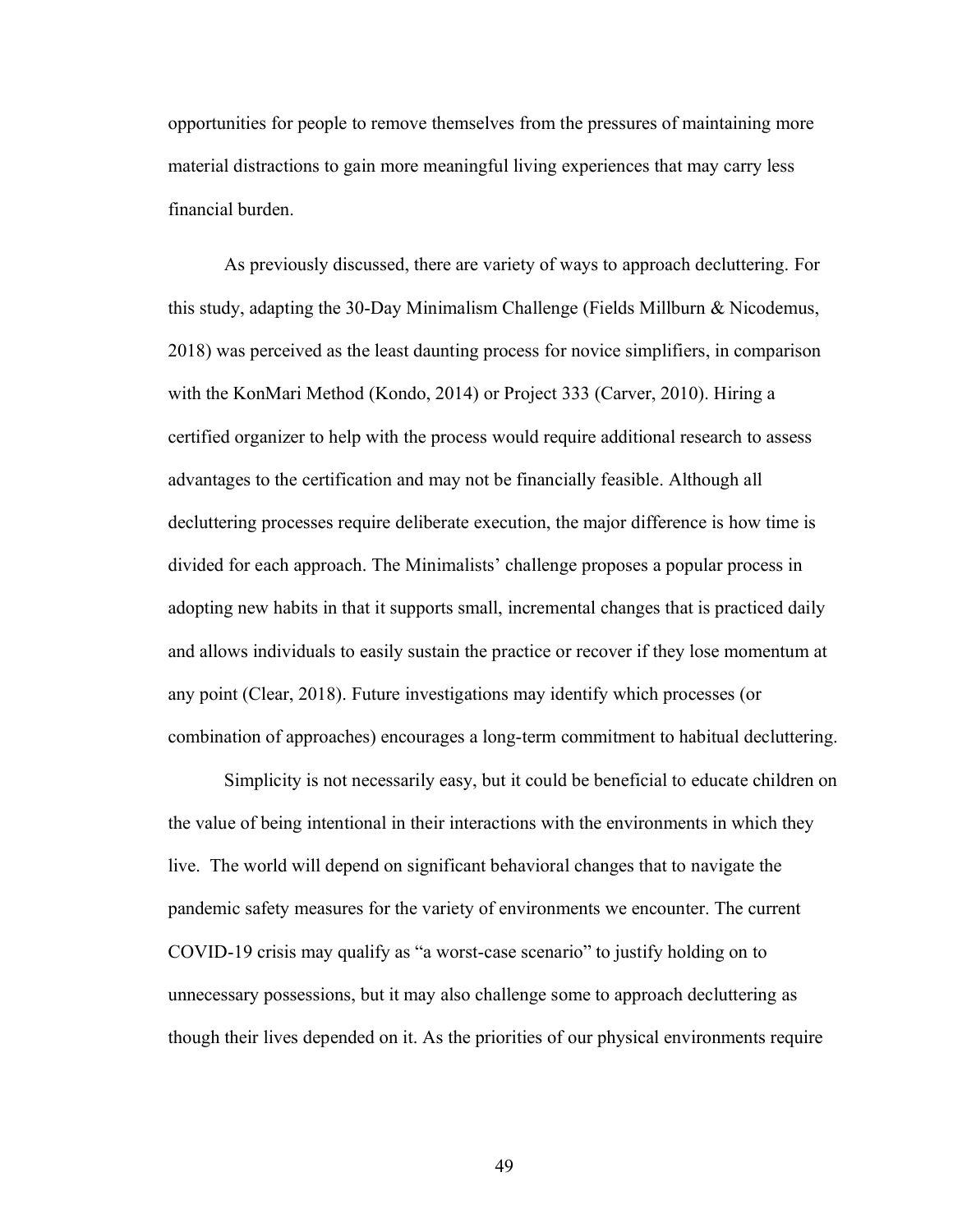opportunities for people to remove themselves from the pressures of maintaining more material distractions to gain more meaningful living experiences that may carry less financial burden.

As previously discussed, there are variety of ways to approach decluttering. For this study, adapting the 30-Day Minimalism Challenge (Fields Millburn & Nicodemus, 2018) was perceived as the least daunting process for novice simplifiers, in comparison with the KonMari Method (Kondo, 2014) or Project 333 (Carver, 2010). Hiring a certified organizer to help with the process would require additional research to assess advantages to the certification and may not be financially feasible. Although all decluttering processes require deliberate execution, the major difference is how time is divided for each approach. The Minimalists' challenge proposes a popular process in adopting new habits in that it supports small, incremental changes that is practiced daily and allows individuals to easily sustain the practice or recover if they lose momentum at any point (Clear, 2018). Future investigations may identify which processes (or combination of approaches) encourages a long-term commitment to habitual decluttering.

Simplicity is not necessarily easy, but it could be beneficial to educate children on the value of being intentional in their interactions with the environments in which they live. The world will depend on significant behavioral changes that to navigate the pandemic safety measures for the variety of environments we encounter. The current COVID-19 crisis may qualify as "a worst-case scenario" to justify holding on to unnecessary possessions, but it may also challenge some to approach decluttering as though their lives depended on it. As the priorities of our physical environments require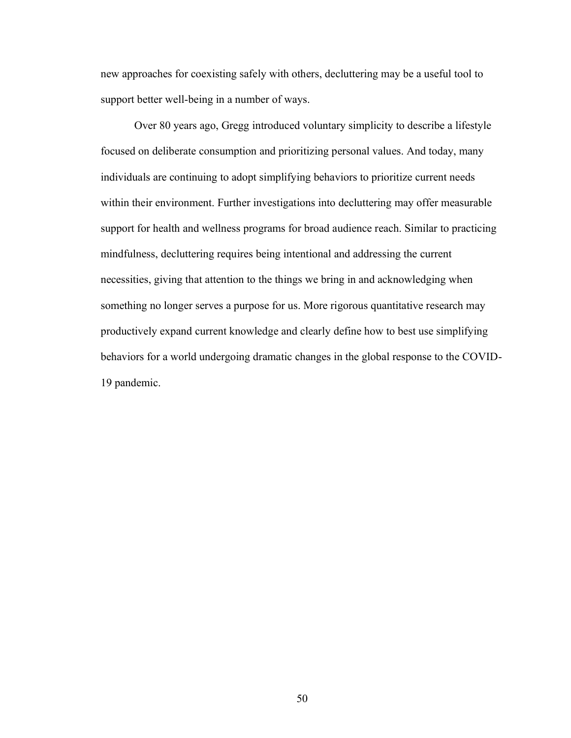new approaches for coexisting safely with others, decluttering may be a useful tool to support better well-being in a number of ways.

Over 80 years ago, Gregg introduced voluntary simplicity to describe a lifestyle focused on deliberate consumption and prioritizing personal values. And today, many individuals are continuing to adopt simplifying behaviors to prioritize current needs within their environment. Further investigations into decluttering may offer measurable support for health and wellness programs for broad audience reach. Similar to practicing mindfulness, decluttering requires being intentional and addressing the current necessities, giving that attention to the things we bring in and acknowledging when something no longer serves a purpose for us. More rigorous quantitative research may productively expand current knowledge and clearly define how to best use simplifying behaviors for a world undergoing dramatic changes in the global response to the COVID-19 pandemic.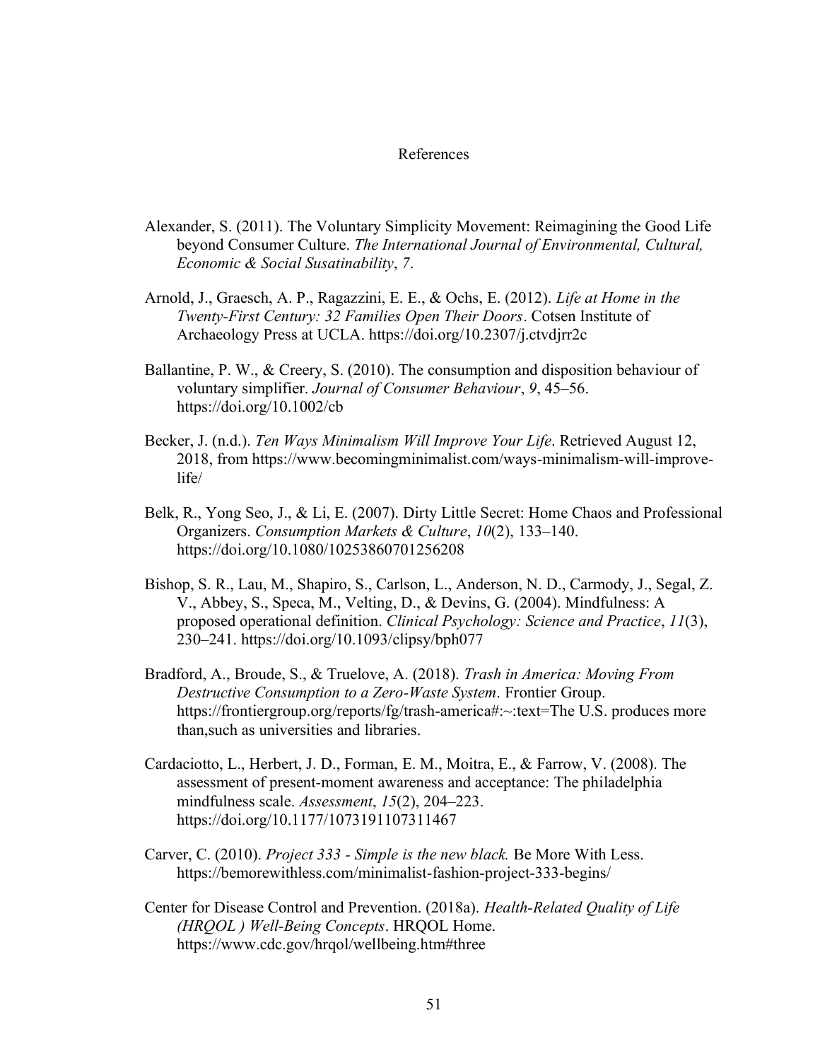# References

Alexander, S. (2011). The Voluntary Simplicity Movement: Reimagining the Good Life beyond Consumer Culture. *The International Journal of Environmental, Cultural, Economic & Social Susatinability*, *7*.

Arnold, J., Graesch, A. P., Ragazzini, E. E., & Ochs, E. (2012). *Life at Home in the Twenty-First Century: 32 Families Open Their Doors*. Cotsen Institute of Archaeology Press at UCLA. https://doi.org/10.2307/j.ctvdjrr2c

Ballantine, P. W., & Creery, S. (2010). The consumption and disposition behaviour of voluntary simplifier. *Journal of Consumer Behaviour*, *9*, 45–56. https://doi.org/10.1002/cb

Becker, J. (n.d.). *Ten Ways Minimalism Will Improve Your Life*. Retrieved August 12, 2018, from https://www.becomingminimalist.com/ways-minimalism-will-improve-life/

Belk, R., Yong Seo, J., & Li, E. (2007). Dirty Little Secret: Home Chaos and Professional Organizers. *Consumption Markets & Culture*, *10*(2), 133–140. https://doi.org/10.1080/10253860701256208

Bishop, S. R., Lau, M., Shapiro, S., Carlson, L., Anderson, N. D., Carmody, J., Segal, Z. V., Abbey, S., Speca, M., Velting, D., & Devins, G. (2004). Mindfulness: A proposed operational definition. *Clinical Psychology: Science and Practice*, *11*(3), 230–241. https://doi.org/10.1093/clipsy/bph077

Bradford, A., Broude, S., & Truelove, A. (2018). *Trash in America: Moving From Destructive Consumption to a Zero-Waste System*. Frontier Group. https://frontiergroup.org/reports/fg/trash-america#:~:text=The U.S. produces more than,such as universities and libraries.

Cardaciotto, L., Herbert, J. D., Forman, E. M., Moitra, E., & Farrow, V. (2008). The assessment of present-moment awareness and acceptance: The philadelphia mindfulness scale. *Assessment*, *15*(2), 204–223. https://doi.org/10.1177/1073191107311467

Carver, C. (2010). *Project 333 - Simple is the new black.* Be More With Less. https://bemorewithless.com/minimalist-fashion-project-333-begins/

Center for Disease Control and Prevention. (2018a). *Health-Related Quality of Life (HRQOL ) Well-Being Concepts*. HRQOL Home. https://www.cdc.gov/hrqol/wellbeing.htm#three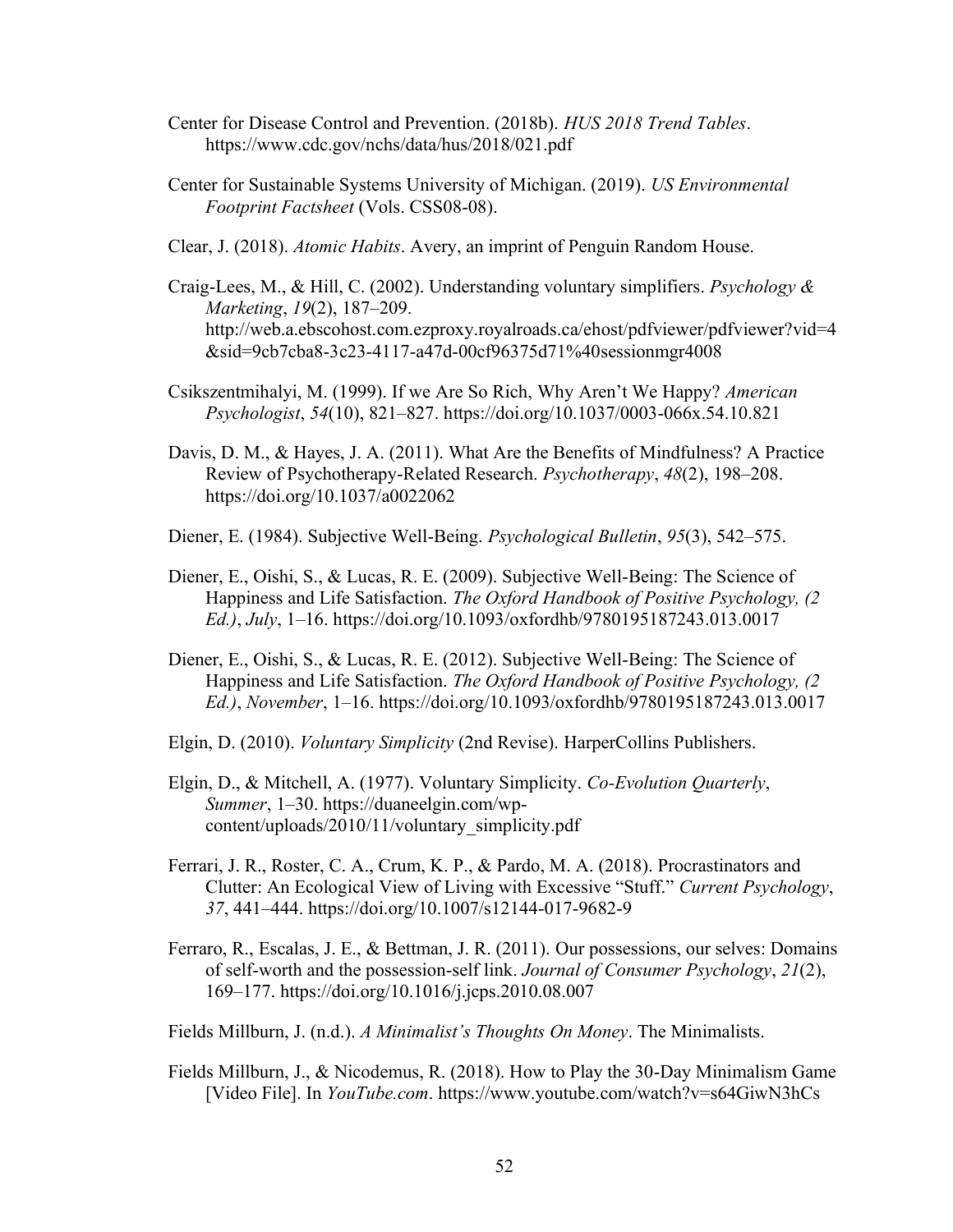Center for Disease Control and Prevention. (2018b). *HUS 2018 Trend Tables*. https://www.cdc.gov/nchs/data/hus/2018/021.pdf

Center for Sustainable Systems University of Michigan. (2019). *US Environmental Footprint Factsheet* (Vols. CSS08-08).

Clear, J. (2018). *Atomic Habits*. Avery, an imprint of Penguin Random House.

Craig-Lees, M., & Hill, C. (2002). Understanding voluntary simplifiers. *Psychology & Marketing*, *19*(2), 187–209. http://web.a.ebscohost.com.ezproxy.royalroads.ca/ehost/pdfviewer/pdfviewer?vid=4&sid=9cb7cba8-3c23-4117-a47d-00cf96375d71%40sessionmgr4008

Csikszentmihalyi, M. (1999). If we Are So Rich, Why Aren't We Happy? *American Psychologist*, *54*(10), 821–827. https://doi.org/10.1037/0003-066x.54.10.821

Davis, D. M., & Hayes, J. A. (2011). What Are the Benefits of Mindfulness? A Practice Review of Psychotherapy-Related Research. *Psychotherapy*, *48*(2), 198–208. https://doi.org/10.1037/a0022062

Diener, E. (1984). Subjective Well-Being. *Psychological Bulletin*, *95*(3), 542–575.

Diener, E., Oishi, S., & Lucas, R. E. (2009). Subjective Well-Being: The Science of Happiness and Life Satisfaction. *The Oxford Handbook of Positive Psychology, (2 Ed.)*, *July*, 1–16. https://doi.org/10.1093/oxfordhb/9780195187243.013.0017

Diener, E., Oishi, S., & Lucas, R. E. (2012). Subjective Well-Being: The Science of Happiness and Life Satisfaction. *The Oxford Handbook of Positive Psychology, (2 Ed.)*, *November*, 1–16. https://doi.org/10.1093/oxfordhb/9780195187243.013.0017

Elgin, D. (2010). *Voluntary Simplicity* (2nd Revise). HarperCollins Publishers.

Elgin, D., & Mitchell, A. (1977). Voluntary Simplicity. *Co-Evolution Quarterly*, *Summer*, 1–30. https://duaneelgin.com/wp-content/uploads/2010/11/voluntary_simplicity.pdf

Ferrari, J. R., Roster, C. A., Crum, K. P., & Pardo, M. A. (2018). Procrastinators and Clutter: An Ecological View of Living with Excessive "Stuff." *Current Psychology*, *37*, 441–444. https://doi.org/10.1007/s12144-017-9682-9

Ferraro, R., Escalas, J. E., & Bettman, J. R. (2011). Our possessions, our selves: Domains of self-worth and the possession-self link. *Journal of Consumer Psychology*, *21*(2), 169–177. https://doi.org/10.1016/j.jcps.2010.08.007

Fields Millburn, J. (n.d.). *A Minimalist's Thoughts On Money*. The Minimalists.

Fields Millburn, J., & Nicodemus, R. (2018). How to Play the 30-Day Minimalism Game [Video File]. In *YouTube.com*. https://www.youtube.com/watch?v=s64GiwN3hCs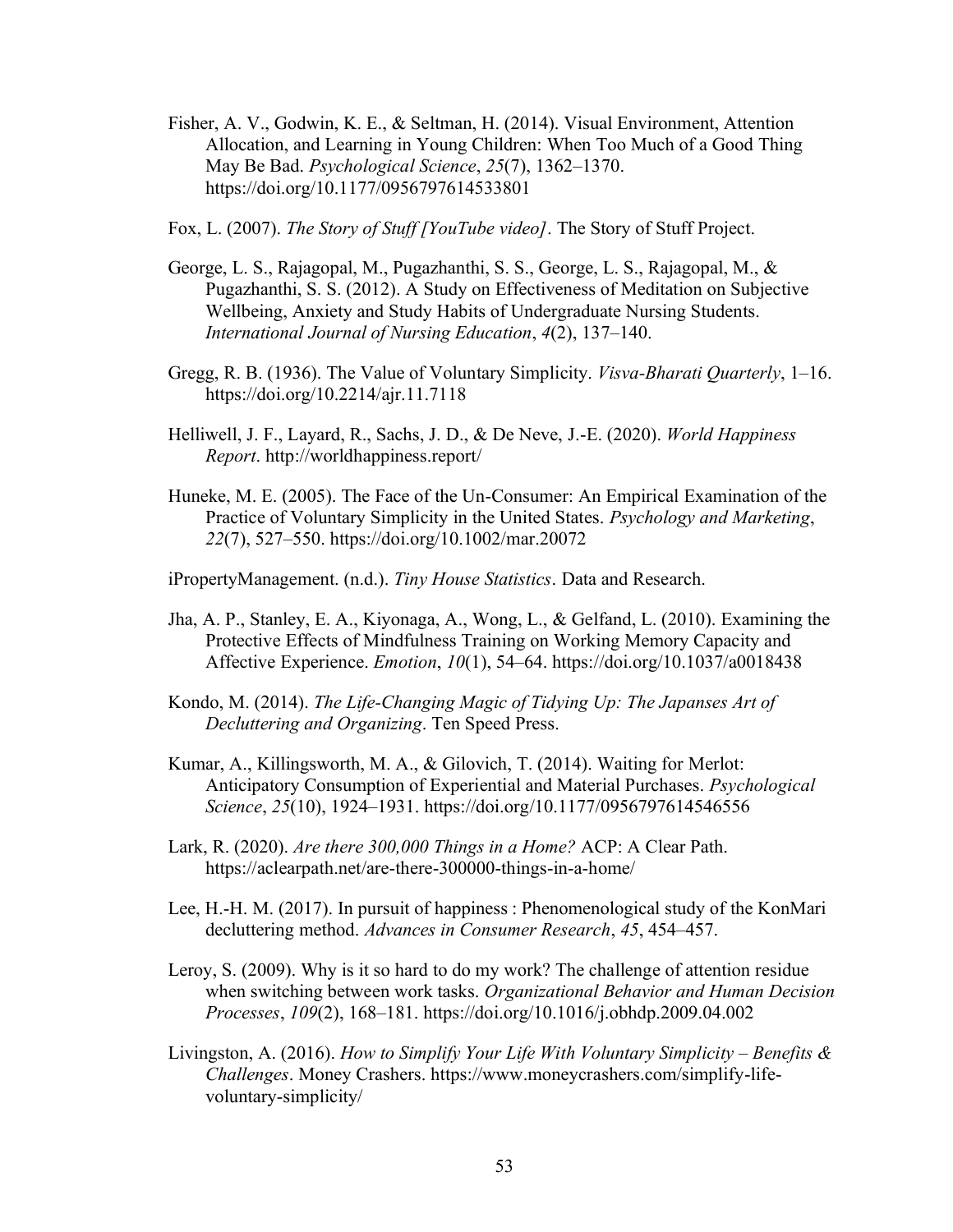Fisher, A. V., Godwin, K. E., & Seltman, H. (2014). Visual Environment, Attention Allocation, and Learning in Young Children: When Too Much of a Good Thing May Be Bad. *Psychological Science*, *25*(7), 1362–1370. https://doi.org/10.1177/0956797614533801

Fox, L. (2007). *The Story of Stuff [YouTube video]*. The Story of Stuff Project.

George, L. S., Rajagopal, M., Pugazhanthi, S. S., George, L. S., Rajagopal, M., & Pugazhanthi, S. S. (2012). A Study on Effectiveness of Meditation on Subjective Wellbeing, Anxiety and Study Habits of Undergraduate Nursing Students. *International Journal of Nursing Education*, *4*(2), 137–140.

Gregg, R. B. (1936). The Value of Voluntary Simplicity. *Visva-Bharati Quarterly*, 1–16. https://doi.org/10.2214/ajr.11.7118

Helliwell, J. F., Layard, R., Sachs, J. D., & De Neve, J.-E. (2020). *World Happiness Report*. http://worldhappiness.report/

Huneke, M. E. (2005). The Face of the Un-Consumer: An Empirical Examination of the Practice of Voluntary Simplicity in the United States. *Psychology and Marketing*, *22*(7), 527–550. https://doi.org/10.1002/mar.20072

iPropertyManagement. (n.d.). *Tiny House Statistics*. Data and Research.

Jha, A. P., Stanley, E. A., Kiyonaga, A., Wong, L., & Gelfand, L. (2010). Examining the Protective Effects of Mindfulness Training on Working Memory Capacity and Affective Experience. *Emotion*, *10*(1), 54–64. https://doi.org/10.1037/a0018438

Kondo, M. (2014). *The Life-Changing Magic of Tidying Up: The Japanses Art of Decluttering and Organizing*. Ten Speed Press.

Kumar, A., Killingsworth, M. A., & Gilovich, T. (2014). Waiting for Merlot: Anticipatory Consumption of Experiential and Material Purchases. *Psychological Science*, *25*(10), 1924–1931. https://doi.org/10.1177/0956797614546556

Lark, R. (2020). *Are there 300,000 Things in a Home?* ACP: A Clear Path. https://aclearpath.net/are-there-300000-things-in-a-home/

Lee, H.-H. M. (2017). In pursuit of happiness : Phenomenological study of the KonMari decluttering method. *Advances in Consumer Research*, *45*, 454–457.

Leroy, S. (2009). Why is it so hard to do my work? The challenge of attention residue when switching between work tasks. *Organizational Behavior and Human Decision Processes*, *109*(2), 168–181. https://doi.org/10.1016/j.obhdp.2009.04.002

Livingston, A. (2016). *How to Simplify Your Life With Voluntary Simplicity – Benefits & Challenges*. Money Crashers. https://www.moneycrashers.com/simplify-life-voluntary-simplicity/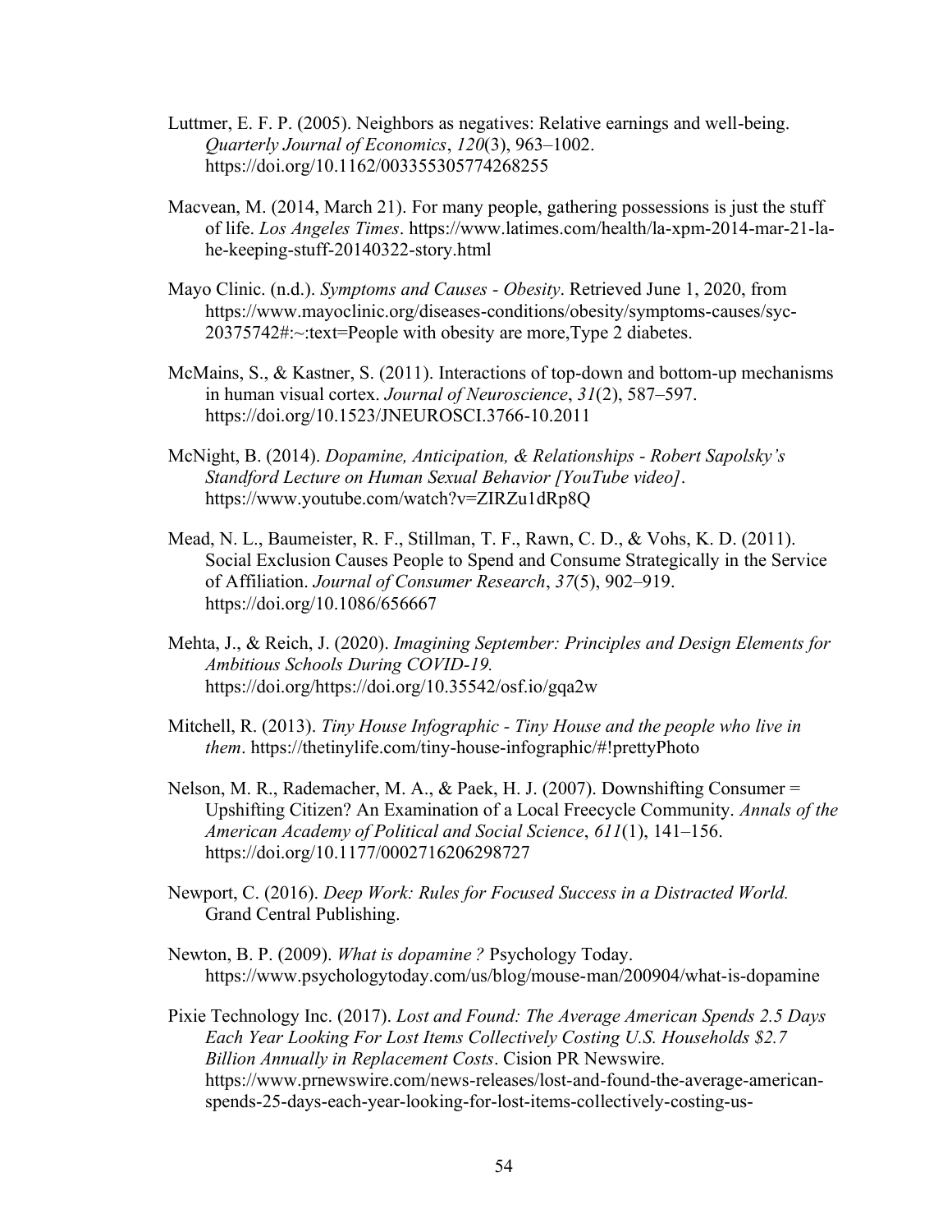Luttmer, E. F. P. (2005). Neighbors as negatives: Relative earnings and well-being. *Quarterly Journal of Economics*, *120*(3), 963–1002. https://doi.org/10.1162/003355305774268255

Macvean, M. (2014, March 21). For many people, gathering possessions is just the stuff of life. *Los Angeles Times*. https://www.latimes.com/health/la-xpm-2014-mar-21-la-he-keeping-stuff-20140322-story.html

Mayo Clinic. (n.d.). *Symptoms and Causes - Obesity*. Retrieved June 1, 2020, from https://www.mayoclinic.org/diseases-conditions/obesity/symptoms-causes/syc-20375742#:~:text=People with obesity are more,Type 2 diabetes.

McMains, S., & Kastner, S. (2011). Interactions of top-down and bottom-up mechanisms in human visual cortex. *Journal of Neuroscience*, *31*(2), 587–597. https://doi.org/10.1523/JNEUROSCI.3766-10.2011

McNight, B. (2014). *Dopamine, Anticipation, & Relationships - Robert Sapolsky's Standford Lecture on Human Sexual Behavior [YouTube video]*. https://www.youtube.com/watch?v=ZIRZu1dRp8Q

Mead, N. L., Baumeister, R. F., Stillman, T. F., Rawn, C. D., & Vohs, K. D. (2011). Social Exclusion Causes People to Spend and Consume Strategically in the Service of Affiliation. *Journal of Consumer Research*, *37*(5), 902–919. https://doi.org/10.1086/656667

Mehta, J., & Reich, J. (2020). *Imagining September: Principles and Design Elements for Ambitious Schools During COVID-19.* https://doi.org/https://doi.org/10.35542/osf.io/gqa2w

Mitchell, R. (2013). *Tiny House Infographic - Tiny House and the people who live in them*. https://thetinylife.com/tiny-house-infographic/#!prettyPhoto

Nelson, M. R., Rademacher, M. A., & Paek, H. J. (2007). Downshifting Consumer = Upshifting Citizen? An Examination of a Local Freecycle Community. *Annals of the American Academy of Political and Social Science*, *611*(1), 141–156. https://doi.org/10.1177/0002716206298727

Newport, C. (2016). *Deep Work: Rules for Focused Success in a Distracted World.* Grand Central Publishing.

Newton, B. P. (2009). *What is dopamine ?* Psychology Today. https://www.psychologytoday.com/us/blog/mouse-man/200904/what-is-dopamine

Pixie Technology Inc. (2017). *Lost and Found: The Average American Spends 2.5 Days Each Year Looking For Lost Items Collectively Costing U.S. Households $2.7 Billion Annually in Replacement Costs*. Cision PR Newswire. https://www.prnewswire.com/news-releases/lost-and-found-the-average-american-spends-25-days-each-year-looking-for-lost-items-collectively-costing-us-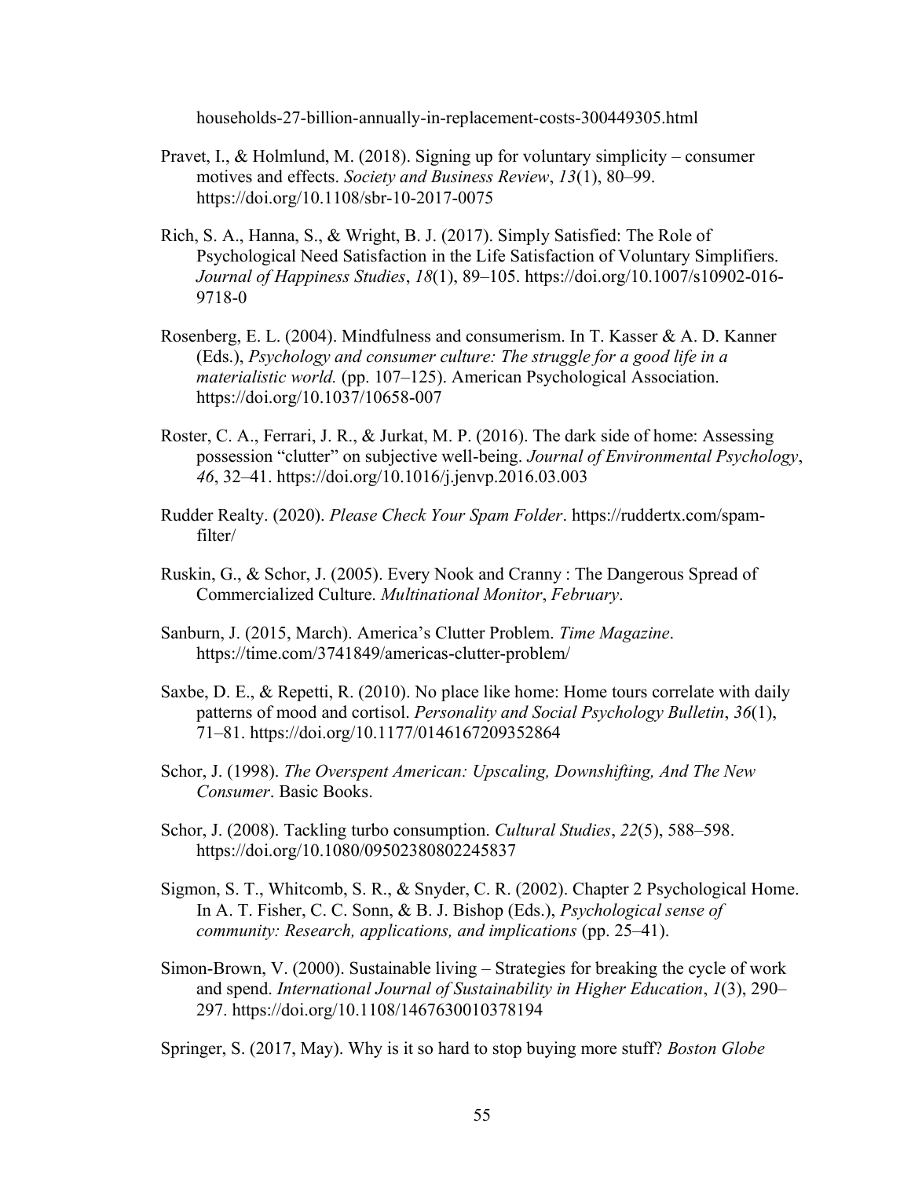households-27-billion-annually-in-replacement-costs-300449305.html

Pravet, I., & Holmlund, M. (2018). Signing up for voluntary simplicity – consumer motives and effects. *Society and Business Review*, *13*(1), 80–99. https://doi.org/10.1108/sbr-10-2017-0075

Rich, S. A., Hanna, S., & Wright, B. J. (2017). Simply Satisfied: The Role of Psychological Need Satisfaction in the Life Satisfaction of Voluntary Simplifiers. *Journal of Happiness Studies*, *18*(1), 89–105. https://doi.org/10.1007/s10902-016-9718-0

Rosenberg, E. L. (2004). Mindfulness and consumerism. In T. Kasser & A. D. Kanner (Eds.), *Psychology and consumer culture: The struggle for a good life in a materialistic world.* (pp. 107–125). American Psychological Association. https://doi.org/10.1037/10658-007

Roster, C. A., Ferrari, J. R., & Jurkat, M. P. (2016). The dark side of home: Assessing possession "clutter" on subjective well-being. *Journal of Environmental Psychology*, *46*, 32–41. https://doi.org/10.1016/j.jenvp.2016.03.003

Rudder Realty. (2020). *Please Check Your Spam Folder*. https://ruddertx.com/spam-filter/

Ruskin, G., & Schor, J. (2005). Every Nook and Cranny : The Dangerous Spread of Commercialized Culture. *Multinational Monitor*, *February*.

Sanburn, J. (2015, March). America's Clutter Problem. *Time Magazine*. https://time.com/3741849/americas-clutter-problem/

Saxbe, D. E., & Repetti, R. (2010). No place like home: Home tours correlate with daily patterns of mood and cortisol. *Personality and Social Psychology Bulletin*, *36*(1), 71–81. https://doi.org/10.1177/0146167209352864

Schor, J. (1998). *The Overspent American: Upscaling, Downshifting, And The New Consumer*. Basic Books.

Schor, J. (2008). Tackling turbo consumption. *Cultural Studies*, *22*(5), 588–598. https://doi.org/10.1080/09502380802245837

Sigmon, S. T., Whitcomb, S. R., & Snyder, C. R. (2002). Chapter 2 Psychological Home. In A. T. Fisher, C. C. Sonn, & B. J. Bishop (Eds.), *Psychological sense of community: Research, applications, and implications* (pp. 25–41).

Simon-Brown, V. (2000). Sustainable living – Strategies for breaking the cycle of work and spend. *International Journal of Sustainability in Higher Education*, *1*(3), 290–297. https://doi.org/10.1108/1467630010378194

Springer, S. (2017, May). Why is it so hard to stop buying more stuff? *Boston Globe*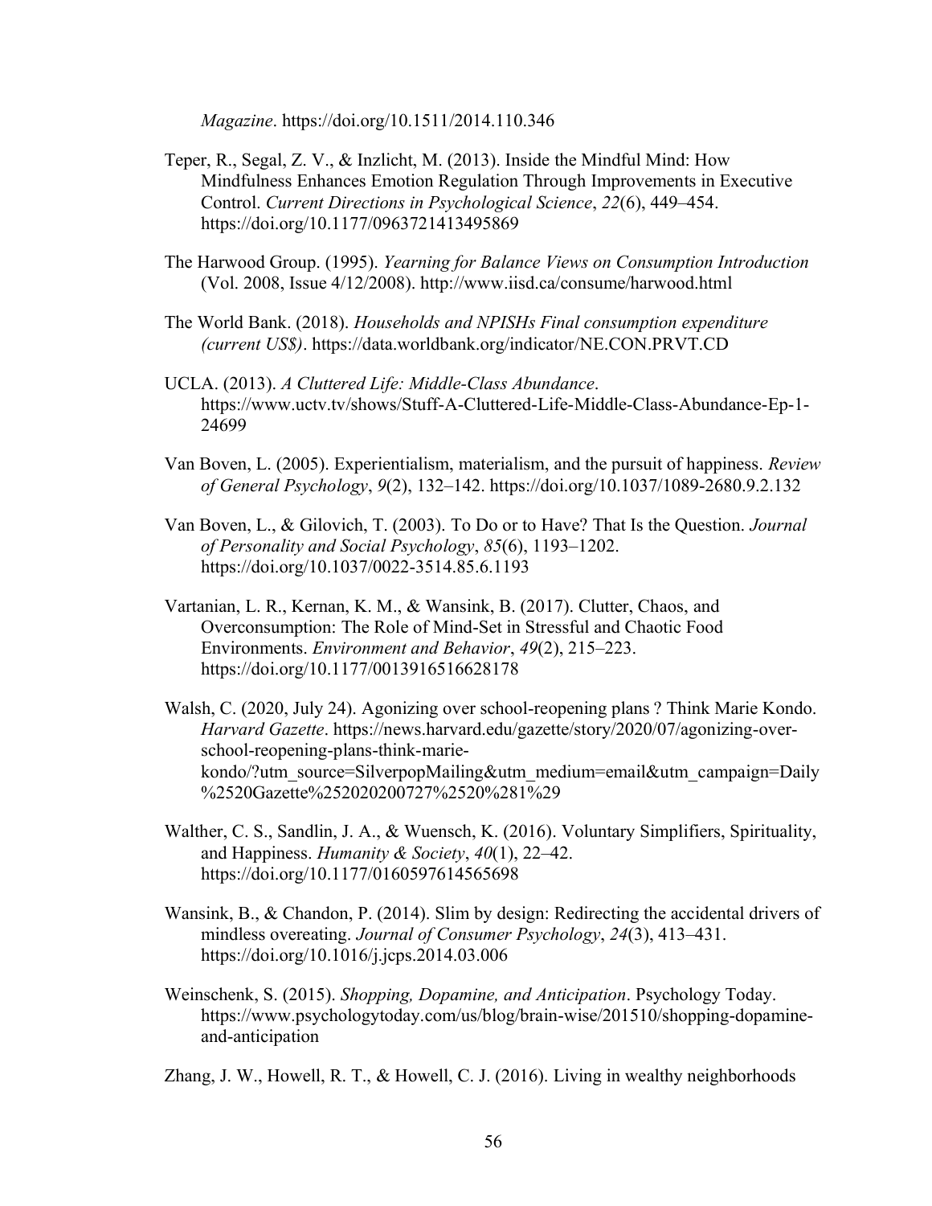*Magazine*. https://doi.org/10.1511/2014.110.346

Teper, R., Segal, Z. V., & Inzlicht, M. (2013). Inside the Mindful Mind: How Mindfulness Enhances Emotion Regulation Through Improvements in Executive Control. *Current Directions in Psychological Science*, *22*(6), 449–454. https://doi.org/10.1177/0963721413495869

The Harwood Group. (1995). *Yearning for Balance Views on Consumption Introduction* (Vol. 2008, Issue 4/12/2008). http://www.iisd.ca/consume/harwood.html

The World Bank. (2018). *Households and NPISHs Final consumption expenditure (current US$)*. https://data.worldbank.org/indicator/NE.CON.PRVT.CD

UCLA. (2013). *A Cluttered Life: Middle-Class Abundance*. https://www.uctv.tv/shows/Stuff-A-Cluttered-Life-Middle-Class-Abundance-Ep-1-24699

Van Boven, L. (2005). Experientialism, materialism, and the pursuit of happiness. *Review of General Psychology*, *9*(2), 132–142. https://doi.org/10.1037/1089-2680.9.2.132

Van Boven, L., & Gilovich, T. (2003). To Do or to Have? That Is the Question. *Journal of Personality and Social Psychology*, *85*(6), 1193–1202. https://doi.org/10.1037/0022-3514.85.6.1193

Vartanian, L. R., Kernan, K. M., & Wansink, B. (2017). Clutter, Chaos, and Overconsumption: The Role of Mind-Set in Stressful and Chaotic Food Environments. *Environment and Behavior*, *49*(2), 215–223. https://doi.org/10.1177/0013916516628178

Walsh, C. (2020, July 24). Agonizing over school-reopening plans ? Think Marie Kondo. *Harvard Gazette*. https://news.harvard.edu/gazette/story/2020/07/agonizing-over-school-reopening-plans-think-marie-kondo/?utm_source=SilverpopMailing&utm_medium=email&utm_campaign=Daily%2520Gazette%252020200727%2520%281%29

Walther, C. S., Sandlin, J. A., & Wuensch, K. (2016). Voluntary Simplifiers, Spirituality, and Happiness. *Humanity & Society*, *40*(1), 22–42. https://doi.org/10.1177/0160597614565698

Wansink, B., & Chandon, P. (2014). Slim by design: Redirecting the accidental drivers of mindless overeating. *Journal of Consumer Psychology*, *24*(3), 413–431. https://doi.org/10.1016/j.jcps.2014.03.006

Weinschenk, S. (2015). *Shopping, Dopamine, and Anticipation*. Psychology Today. https://www.psychologytoday.com/us/blog/brain-wise/201510/shopping-dopamine-and-anticipation

Zhang, J. W., Howell, R. T., & Howell, C. J. (2016). Living in wealthy neighborhoods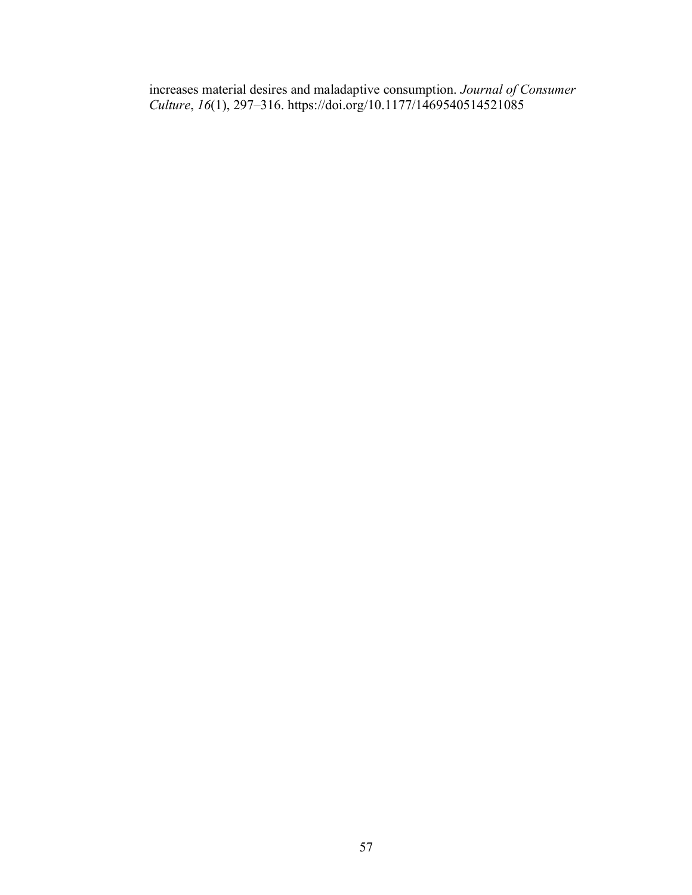increases material desires and maladaptive consumption. *Journal of Consumer Culture*, *16*(1), 297–316. https://doi.org/10.1177/1469540514521085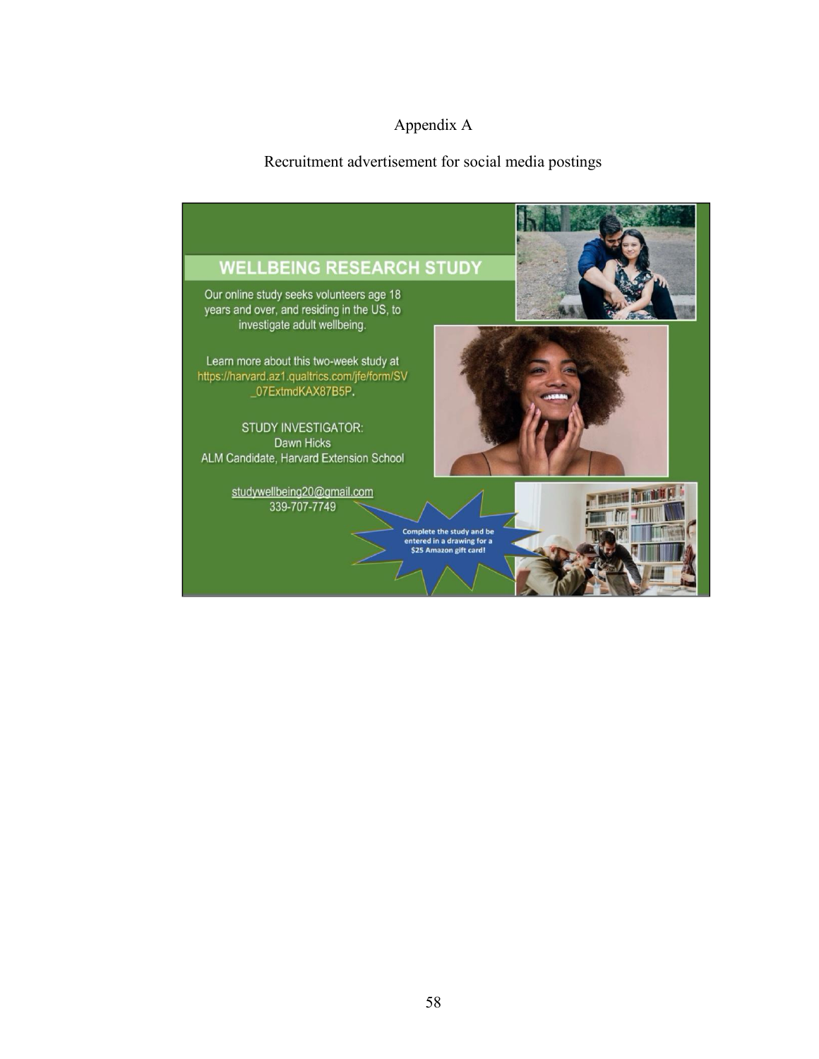# Appendix A

## Recruitment advertisement for social media postings

**WELLBEING RESEARCH STUDY**

Our online study seeks volunteers age 18 years and over, and residing in the US, to investigate adult wellbeing.

Learn more about this two-week study at https://harvard.az1.qualtrics.com/jfe/form/SV_07ExtmdKAX87B5P.

STUDY INVESTIGATOR:
Dawn Hicks
ALM Candidate, Harvard Extension School

studywellbeing20@gmail.com
339-707-7749

Complete the study and be entered in a drawing for a $25 Amazon gift card!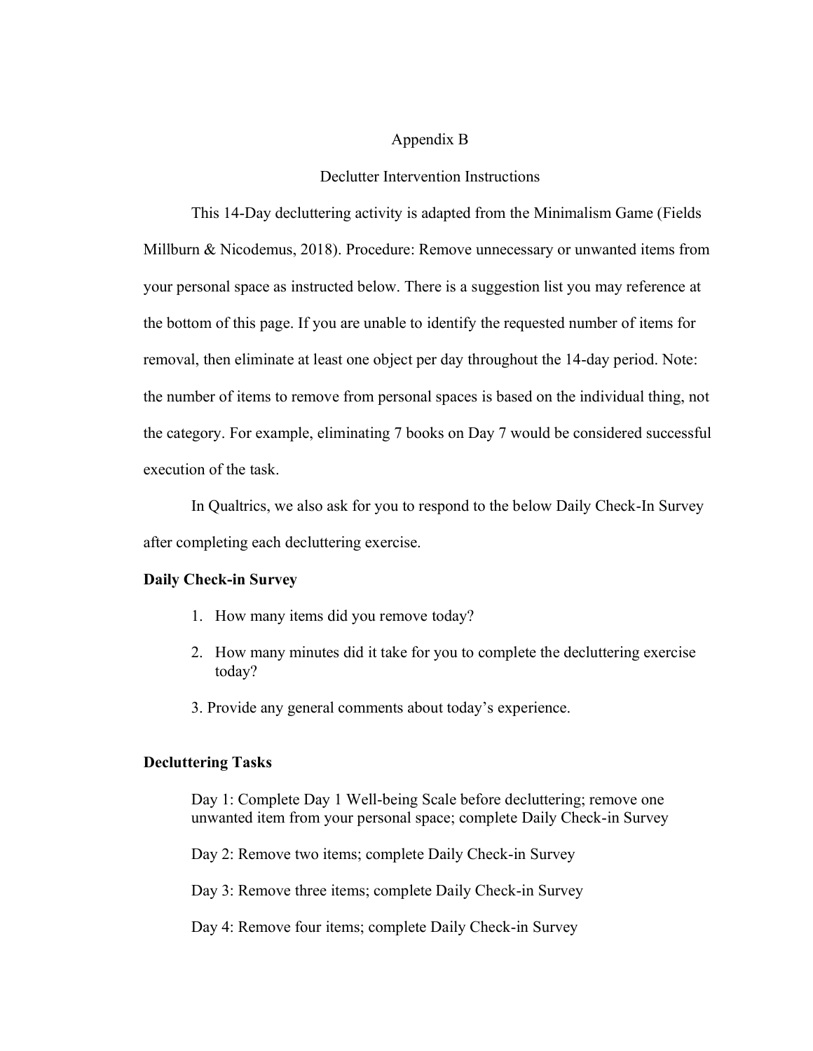Appendix B

Declutter Intervention Instructions

This 14-Day decluttering activity is adapted from the Minimalism Game (Fields Millburn & Nicodemus, 2018). Procedure: Remove unnecessary or unwanted items from your personal space as instructed below. There is a suggestion list you may reference at the bottom of this page. If you are unable to identify the requested number of items for removal, then eliminate at least one object per day throughout the 14-day period. Note: the number of items to remove from personal spaces is based on the individual thing, not the category. For example, eliminating 7 books on Day 7 would be considered successful execution of the task.

In Qualtrics, we also ask for you to respond to the below Daily Check-In Survey after completing each decluttering exercise.

**Daily Check-in Survey**

1. How many items did you remove today?
2. How many minutes did it take for you to complete the decluttering exercise today?
3. Provide any general comments about today's experience.

**Decluttering Tasks**

Day 1: Complete Day 1 Well-being Scale before decluttering; remove one unwanted item from your personal space; complete Daily Check-in Survey

Day 2: Remove two items; complete Daily Check-in Survey

Day 3: Remove three items; complete Daily Check-in Survey

Day 4: Remove four items; complete Daily Check-in Survey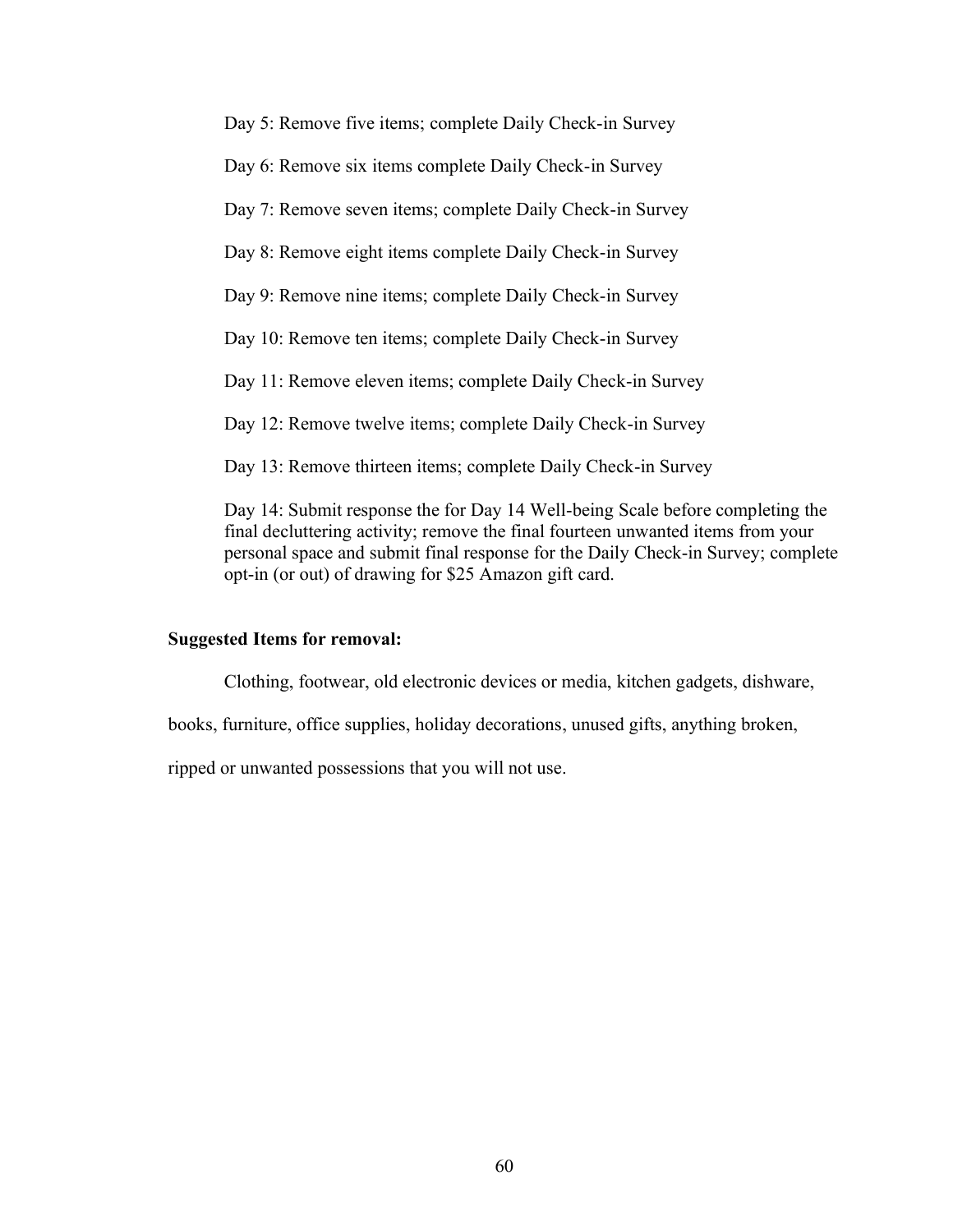Day 5: Remove five items; complete Daily Check-in Survey

Day 6: Remove six items complete Daily Check-in Survey

Day 7: Remove seven items; complete Daily Check-in Survey

Day 8: Remove eight items complete Daily Check-in Survey

Day 9: Remove nine items; complete Daily Check-in Survey

Day 10: Remove ten items; complete Daily Check-in Survey

Day 11: Remove eleven items; complete Daily Check-in Survey

Day 12: Remove twelve items; complete Daily Check-in Survey

Day 13: Remove thirteen items; complete Daily Check-in Survey

Day 14: Submit response the for Day 14 Well-being Scale before completing the final decluttering activity; remove the final fourteen unwanted items from your personal space and submit final response for the Daily Check-in Survey; complete opt-in (or out) of drawing for $25 Amazon gift card.

**Suggested Items for removal:**

Clothing, footwear, old electronic devices or media, kitchen gadgets, dishware, books, furniture, office supplies, holiday decorations, unused gifts, anything broken, ripped or unwanted possessions that you will not use.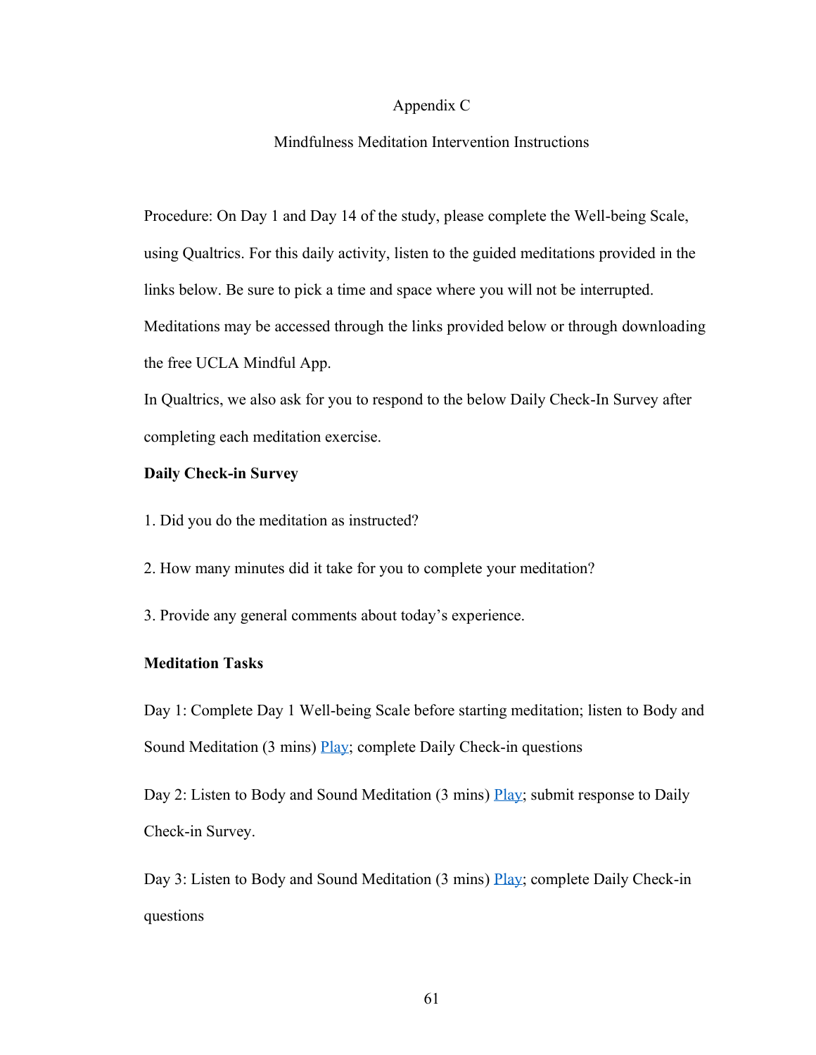# Appendix C

## Mindfulness Meditation Intervention Instructions

Procedure: On Day 1 and Day 14 of the study, please complete the Well-being Scale, using Qualtrics. For this daily activity, listen to the guided meditations provided in the links below. Be sure to pick a time and space where you will not be interrupted. Meditations may be accessed through the links provided below or through downloading the free UCLA Mindful App.

In Qualtrics, we also ask for you to respond to the below Daily Check-In Survey after completing each meditation exercise.

**Daily Check-in Survey**

1. Did you do the meditation as instructed?

2. How many minutes did it take for you to complete your meditation?

3. Provide any general comments about today's experience.

**Meditation Tasks**

Day 1: Complete Day 1 Well-being Scale before starting meditation; listen to Body and Sound Meditation (3 mins) Play; complete Daily Check-in questions

Day 2: Listen to Body and Sound Meditation (3 mins) Play; submit response to Daily Check-in Survey.

Day 3: Listen to Body and Sound Meditation (3 mins) Play; complete Daily Check-in questions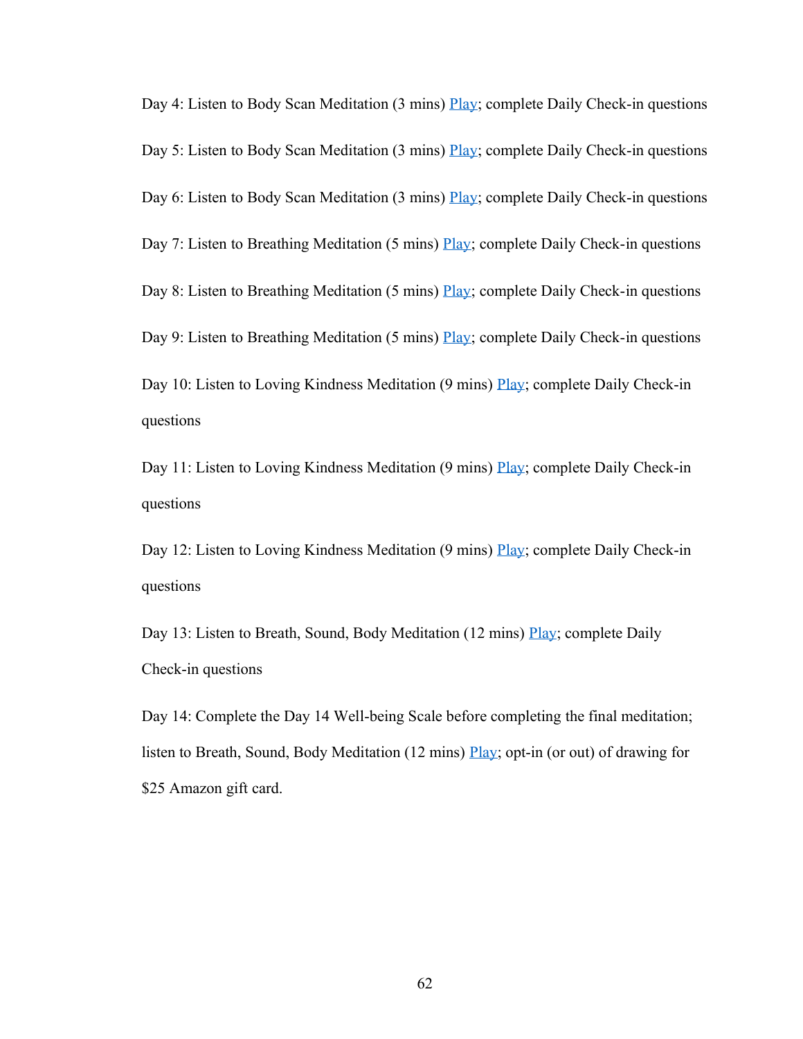Day 4: Listen to Body Scan Meditation (3 mins) Play; complete Daily Check-in questions

Day 5: Listen to Body Scan Meditation (3 mins) Play; complete Daily Check-in questions

Day 6: Listen to Body Scan Meditation (3 mins) Play; complete Daily Check-in questions

Day 7: Listen to Breathing Meditation (5 mins) Play; complete Daily Check-in questions

Day 8: Listen to Breathing Meditation (5 mins) Play; complete Daily Check-in questions

Day 9: Listen to Breathing Meditation (5 mins) Play; complete Daily Check-in questions

Day 10: Listen to Loving Kindness Meditation (9 mins) Play; complete Daily Check-in questions

Day 11: Listen to Loving Kindness Meditation (9 mins) Play; complete Daily Check-in questions

Day 12: Listen to Loving Kindness Meditation (9 mins) Play; complete Daily Check-in questions

Day 13: Listen to Breath, Sound, Body Meditation (12 mins) Play; complete Daily Check-in questions

Day 14: Complete the Day 14 Well-being Scale before completing the final meditation; listen to Breath, Sound, Body Meditation (12 mins) Play; opt-in (or out) of drawing for $25 Amazon gift card.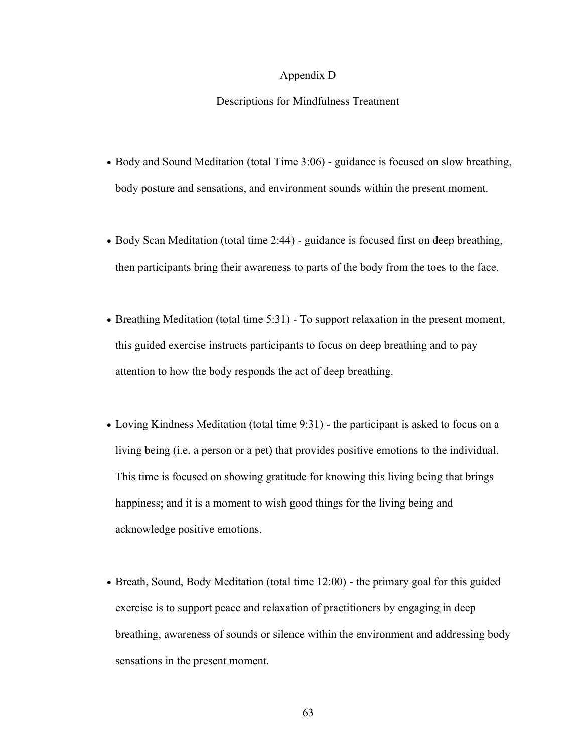# Appendix D

## Descriptions for Mindfulness Treatment

- Body and Sound Meditation (total Time 3:06) - guidance is focused on slow breathing, body posture and sensations, and environment sounds within the present moment.
- Body Scan Meditation (total time 2:44) - guidance is focused first on deep breathing, then participants bring their awareness to parts of the body from the toes to the face.
- Breathing Meditation (total time 5:31) - To support relaxation in the present moment, this guided exercise instructs participants to focus on deep breathing and to pay attention to how the body responds the act of deep breathing.
- Loving Kindness Meditation (total time 9:31) - the participant is asked to focus on a living being (i.e. a person or a pet) that provides positive emotions to the individual. This time is focused on showing gratitude for knowing this living being that brings happiness; and it is a moment to wish good things for the living being and acknowledge positive emotions.
- Breath, Sound, Body Meditation (total time 12:00) - the primary goal for this guided exercise is to support peace and relaxation of practitioners by engaging in deep breathing, awareness of sounds or silence within the environment and addressing body sensations in the present moment.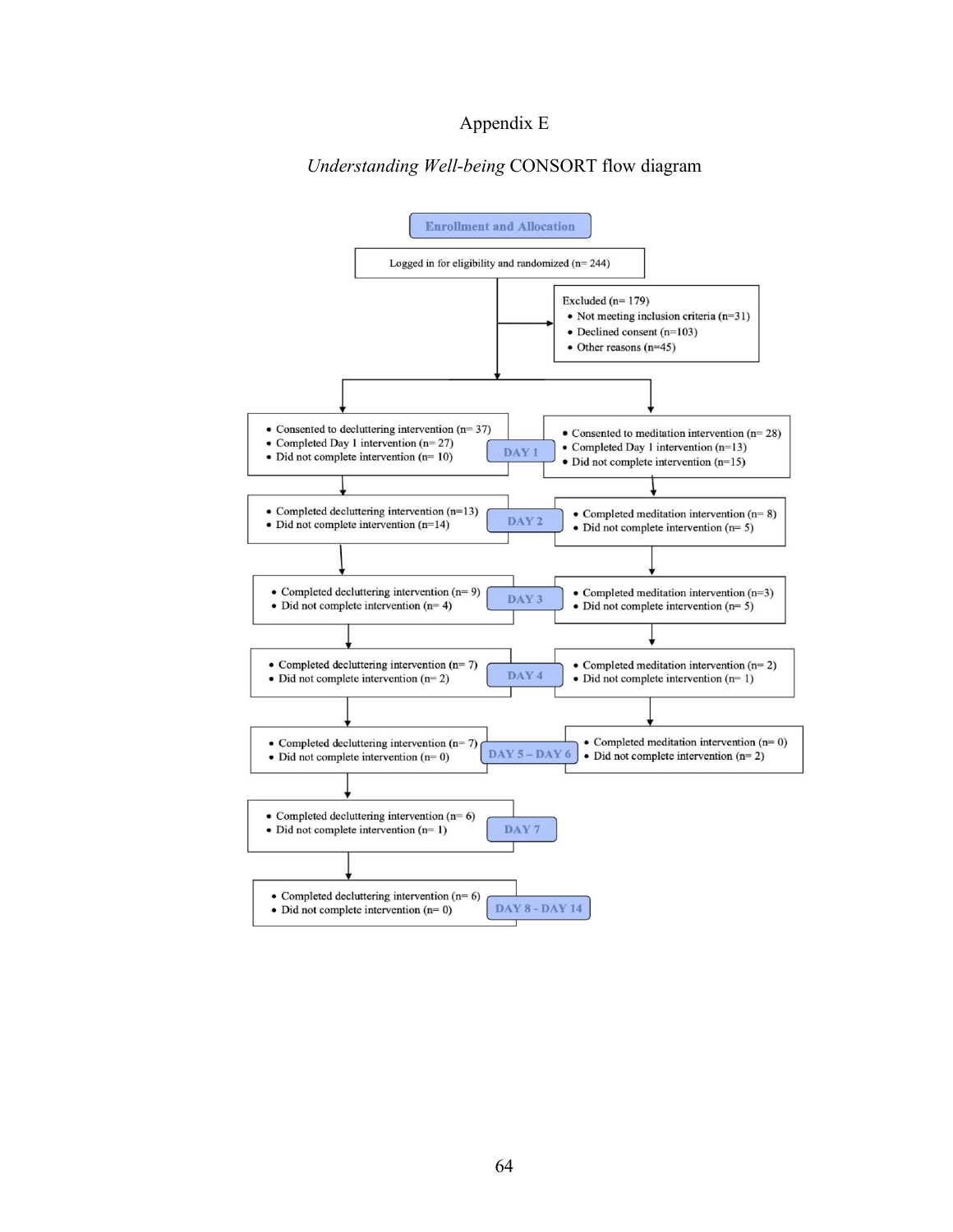# Appendix E

*Understanding Well-being* CONSORT flow diagram

Enrollment and Allocation

Logged in for eligibility and randomized (n= 244)

Excluded (n= 179)
- Not meeting inclusion criteria (n=31)
- Declined consent (n=103)
- Other reasons (n=45)

DAY 1

- Consented to decluttering intervention (n= 37)
- Completed Day 1 intervention (n= 27)
- Did not complete intervention (n= 10)

- Consented to meditation intervention (n= 28)
- Completed Day 1 intervention (n=13)
- Did not complete intervention (n=15)

DAY 2

- Completed decluttering intervention (n=13)
- Did not complete intervention (n=14)

- Completed meditation intervention (n= 8)
- Did not complete intervention (n= 5)

DAY 3

- Completed decluttering intervention (n= 9)
- Did not complete intervention (n= 4)

- Completed meditation intervention (n=3)
- Did not complete intervention (n= 5)

DAY 4

- Completed decluttering intervention (n= 7)
- Did not complete intervention (n= 2)

- Completed meditation intervention (n= 2)
- Did not complete intervention (n= 1)

DAY 5 – DAY 6

- Completed decluttering intervention (n= 7)
- Did not complete intervention (n= 0)

- Completed meditation intervention (n= 0)
- Did not complete intervention (n= 2)

DAY 7

- Completed decluttering intervention (n= 6)
- Did not complete intervention (n= 1)

DAY 8 - DAY 14

- Completed decluttering intervention (n= 6)
- Did not complete intervention (n= 0)